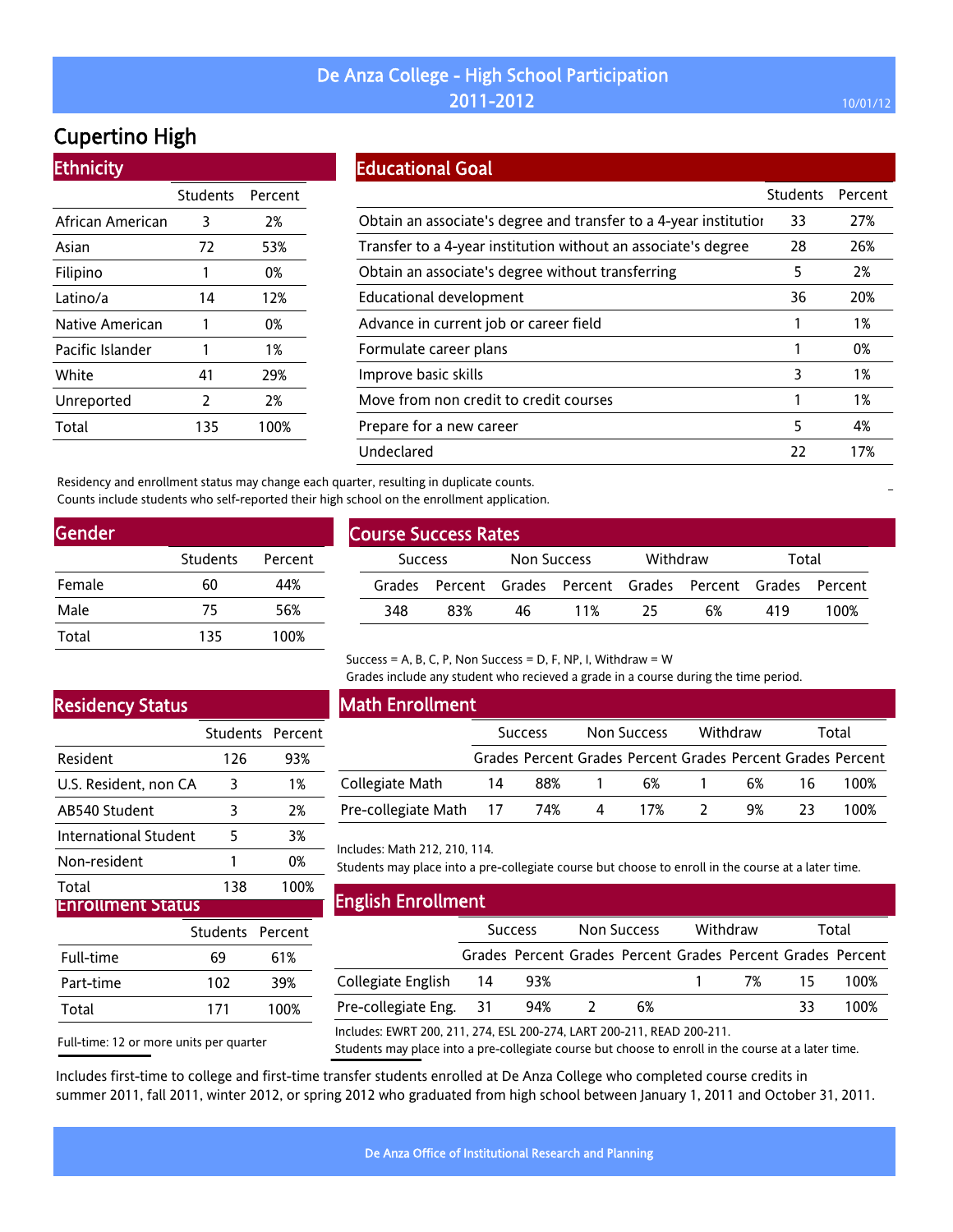# De Anza College - High School Participation 2011-2012

## Cupertino High

### Ethnicity

| | Students | Percent |
|---|---|---|
| African American | 3 | 2% |
| Asian | 72 | 53% |
| Filipino | 1 | 0% |
| Latino/a | 14 | 12% |
| Native American | 1 | 0% |
| Pacific Islander | 1 | 1% |
| White | 41 | 29% |
| Unreported | 2 | 2% |
| Total | 135 | 100% |

### Educational Goal

| | Students | Percent |
|---|---|---|
| Obtain an associate's degree and transfer to a 4-year institution | 33 | 27% |
| Transfer to a 4-year institution without an associate's degree | 28 | 26% |
| Obtain an associate's degree without transferring | 5 | 2% |
| Educational development | 36 | 20% |
| Advance in current job or career field | 1 | 1% |
| Formulate career plans | 1 | 0% |
| Improve basic skills | 3 | 1% |
| Move from non credit to credit courses | 1 | 1% |
| Prepare for a new career | 5 | 4% |
| Undeclared | 22 | 17% |

Residency and enrollment status may change each quarter, resulting in duplicate counts.
Counts include students who self-reported their high school on the enrollment application.

### Gender

| | Students | Percent |
|---|---|---|
| Female | 60 | 44% |
| Male | 75 | 56% |
| Total | 135 | 100% |

### Course Success Rates

| Success | | Non Success | | Withdraw | | Total | |
|---|---|---|---|---|---|---|---|
| Grades | Percent | Grades | Percent | Grades | Percent | Grades | Percent |
| 348 | 83% | 46 | 11% | 25 | 6% | 419 | 100% |

Success = A, B, C, P, Non Success = D, F, NP, I, Withdraw = W
Grades include any student who recieved a grade in a course during the time period.

### Residency Status

| | Students | Percent |
|---|---|---|
| Resident | 126 | 93% |
| U.S. Resident, non CA | 3 | 1% |
| AB540 Student | 3 | 2% |
| International Student | 5 | 3% |
| Non-resident | 1 | 0% |
| Total | 138 | 100% |

### Math Enrollment

| | Success | | Non Success | | Withdraw | | Total | |
|---|---|---|---|---|---|---|---|---|
| | Grades | Percent | Grades | Percent | Grades | Percent | Grades | Percent |
| Collegiate Math | 14 | 88% | 1 | 6% | 1 | 6% | 16 | 100% |
| Pre-collegiate Math | 17 | 74% | 4 | 17% | 2 | 9% | 23 | 100% |

Includes: Math 212, 210, 114.
Students may place into a pre-collegiate course but choose to enroll in the course at a later time.

### Enrollment Status

| | Students | Percent |
|---|---|---|
| Full-time | 69 | 61% |
| Part-time | 102 | 39% |
| Total | 171 | 100% |

Full-time: 12 or more units per quarter

### English Enrollment

| | Success | | Non Success | | Withdraw | | Total | |
|---|---|---|---|---|---|---|---|---|
| | Grades | Percent | Grades | Percent | Grades | Percent | Grades | Percent |
| Collegiate English | 14 | 93% | | | 1 | 7% | 15 | 100% |
| Pre-collegiate Eng. | 31 | 94% | 2 | 6% | | | 33 | 100% |

Includes: EWRT 200, 211, 274, ESL 200-274, LART 200-211, READ 200-211.
Students may place into a pre-collegiate course but choose to enroll in the course at a later time.

Includes first-time to college and first-time transfer students enrolled at De Anza College who completed course credits in summer 2011, fall 2011, winter 2012, or spring 2012 who graduated from high school between January 1, 2011 and October 31, 2011.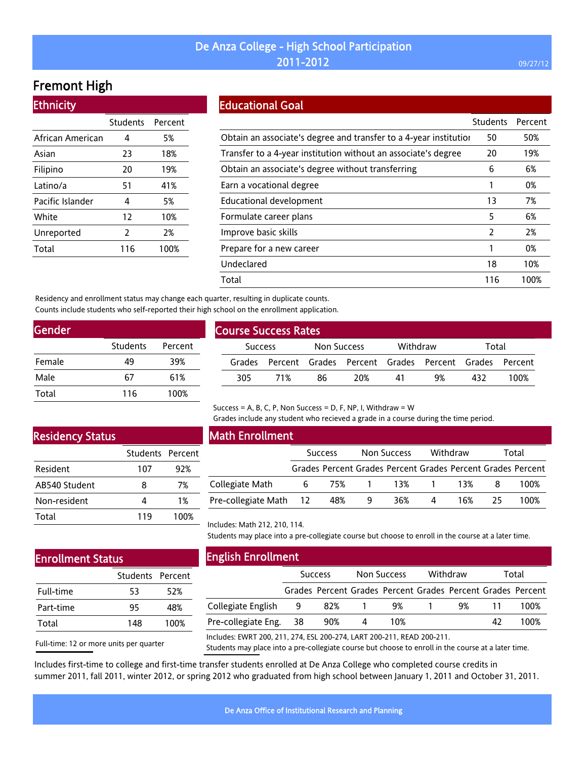# De Anza College - High School Participation 2011-2012

## Fremont High

### Ethnicity

| | Students | Percent |
|---|---|---|
| African American | 4 | 5% |
| Asian | 23 | 18% |
| Filipino | 20 | 19% |
| Latino/a | 51 | 41% |
| Pacific Islander | 4 | 5% |
| White | 12 | 10% |
| Unreported | 2 | 2% |
| Total | 116 | 100% |

### Educational Goal

| | Students | Percent |
|---|---|---|
| Obtain an associate's degree and transfer to a 4-year institution | 50 | 50% |
| Transfer to a 4-year institution without an associate's degree | 20 | 19% |
| Obtain an associate's degree without transferring | 6 | 6% |
| Earn a vocational degree | 1 | 0% |
| Educational development | 13 | 7% |
| Formulate career plans | 5 | 6% |
| Improve basic skills | 2 | 2% |
| Prepare for a new career | 1 | 0% |
| Undeclared | 18 | 10% |
| Total | 116 | 100% |

Residency and enrollment status may change each quarter, resulting in duplicate counts.
Counts include students who self-reported their high school on the enrollment application.

### Gender

| | Students | Percent |
|---|---|---|
| Female | 49 | 39% |
| Male | 67 | 61% |
| Total | 116 | 100% |

### Course Success Rates

| Success | | Non Success | | Withdraw | | Total | |
|---|---|---|---|---|---|---|---|
| Grades | Percent | Grades | Percent | Grades | Percent | Grades | Percent |
| 305 | 71% | 86 | 20% | 41 | 9% | 432 | 100% |

Success = A, B, C, P, Non Success = D, F, NP, I, Withdraw = W
Grades include any student who recieved a grade in a course during the time period.

### Residency Status

| | Students | Percent |
|---|---|---|
| Resident | 107 | 92% |
| AB540 Student | 8 | 7% |
| Non-resident | 4 | 1% |
| Total | 119 | 100% |

### Math Enrollment

| | Success | | Non Success | | Withdraw | | Total | |
|---|---|---|---|---|---|---|---|---|
| | Grades | Percent | Grades | Percent | Grades | Percent | Grades | Percent |
| Collegiate Math | 6 | 75% | 1 | 13% | 1 | 13% | 8 | 100% |
| Pre-collegiate Math | 12 | 48% | 9 | 36% | 4 | 16% | 25 | 100% |

Includes: Math 212, 210, 114.
Students may place into a pre-collegiate course but choose to enroll in the course at a later time.

### Enrollment Status

| | Students | Percent |
|---|---|---|
| Full-time | 53 | 52% |
| Part-time | 95 | 48% |
| Total | 148 | 100% |

Full-time: 12 or more units per quarter

### English Enrollment

| | Success | | Non Success | | Withdraw | | Total | |
|---|---|---|---|---|---|---|---|---|
| | Grades | Percent | Grades | Percent | Grades | Percent | Grades | Percent |
| Collegiate English | 9 | 82% | 1 | 9% | 1 | 9% | 11 | 100% |
| Pre-collegiate Eng. | 38 | 90% | 4 | 10% | | | 42 | 100% |

Includes: EWRT 200, 211, 274, ESL 200-274, LART 200-211, READ 200-211.
Students may place into a pre-collegiate course but choose to enroll in the course at a later time.

Includes first-time to college and first-time transfer students enrolled at De Anza College who completed course credits in summer 2011, fall 2011, winter 2012, or spring 2012 who graduated from high school between January 1, 2011 and October 31, 2011.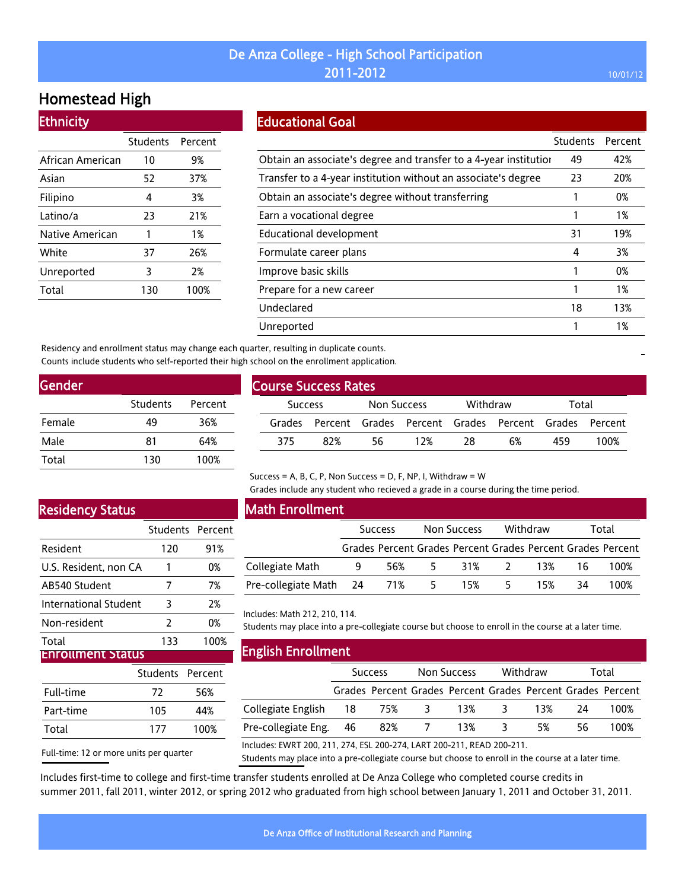# De Anza College - High School Participation 2011-2012

## Homestead High

### Ethnicity

| | Students | Percent |
|---|---|---|
| African American | 10 | 9% |
| Asian | 52 | 37% |
| Filipino | 4 | 3% |
| Latino/a | 23 | 21% |
| Native American | 1 | 1% |
| White | 37 | 26% |
| Unreported | 3 | 2% |
| Total | 130 | 100% |

### Educational Goal

| | Students | Percent |
|---|---|---|
| Obtain an associate's degree and transfer to a 4-year institution | 49 | 42% |
| Transfer to a 4-year institution without an associate's degree | 23 | 20% |
| Obtain an associate's degree without transferring | 1 | 0% |
| Earn a vocational degree | 1 | 1% |
| Educational development | 31 | 19% |
| Formulate career plans | 4 | 3% |
| Improve basic skills | 1 | 0% |
| Prepare for a new career | 1 | 1% |
| Undeclared | 18 | 13% |
| Unreported | 1 | 1% |

Residency and enrollment status may change each quarter, resulting in duplicate counts.
Counts include students who self-reported their high school on the enrollment application.

### Gender

| | Students | Percent |
|---|---|---|
| Female | 49 | 36% |
| Male | 81 | 64% |
| Total | 130 | 100% |

### Course Success Rates

| Success | | Non Success | | Withdraw | | Total | |
|---|---|---|---|---|---|---|---|
| Grades | Percent | Grades | Percent | Grades | Percent | Grades | Percent |
| 375 | 82% | 56 | 12% | 28 | 6% | 459 | 100% |

Success = A, B, C, P, Non Success = D, F, NP, I, Withdraw = W
Grades include any student who recieved a grade in a course during the time period.

### Residency Status

| | Students | Percent |
|---|---|---|
| Resident | 120 | 91% |
| U.S. Resident, non CA | 1 | 0% |
| AB540 Student | 7 | 7% |
| International Student | 3 | 2% |
| Non-resident | 2 | 0% |
| Total | 133 | 100% |

### Math Enrollment

| | Success | | Non Success | | Withdraw | | Total | |
|---|---|---|---|---|---|---|---|---|
| | Grades | Percent | Grades | Percent | Grades | Percent | Grades | Percent |
| Collegiate Math | 9 | 56% | 5 | 31% | 2 | 13% | 16 | 100% |
| Pre-collegiate Math | 24 | 71% | 5 | 15% | 5 | 15% | 34 | 100% |

Includes: Math 212, 210, 114.
Students may place into a pre-collegiate course but choose to enroll in the course at a later time.

### Enrollment Status

| | Students | Percent |
|---|---|---|
| Full-time | 72 | 56% |
| Part-time | 105 | 44% |
| Total | 177 | 100% |

Full-time: 12 or more units per quarter

### English Enrollment

| | Success | | Non Success | | Withdraw | | Total | |
|---|---|---|---|---|---|---|---|---|
| | Grades | Percent | Grades | Percent | Grades | Percent | Grades | Percent |
| Collegiate English | 18 | 75% | 3 | 13% | 3 | 13% | 24 | 100% |
| Pre-collegiate Eng. | 46 | 82% | 7 | 13% | 3 | 5% | 56 | 100% |

Includes: EWRT 200, 211, 274, ESL 200-274, LART 200-211, READ 200-211.
Students may place into a pre-collegiate course but choose to enroll in the course at a later time.

Includes first-time to college and first-time transfer students enrolled at De Anza College who completed course credits in summer 2011, fall 2011, winter 2012, or spring 2012 who graduated from high school between January 1, 2011 and October 31, 2011.

De Anza Office of Institutional Research and Planning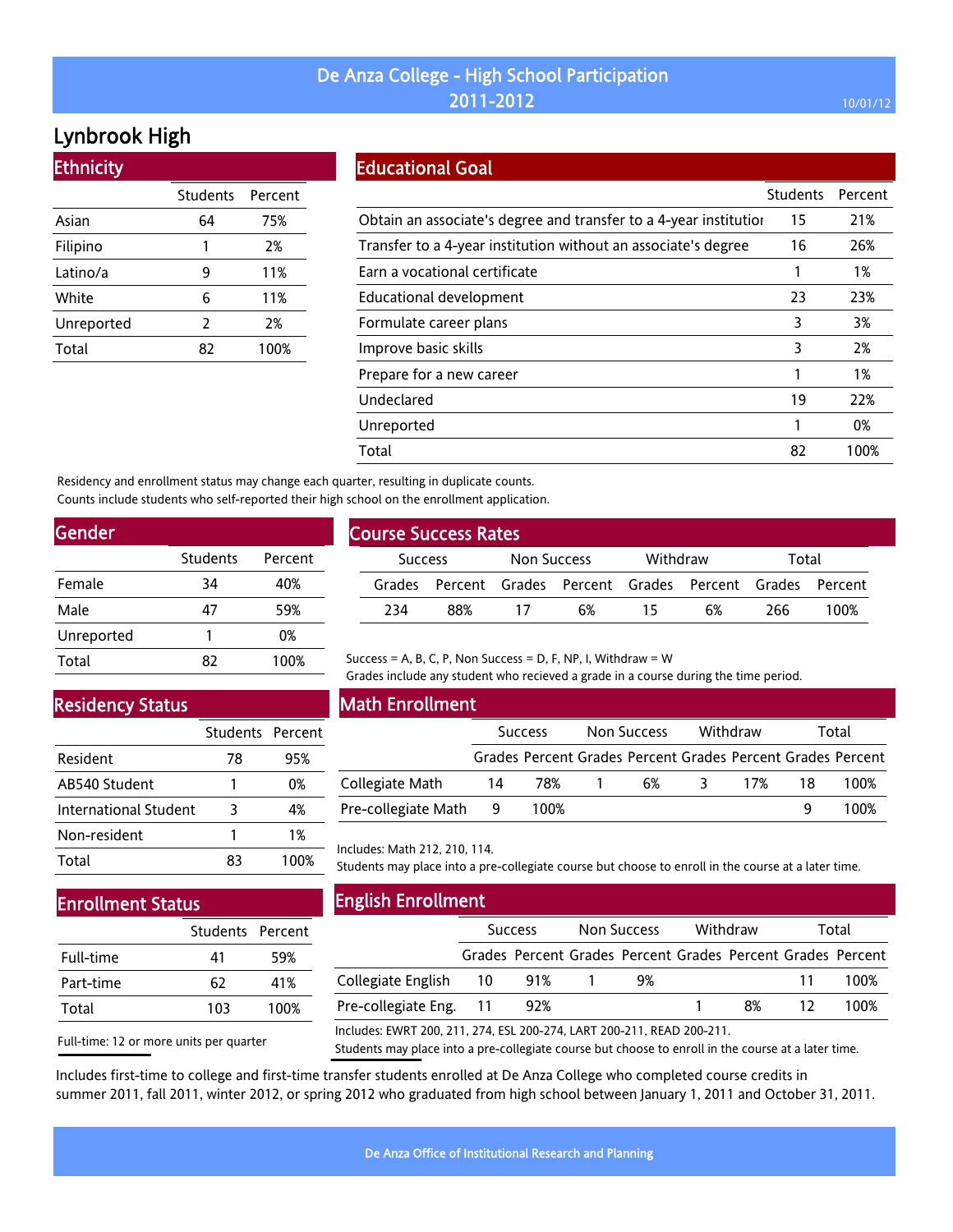# De Anza College - High School Participation 2011-2012

## Lynbrook High

### Ethnicity

| | Students | Percent |
|---|---|---|
| Asian | 64 | 75% |
| Filipino | 1 | 2% |
| Latino/a | 9 | 11% |
| White | 6 | 11% |
| Unreported | 2 | 2% |
| Total | 82 | 100% |

### Educational Goal

| | Students | Percent |
|---|---|---|
| Obtain an associate's degree and transfer to a 4-year institutior | 15 | 21% |
| Transfer to a 4-year institution without an associate's degree | 16 | 26% |
| Earn a vocational certificate | 1 | 1% |
| Educational development | 23 | 23% |
| Formulate career plans | 3 | 3% |
| Improve basic skills | 3 | 2% |
| Prepare for a new career | 1 | 1% |
| Undeclared | 19 | 22% |
| Unreported | 1 | 0% |
| Total | 82 | 100% |

Residency and enrollment status may change each quarter, resulting in duplicate counts.
Counts include students who self-reported their high school on the enrollment application.

### Gender

| | Students | Percent |
|---|---|---|
| Female | 34 | 40% |
| Male | 47 | 59% |
| Unreported | 1 | 0% |
| Total | 82 | 100% |

### Course Success Rates

| Success | | Non Success | | Withdraw | | Total | |
|---|---|---|---|---|---|---|---|
| Grades | Percent | Grades | Percent | Grades | Percent | Grades | Percent |
| 234 | 88% | 17 | 6% | 15 | 6% | 266 | 100% |

Success = A, B, C, P, Non Success = D, F, NP, I, Withdraw = W
Grades include any student who recieved a grade in a course during the time period.

### Residency Status

| | Students | Percent |
|---|---|---|
| Resident | 78 | 95% |
| AB540 Student | 1 | 0% |
| International Student | 3 | 4% |
| Non-resident | 1 | 1% |
| Total | 83 | 100% |

### Math Enrollment

| | Success | | Non Success | | Withdraw | | Total | |
|---|---|---|---|---|---|---|---|---|
| | Grades | Percent | Grades | Percent | Grades | Percent | Grades | Percent |
| Collegiate Math | 14 | 78% | 1 | 6% | 3 | 17% | 18 | 100% |
| Pre-collegiate Math | 9 | 100% | | | | | 9 | 100% |

Includes: Math 212, 210, 114.
Students may place into a pre-collegiate course but choose to enroll in the course at a later time.

### Enrollment Status

| | Students | Percent |
|---|---|---|
| Full-time | 41 | 59% |
| Part-time | 62 | 41% |
| Total | 103 | 100% |

Full-time: 12 or more units per quarter

### English Enrollment

| | Success | | Non Success | | Withdraw | | Total | |
|---|---|---|---|---|---|---|---|---|
| | Grades | Percent | Grades | Percent | Grades | Percent | Grades | Percent |
| Collegiate English | 10 | 91% | 1 | 9% | | | 11 | 100% |
| Pre-collegiate Eng. | 11 | 92% | | | 1 | 8% | 12 | 100% |

Includes: EWRT 200, 211, 274, ESL 200-274, LART 200-211, READ 200-211.
Students may place into a pre-collegiate course but choose to enroll in the course at a later time.

Includes first-time to college and first-time transfer students enrolled at De Anza College who completed course credits in summer 2011, fall 2011, winter 2012, or spring 2012 who graduated from high school between January 1, 2011 and October 31, 2011.

De Anza Office of Institutional Research and Planning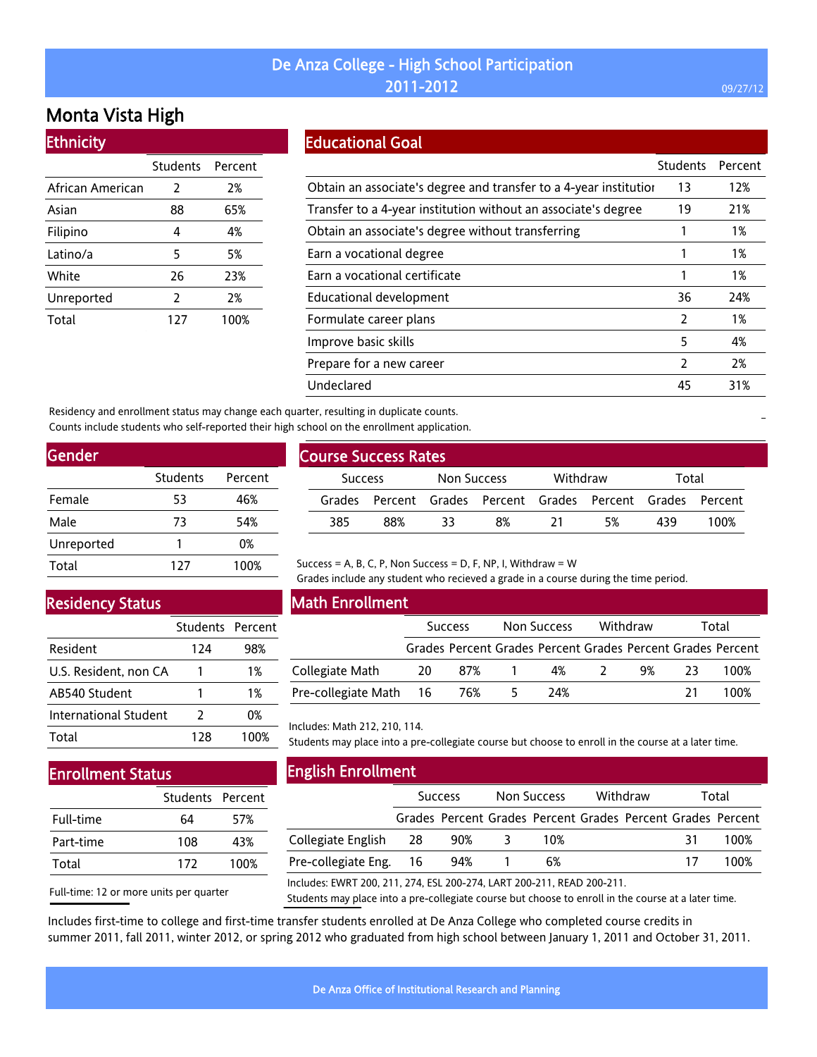# De Anza College - High School Participation 2011-2012

## Monta Vista High

### Ethnicity

| | Students | Percent |
|---|---|---|
| African American | 2 | 2% |
| Asian | 88 | 65% |
| Filipino | 4 | 4% |
| Latino/a | 5 | 5% |
| White | 26 | 23% |
| Unreported | 2 | 2% |
| Total | 127 | 100% |

### Educational Goal

| | Students | Percent |
|---|---|---|
| Obtain an associate's degree and transfer to a 4-year institution | 13 | 12% |
| Transfer to a 4-year institution without an associate's degree | 19 | 21% |
| Obtain an associate's degree without transferring | 1 | 1% |
| Earn a vocational degree | 1 | 1% |
| Earn a vocational certificate | 1 | 1% |
| Educational development | 36 | 24% |
| Formulate career plans | 2 | 1% |
| Improve basic skills | 5 | 4% |
| Prepare for a new career | 2 | 2% |
| Undeclared | 45 | 31% |

Residency and enrollment status may change each quarter, resulting in duplicate counts.
Counts include students who self-reported their high school on the enrollment application.

### Gender

| | Students | Percent |
|---|---|---|
| Female | 53 | 46% |
| Male | 73 | 54% |
| Unreported | 1 | 0% |
| Total | 127 | 100% |

### Course Success Rates

| Success | | Non Success | | Withdraw | | Total | |
|---|---|---|---|---|---|---|---|
| Grades | Percent | Grades | Percent | Grades | Percent | Grades | Percent |
| 385 | 88% | 33 | 8% | 21 | 5% | 439 | 100% |

Success = A, B, C, P, Non Success = D, F, NP, I, Withdraw = W
Grades include any student who recieved a grade in a course during the time period.

### Residency Status

| | Students | Percent |
|---|---|---|
| Resident | 124 | 98% |
| U.S. Resident, non CA | 1 | 1% |
| AB540 Student | 1 | 1% |
| International Student | 2 | 0% |
| Total | 128 | 100% |

### Math Enrollment

| | Success | | Non Success | | Withdraw | | Total | |
|---|---|---|---|---|---|---|---|---|
| | Grades | Percent | Grades | Percent | Grades | Percent | Grades | Percent |
| Collegiate Math | 20 | 87% | 1 | 4% | 2 | 9% | 23 | 100% |
| Pre-collegiate Math | 16 | 76% | 5 | 24% | | | 21 | 100% |

Includes: Math 212, 210, 114.
Students may place into a pre-collegiate course but choose to enroll in the course at a later time.

### Enrollment Status

| | Students | Percent |
|---|---|---|
| Full-time | 64 | 57% |
| Part-time | 108 | 43% |
| Total | 172 | 100% |

Full-time: 12 or more units per quarter

### English Enrollment

| | Success | | Non Success | | Withdraw | | Total | |
|---|---|---|---|---|---|---|---|---|
| | Grades | Percent | Grades | Percent | Grades | Percent | Grades | Percent |
| Collegiate English | 28 | 90% | 3 | 10% | | | 31 | 100% |
| Pre-collegiate Eng. | 16 | 94% | 1 | 6% | | | 17 | 100% |

Includes: EWRT 200, 211, 274, ESL 200-274, LART 200-211, READ 200-211.
Students may place into a pre-collegiate course but choose to enroll in the course at a later time.

Includes first-time to college and first-time transfer students enrolled at De Anza College who completed course credits in summer 2011, fall 2011, winter 2012, or spring 2012 who graduated from high school between January 1, 2011 and October 31, 2011.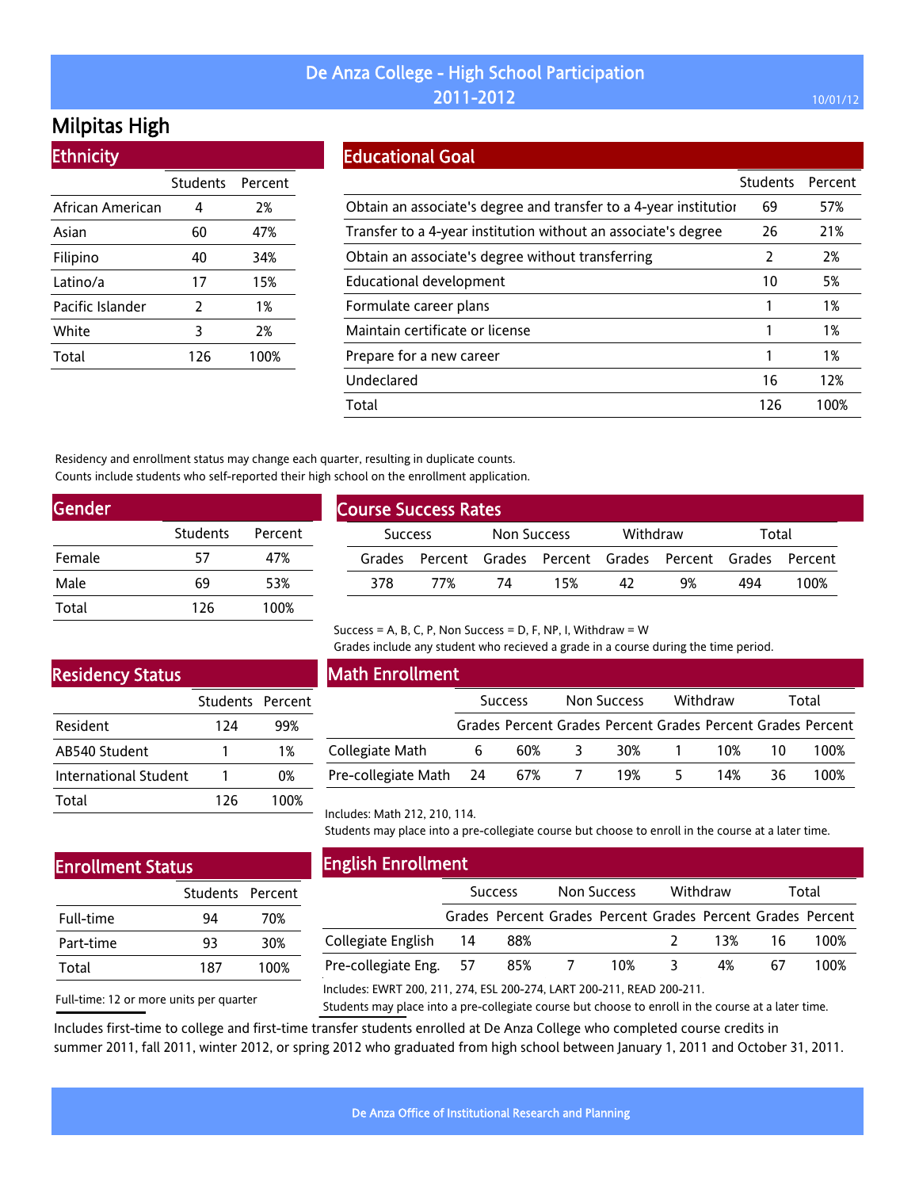# De Anza College - High School Participation 2011-2012

## Milpitas High

### Ethnicity

| | Students | Percent |
|---|---|---|
| African American | 4 | 2% |
| Asian | 60 | 47% |
| Filipino | 40 | 34% |
| Latino/a | 17 | 15% |
| Pacific Islander | 2 | 1% |
| White | 3 | 2% |
| Total | 126 | 100% |

### Educational Goal

| | Students | Percent |
|---|---|---|
| Obtain an associate's degree and transfer to a 4-year institution | 69 | 57% |
| Transfer to a 4-year institution without an associate's degree | 26 | 21% |
| Obtain an associate's degree without transferring | 2 | 2% |
| Educational development | 10 | 5% |
| Formulate career plans | 1 | 1% |
| Maintain certificate or license | 1 | 1% |
| Prepare for a new career | 1 | 1% |
| Undeclared | 16 | 12% |
| Total | 126 | 100% |

Residency and enrollment status may change each quarter, resulting in duplicate counts.
Counts include students who self-reported their high school on the enrollment application.

### Gender

| | Students | Percent |
|---|---|---|
| Female | 57 | 47% |
| Male | 69 | 53% |
| Total | 126 | 100% |

### Course Success Rates

| Success | | Non Success | | Withdraw | | Total | |
|---|---|---|---|---|---|---|---|
| Grades | Percent | Grades | Percent | Grades | Percent | Grades | Percent |
| 378 | 77% | 74 | 15% | 42 | 9% | 494 | 100% |

Success = A, B, C, P, Non Success = D, F, NP, I, Withdraw = W
Grades include any student who recieved a grade in a course during the time period.

### Residency Status

| | Students | Percent |
|---|---|---|
| Resident | 124 | 99% |
| AB540 Student | 1 | 1% |
| International Student | 1 | 0% |
| Total | 126 | 100% |

### Math Enrollment

| | Success | | Non Success | | Withdraw | | Total | |
|---|---|---|---|---|---|---|---|---|
| | Grades | Percent | Grades | Percent | Grades | Percent | Grades | Percent |
| Collegiate Math | 6 | 60% | 3 | 30% | 1 | 10% | 10 | 100% |
| Pre-collegiate Math | 24 | 67% | 7 | 19% | 5 | 14% | 36 | 100% |

Includes: Math 212, 210, 114.
Students may place into a pre-collegiate course but choose to enroll in the course at a later time.

### Enrollment Status

| | Students | Percent |
|---|---|---|
| Full-time | 94 | 70% |
| Part-time | 93 | 30% |
| Total | 187 | 100% |

Full-time: 12 or more units per quarter

### English Enrollment

| | Success | | Non Success | | Withdraw | | Total | |
|---|---|---|---|---|---|---|---|---|
| | Grades | Percent | Grades | Percent | Grades | Percent | Grades | Percent |
| Collegiate English | 14 | 88% | | | 2 | 13% | 16 | 100% |
| Pre-collegiate Eng. | 57 | 85% | 7 | 10% | 3 | 4% | 67 | 100% |

Includes: EWRT 200, 211, 274, ESL 200-274, LART 200-211, READ 200-211.
Students may place into a pre-collegiate course but choose to enroll in the course at a later time.

Includes first-time to college and first-time transfer students enrolled at De Anza College who completed course credits in summer 2011, fall 2011, winter 2012, or spring 2012 who graduated from high school between January 1, 2011 and October 31, 2011.

De Anza Office of Institutional Research and Planning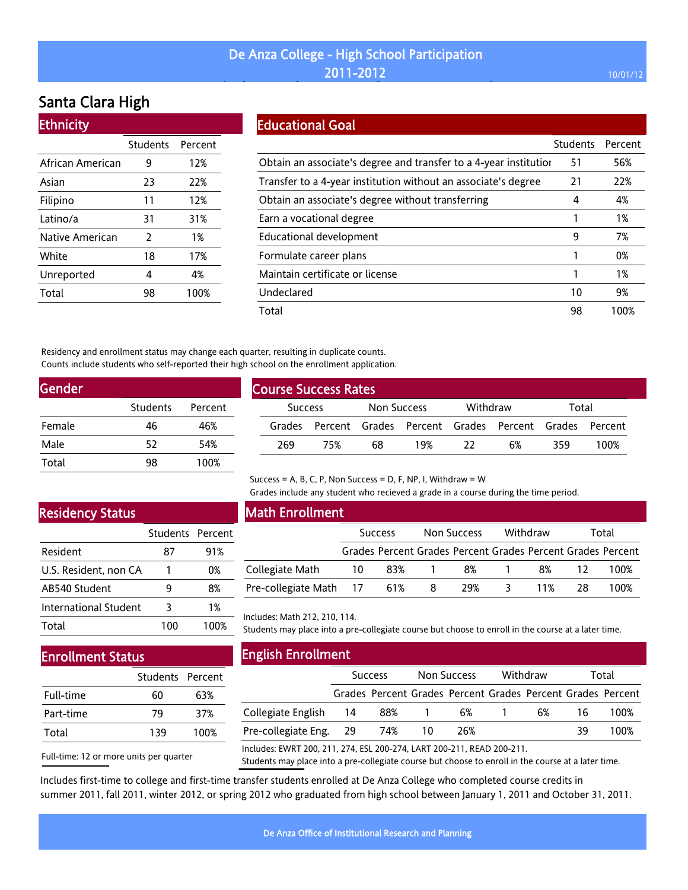# De Anza College - High School Participation 2011-2012

## Santa Clara High

### Ethnicity

| | Students | Percent |
|---|---|---|
| African American | 9 | 12% |
| Asian | 23 | 22% |
| Filipino | 11 | 12% |
| Latino/a | 31 | 31% |
| Native American | 2 | 1% |
| White | 18 | 17% |
| Unreported | 4 | 4% |
| Total | 98 | 100% |

### Educational Goal

| | Students | Percent |
|---|---|---|
| Obtain an associate's degree and transfer to a 4-year institutior | 51 | 56% |
| Transfer to a 4-year institution without an associate's degree | 21 | 22% |
| Obtain an associate's degree without transferring | 4 | 4% |
| Earn a vocational degree | 1 | 1% |
| Educational development | 9 | 7% |
| Formulate career plans | 1 | 0% |
| Maintain certificate or license | 1 | 1% |
| Undeclared | 10 | 9% |
| Total | 98 | 100% |

Residency and enrollment status may change each quarter, resulting in duplicate counts.
Counts include students who self-reported their high school on the enrollment application.

### Gender

| | Students | Percent |
|---|---|---|
| Female | 46 | 46% |
| Male | 52 | 54% |
| Total | 98 | 100% |

### Course Success Rates

| Success | | Non Success | | Withdraw | | Total | |
|---|---|---|---|---|---|---|---|
| Grades | Percent | Grades | Percent | Grades | Percent | Grades | Percent |
| 269 | 75% | 68 | 19% | 22 | 6% | 359 | 100% |

Success = A, B, C, P, Non Success = D, F, NP, I, Withdraw = W
Grades include any student who recieved a grade in a course during the time period.

### Residency Status

| | Students | Percent |
|---|---|---|
| Resident | 87 | 91% |
| U.S. Resident, non CA | 1 | 0% |
| AB540 Student | 9 | 8% |
| International Student | 3 | 1% |
| Total | 100 | 100% |

### Math Enrollment

| | Success | | Non Success | | Withdraw | | Total | |
|---|---|---|---|---|---|---|---|---|
| | Grades | Percent | Grades | Percent | Grades | Percent | Grades | Percent |
| Collegiate Math | 10 | 83% | 1 | 8% | 1 | 8% | 12 | 100% |
| Pre-collegiate Math | 17 | 61% | 8 | 29% | 3 | 11% | 28 | 100% |

Includes: Math 212, 210, 114.
Students may place into a pre-collegiate course but choose to enroll in the course at a later time.

### Enrollment Status

| | Students | Percent |
|---|---|---|
| Full-time | 60 | 63% |
| Part-time | 79 | 37% |
| Total | 139 | 100% |

Full-time: 12 or more units per quarter

### English Enrollment

| | Success | | Non Success | | Withdraw | | Total | |
|---|---|---|---|---|---|---|---|---|
| | Grades | Percent | Grades | Percent | Grades | Percent | Grades | Percent |
| Collegiate English | 14 | 88% | 1 | 6% | 1 | 6% | 16 | 100% |
| Pre-collegiate Eng. | 29 | 74% | 10 | 26% | | | 39 | 100% |

Includes: EWRT 200, 211, 274, ESL 200-274, LART 200-211, READ 200-211.
Students may place into a pre-collegiate course but choose to enroll in the course at a later time.

Includes first-time to college and first-time transfer students enrolled at De Anza College who completed course credits in summer 2011, fall 2011, winter 2012, or spring 2012 who graduated from high school between January 1, 2011 and October 31, 2011.

De Anza Office of Institutional Research and Planning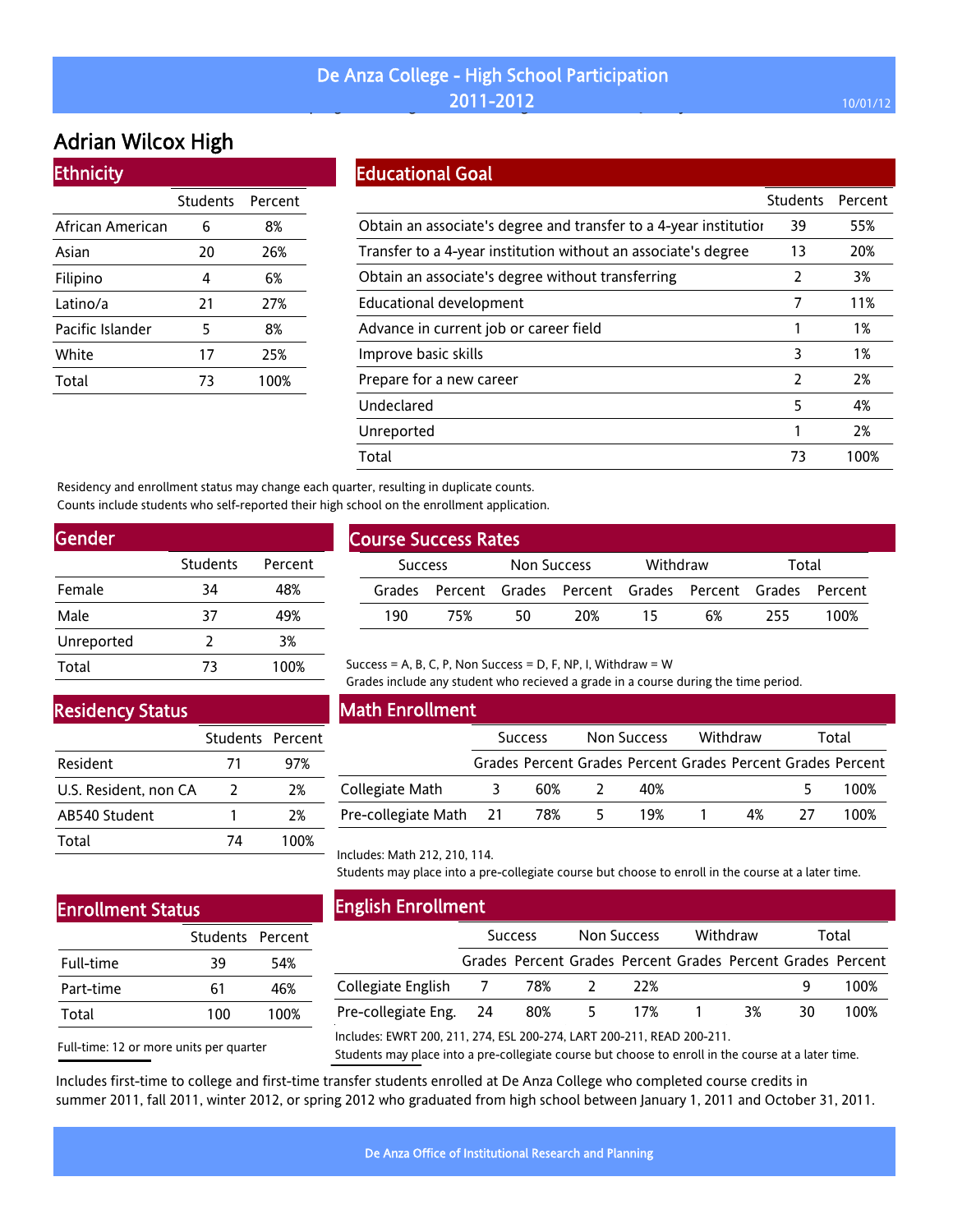# De Anza College - High School Participation
## 2011-2012

## Adrian Wilcox High

### Ethnicity

| | Students | Percent |
|---|---|---|
| African American | 6 | 8% |
| Asian | 20 | 26% |
| Filipino | 4 | 6% |
| Latino/a | 21 | 27% |
| Pacific Islander | 5 | 8% |
| White | 17 | 25% |
| Total | 73 | 100% |

### Educational Goal

| | Students | Percent |
|---|---|---|
| Obtain an associate's degree and transfer to a 4-year institution | 39 | 55% |
| Transfer to a 4-year institution without an associate's degree | 13 | 20% |
| Obtain an associate's degree without transferring | 2 | 3% |
| Educational development | 7 | 11% |
| Advance in current job or career field | 1 | 1% |
| Improve basic skills | 3 | 1% |
| Prepare for a new career | 2 | 2% |
| Undeclared | 5 | 4% |
| Unreported | 1 | 2% |
| Total | 73 | 100% |

Residency and enrollment status may change each quarter, resulting in duplicate counts.
Counts include students who self-reported their high school on the enrollment application.

### Gender

| | Students | Percent |
|---|---|---|
| Female | 34 | 48% |
| Male | 37 | 49% |
| Unreported | 2 | 3% |
| Total | 73 | 100% |

### Course Success Rates

| Success | | Non Success | | Withdraw | | Total | |
|---|---|---|---|---|---|---|---|
| Grades | Percent | Grades | Percent | Grades | Percent | Grades | Percent |
| 190 | 75% | 50 | 20% | 15 | 6% | 255 | 100% |

Success = A, B, C, P, Non Success = D, F, NP, I, Withdraw = W
Grades include any student who recieved a grade in a course during the time period.

### Residency Status

| | Students | Percent |
|---|---|---|
| Resident | 71 | 97% |
| U.S. Resident, non CA | 2 | 2% |
| AB540 Student | 1 | 2% |
| Total | 74 | 100% |

### Math Enrollment

| | Success | | Non Success | | Withdraw | | Total | |
|---|---|---|---|---|---|---|---|---|
| | Grades | Percent | Grades | Percent | Grades | Percent | Grades | Percent |
| Collegiate Math | 3 | 60% | 2 | 40% | | | 5 | 100% |
| Pre-collegiate Math | 21 | 78% | 5 | 19% | 1 | 4% | 27 | 100% |

Includes: Math 212, 210, 114.
Students may place into a pre-collegiate course but choose to enroll in the course at a later time.

### Enrollment Status

| | Students | Percent |
|---|---|---|
| Full-time | 39 | 54% |
| Part-time | 61 | 46% |
| Total | 100 | 100% |

Full-time: 12 or more units per quarter

### English Enrollment

| | Success | | Non Success | | Withdraw | | Total | |
|---|---|---|---|---|---|---|---|---|
| | Grades | Percent | Grades | Percent | Grades | Percent | Grades | Percent |
| Collegiate English | 7 | 78% | 2 | 22% | | | 9 | 100% |
| Pre-collegiate Eng. | 24 | 80% | 5 | 17% | 1 | 3% | 30 | 100% |

Includes: EWRT 200, 211, 274, ESL 200-274, LART 200-211, READ 200-211.
Students may place into a pre-collegiate course but choose to enroll in the course at a later time.

Includes first-time to college and first-time transfer students enrolled at De Anza College who completed course credits in summer 2011, fall 2011, winter 2012, or spring 2012 who graduated from high school between January 1, 2011 and October 31, 2011.

De Anza Office of Institutional Research and Planning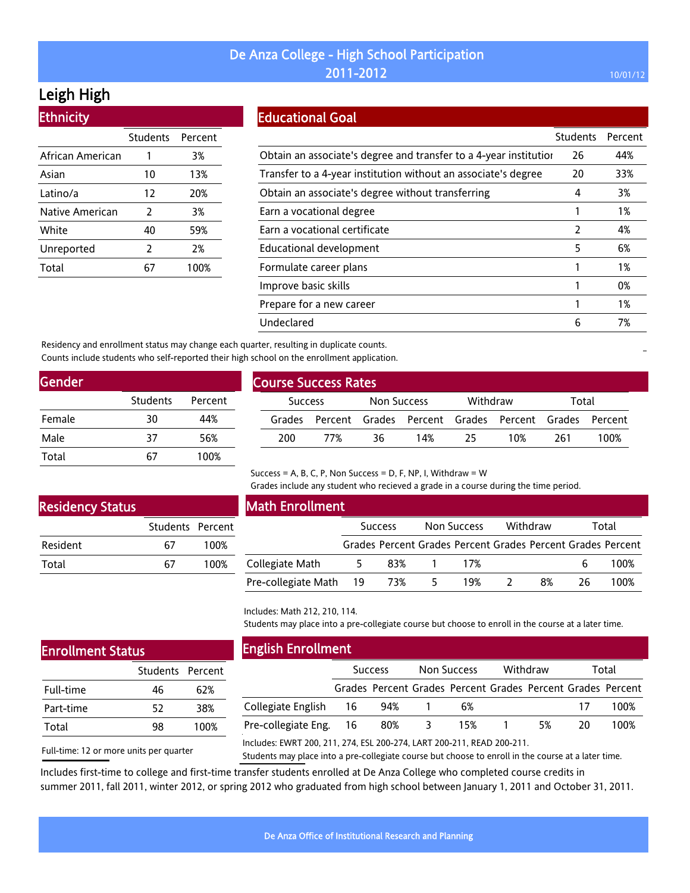# De Anza College - High School Participation
## 2011-2012

10/01/12

# Leigh High

## Ethnicity

| | Students | Percent |
|---|---|---|
| African American | 1 | 3% |
| Asian | 10 | 13% |
| Latino/a | 12 | 20% |
| Native American | 2 | 3% |
| White | 40 | 59% |
| Unreported | 2 | 2% |
| Total | 67 | 100% |

## Educational Goal

| | Students | Percent |
|---|---|---|
| Obtain an associate's degree and transfer to a 4-year institution | 26 | 44% |
| Transfer to a 4-year institution without an associate's degree | 20 | 33% |
| Obtain an associate's degree without transferring | 4 | 3% |
| Earn a vocational degree | 1 | 1% |
| Earn a vocational certificate | 2 | 4% |
| Educational development | 5 | 6% |
| Formulate career plans | 1 | 1% |
| Improve basic skills | 1 | 0% |
| Prepare for a new career | 1 | 1% |
| Undeclared | 6 | 7% |

Residency and enrollment status may change each quarter, resulting in duplicate counts.
Counts include students who self-reported their high school on the enrollment application.

## Gender

| | Students | Percent |
|---|---|---|
| Female | 30 | 44% |
| Male | 37 | 56% |
| Total | 67 | 100% |

## Course Success Rates

| Success | | Non Success | | Withdraw | | Total | |
|---|---|---|---|---|---|---|---|
| Grades | Percent | Grades | Percent | Grades | Percent | Grades | Percent |
| 200 | 77% | 36 | 14% | 25 | 10% | 261 | 100% |

Success = A, B, C, P, Non Success = D, F, NP, I, Withdraw = W
Grades include any student who recieved a grade in a course during the time period.

## Residency Status

| | Students | Percent |
|---|---|---|
| Resident | 67 | 100% |
| Total | 67 | 100% |

## Math Enrollment

| | Success | | Non Success | | Withdraw | | Total | |
|---|---|---|---|---|---|---|---|---|
| | Grades | Percent | Grades | Percent | Grades | Percent | Grades | Percent |
| Collegiate Math | 5 | 83% | 1 | 17% | | | 6 | 100% |
| Pre-collegiate Math | 19 | 73% | 5 | 19% | 2 | 8% | 26 | 100% |

Includes: Math 212, 210, 114.
Students may place into a pre-collegiate course but choose to enroll in the course at a later time.

## Enrollment Status

| | Students | Percent |
|---|---|---|
| Full-time | 46 | 62% |
| Part-time | 52 | 38% |
| Total | 98 | 100% |

Full-time: 12 or more units per quarter

## English Enrollment

| | Success | | Non Success | | Withdraw | | Total | |
|---|---|---|---|---|---|---|---|---|
| | Grades | Percent | Grades | Percent | Grades | Percent | Grades | Percent |
| Collegiate English | 16 | 94% | 1 | 6% | | | 17 | 100% |
| Pre-collegiate Eng. | 16 | 80% | 3 | 15% | 1 | 5% | 20 | 100% |

Includes: EWRT 200, 211, 274, ESL 200-274, LART 200-211, READ 200-211.
Students may place into a pre-collegiate course but choose to enroll in the course at a later time.

Includes first-time to college and first-time transfer students enrolled at De Anza College who completed course credits in summer 2011, fall 2011, winter 2012, or spring 2012 who graduated from high school between January 1, 2011 and October 31, 2011.

De Anza Office of Institutional Research and Planning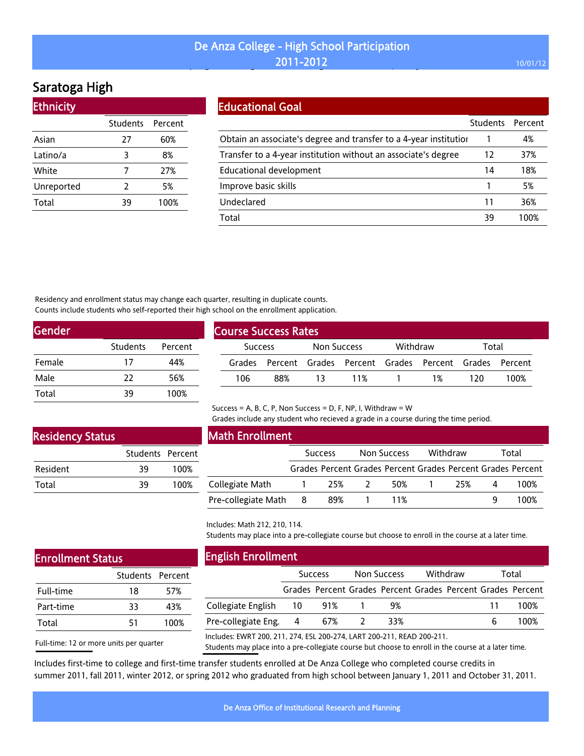# De Anza College - High School Participation 2011-2012

## Saratoga High

### Ethnicity

| | Students | Percent |
|---|---|---|
| Asian | 27 | 60% |
| Latino/a | 3 | 8% |
| White | 7 | 27% |
| Unreported | 2 | 5% |
| Total | 39 | 100% |

### Educational Goal

| | Students | Percent |
|---|---|---|
| Obtain an associate's degree and transfer to a 4-year institution | 1 | 4% |
| Transfer to a 4-year institution without an associate's degree | 12 | 37% |
| Educational development | 14 | 18% |
| Improve basic skills | 1 | 5% |
| Undeclared | 11 | 36% |
| Total | 39 | 100% |

Residency and enrollment status may change each quarter, resulting in duplicate counts.
Counts include students who self-reported their high school on the enrollment application.

### Gender

| | Students | Percent |
|---|---|---|
| Female | 17 | 44% |
| Male | 22 | 56% |
| Total | 39 | 100% |

### Course Success Rates

| Success | | Non Success | | Withdraw | | Total | |
|---|---|---|---|---|---|---|---|
| Grades | Percent | Grades | Percent | Grades | Percent | Grades | Percent |
| 106 | 88% | 13 | 11% | 1 | 1% | 120 | 100% |

Success = A, B, C, P, Non Success = D, F, NP, I, Withdraw = W
Grades include any student who recieved a grade in a course during the time period.

### Residency Status

| | Students | Percent |
|---|---|---|
| Resident | 39 | 100% |
| Total | 39 | 100% |

### Math Enrollment

| | Success | | Non Success | | Withdraw | | Total | |
|---|---|---|---|---|---|---|---|---|
| | Grades | Percent | Grades | Percent | Grades | Percent | Grades | Percent |
| Collegiate Math | 1 | 25% | 2 | 50% | 1 | 25% | 4 | 100% |
| Pre-collegiate Math | 8 | 89% | 1 | 11% | | | 9 | 100% |

Includes: Math 212, 210, 114.
Students may place into a pre-collegiate course but choose to enroll in the course at a later time.

### Enrollment Status

| | Students | Percent |
|---|---|---|
| Full-time | 18 | 57% |
| Part-time | 33 | 43% |
| Total | 51 | 100% |

Full-time: 12 or more units per quarter

### English Enrollment

| | Success | | Non Success | | Withdraw | | Total | |
|---|---|---|---|---|---|---|---|---|
| | Grades | Percent | Grades | Percent | Grades | Percent | Grades | Percent |
| Collegiate English | 10 | 91% | 1 | 9% | | | 11 | 100% |
| Pre-collegiate Eng. | 4 | 67% | 2 | 33% | | | 6 | 100% |

Includes: EWRT 200, 211, 274, ESL 200-274, LART 200-211, READ 200-211.
Students may place into a pre-collegiate course but choose to enroll in the course at a later time.

Includes first-time to college and first-time transfer students enrolled at De Anza College who completed course credits in summer 2011, fall 2011, winter 2012, or spring 2012 who graduated from high school between January 1, 2011 and October 31, 2011.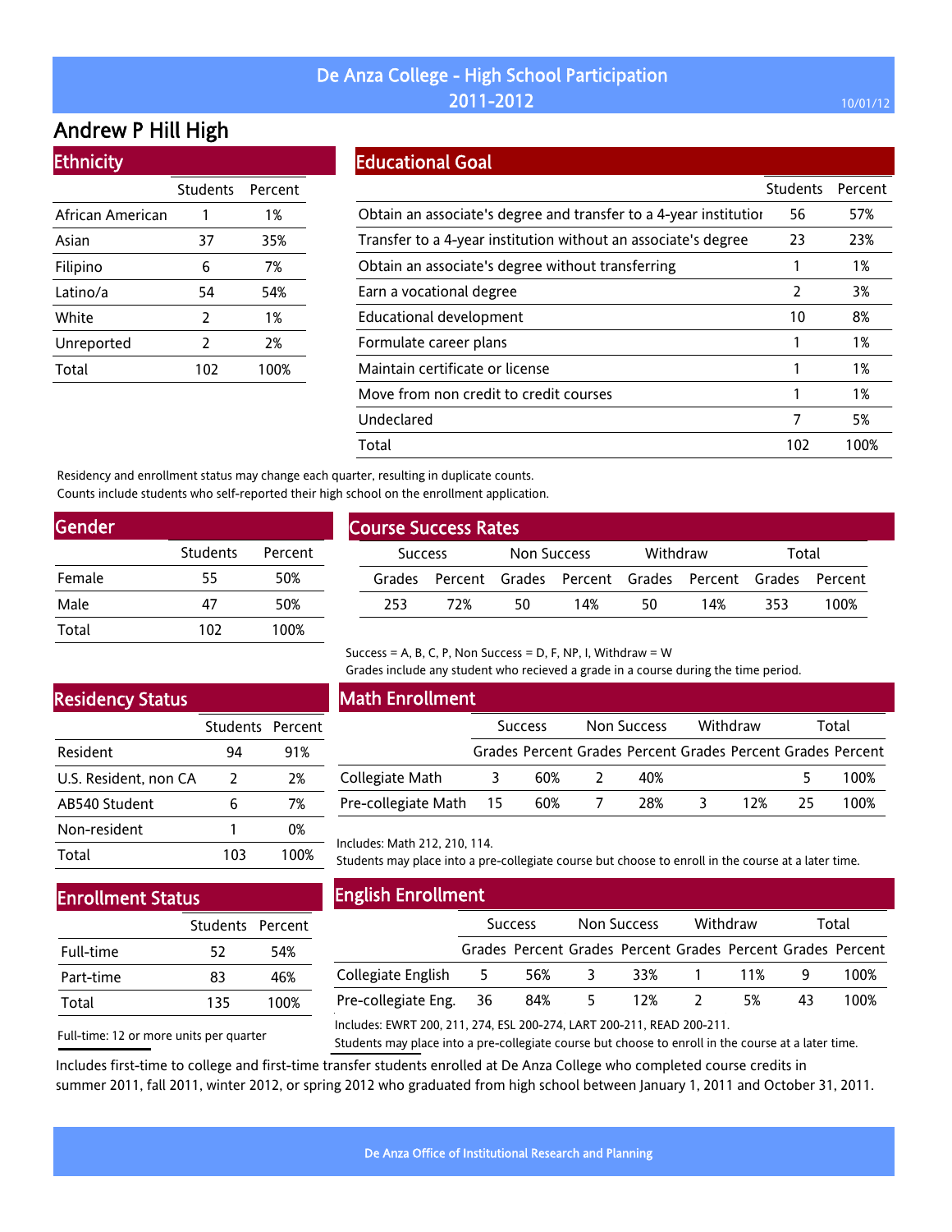# De Anza College - High School Participation 2011-2012

10/01/12

## Andrew P Hill High

### Ethnicity

| | Students | Percent |
|---|---|---|
| African American | 1 | 1% |
| Asian | 37 | 35% |
| Filipino | 6 | 7% |
| Latino/a | 54 | 54% |
| White | 2 | 1% |
| Unreported | 2 | 2% |
| Total | 102 | 100% |

### Educational Goal

| | Students | Percent |
|---|---|---|
| Obtain an associate's degree and transfer to a 4-year institutior | 56 | 57% |
| Transfer to a 4-year institution without an associate's degree | 23 | 23% |
| Obtain an associate's degree without transferring | 1 | 1% |
| Earn a vocational degree | 2 | 3% |
| Educational development | 10 | 8% |
| Formulate career plans | 1 | 1% |
| Maintain certificate or license | 1 | 1% |
| Move from non credit to credit courses | 1 | 1% |
| Undeclared | 7 | 5% |
| Total | 102 | 100% |

Residency and enrollment status may change each quarter, resulting in duplicate counts.
Counts include students who self-reported their high school on the enrollment application.

### Gender

| | Students | Percent |
|---|---|---|
| Female | 55 | 50% |
| Male | 47 | 50% |
| Total | 102 | 100% |

### Course Success Rates

| Success | | Non Success | | Withdraw | | Total | |
|---|---|---|---|---|---|---|---|
| Grades | Percent | Grades | Percent | Grades | Percent | Grades | Percent |
| 253 | 72% | 50 | 14% | 50 | 14% | 353 | 100% |

Success = A, B, C, P, Non Success = D, F, NP, I, Withdraw = W
Grades include any student who recieved a grade in a course during the time period.

### Residency Status

| | Students | Percent |
|---|---|---|
| Resident | 94 | 91% |
| U.S. Resident, non CA | 2 | 2% |
| AB540 Student | 6 | 7% |
| Non-resident | 1 | 0% |
| Total | 103 | 100% |

### Math Enrollment

| | Success | | Non Success | | Withdraw | | Total | |
|---|---|---|---|---|---|---|---|---|
| | Grades | Percent | Grades | Percent | Grades | Percent | Grades | Percent |
| Collegiate Math | 3 | 60% | 2 | 40% | | | 5 | 100% |
| Pre-collegiate Math | 15 | 60% | 7 | 28% | 3 | 12% | 25 | 100% |

Includes: Math 212, 210, 114.
Students may place into a pre-collegiate course but choose to enroll in the course at a later time.

### Enrollment Status

| | Students | Percent |
|---|---|---|
| Full-time | 52 | 54% |
| Part-time | 83 | 46% |
| Total | 135 | 100% |

Full-time: 12 or more units per quarter

### English Enrollment

| | Success | | Non Success | | Withdraw | | Total | |
|---|---|---|---|---|---|---|---|---|
| | Grades | Percent | Grades | Percent | Grades | Percent | Grades | Percent |
| Collegiate English | 5 | 56% | 3 | 33% | 1 | 11% | 9 | 100% |
| Pre-collegiate Eng. | 36 | 84% | 5 | 12% | 2 | 5% | 43 | 100% |

Includes: EWRT 200, 211, 274, ESL 200-274, LART 200-211, READ 200-211.
Students may place into a pre-collegiate course but choose to enroll in the course at a later time.

Includes first-time to college and first-time transfer students enrolled at De Anza College who completed course credits in summer 2011, fall 2011, winter 2012, or spring 2012 who graduated from high school between January 1, 2011 and October 31, 2011.

De Anza Office of Institutional Research and Planning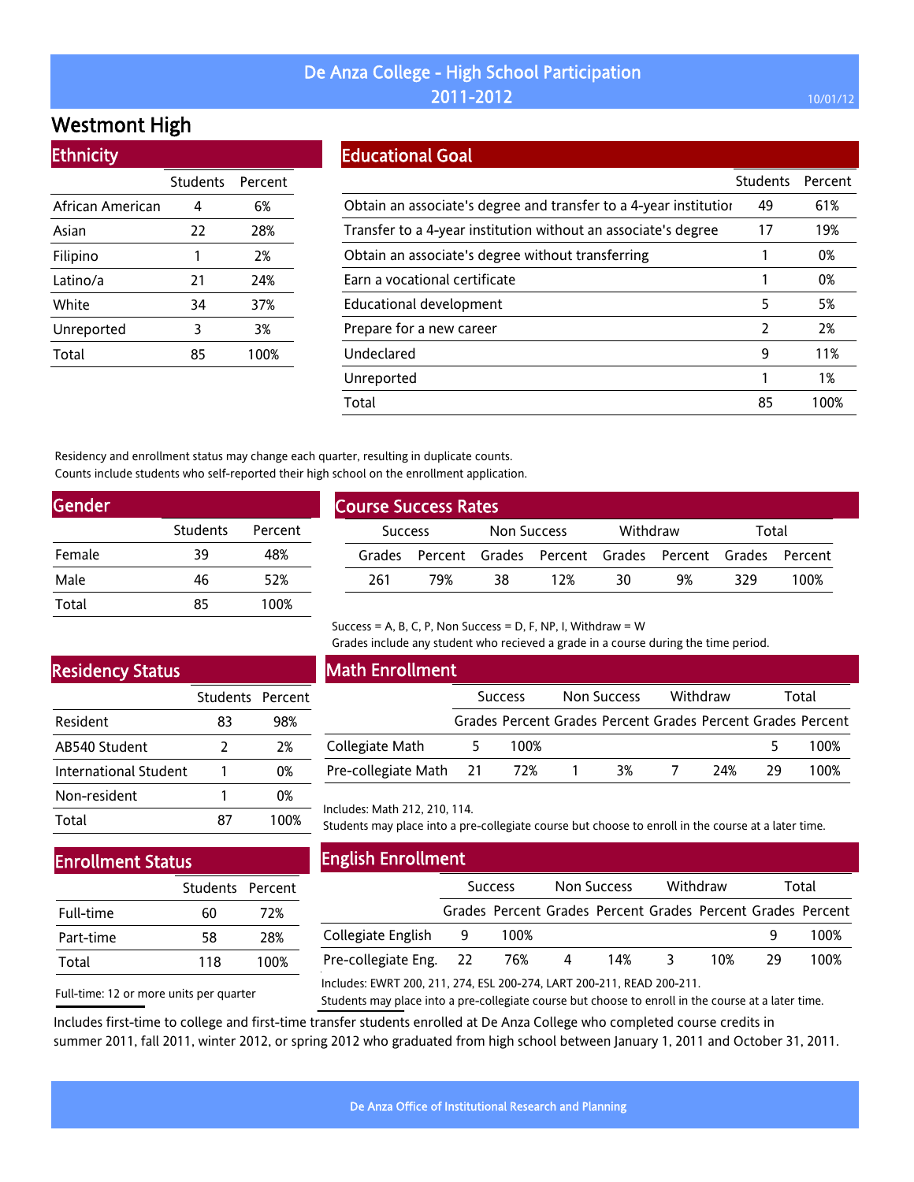# De Anza College - High School Participation 2011-2012

10/01/12

## Westmont High

### Ethnicity

| | Students | Percent |
|---|---|---|
| African American | 4 | 6% |
| Asian | 22 | 28% |
| Filipino | 1 | 2% |
| Latino/a | 21 | 24% |
| White | 34 | 37% |
| Unreported | 3 | 3% |
| Total | 85 | 100% |

### Educational Goal

| | Students | Percent |
|---|---|---|
| Obtain an associate's degree and transfer to a 4-year institution | 49 | 61% |
| Transfer to a 4-year institution without an associate's degree | 17 | 19% |
| Obtain an associate's degree without transferring | 1 | 0% |
| Earn a vocational certificate | 1 | 0% |
| Educational development | 5 | 5% |
| Prepare for a new career | 2 | 2% |
| Undeclared | 9 | 11% |
| Unreported | 1 | 1% |
| Total | 85 | 100% |

Residency and enrollment status may change each quarter, resulting in duplicate counts.
Counts include students who self-reported their high school on the enrollment application.

### Gender

| | Students | Percent |
|---|---|---|
| Female | 39 | 48% |
| Male | 46 | 52% |
| Total | 85 | 100% |

### Course Success Rates

| Success | | Non Success | | Withdraw | | Total | |
|---|---|---|---|---|---|---|---|
| Grades | Percent | Grades | Percent | Grades | Percent | Grades | Percent |
| 261 | 79% | 38 | 12% | 30 | 9% | 329 | 100% |

Success = A, B, C, P, Non Success = D, F, NP, I, Withdraw = W
Grades include any student who recieved a grade in a course during the time period.

### Residency Status

| | Students | Percent |
|---|---|---|
| Resident | 83 | 98% |
| AB540 Student | 2 | 2% |
| International Student | 1 | 0% |
| Non-resident | 1 | 0% |
| Total | 87 | 100% |

### Math Enrollment

| | Success | | Non Success | | Withdraw | | Total | |
|---|---|---|---|---|---|---|---|---|
| | Grades | Percent | Grades | Percent | Grades | Percent | Grades | Percent |
| Collegiate Math | 5 | 100% | | | | | 5 | 100% |
| Pre-collegiate Math | 21 | 72% | 1 | 3% | 7 | 24% | 29 | 100% |

Includes: Math 212, 210, 114.
Students may place into a pre-collegiate course but choose to enroll in the course at a later time.

### Enrollment Status

| | Students | Percent |
|---|---|---|
| Full-time | 60 | 72% |
| Part-time | 58 | 28% |
| Total | 118 | 100% |

Full-time: 12 or more units per quarter

### English Enrollment

| | Success | | Non Success | | Withdraw | | Total | |
|---|---|---|---|---|---|---|---|---|
| | Grades | Percent | Grades | Percent | Grades | Percent | Grades | Percent |
| Collegiate English | 9 | 100% | | | | | 9 | 100% |
| Pre-collegiate Eng. | 22 | 76% | 4 | 14% | 3 | 10% | 29 | 100% |

Includes: EWRT 200, 211, 274, ESL 200-274, LART 200-211, READ 200-211.
Students may place into a pre-collegiate course but choose to enroll in the course at a later time.

Includes first-time to college and first-time transfer students enrolled at De Anza College who completed course credits in summer 2011, fall 2011, winter 2012, or spring 2012 who graduated from high school between January 1, 2011 and October 31, 2011.

De Anza Office of Institutional Research and Planning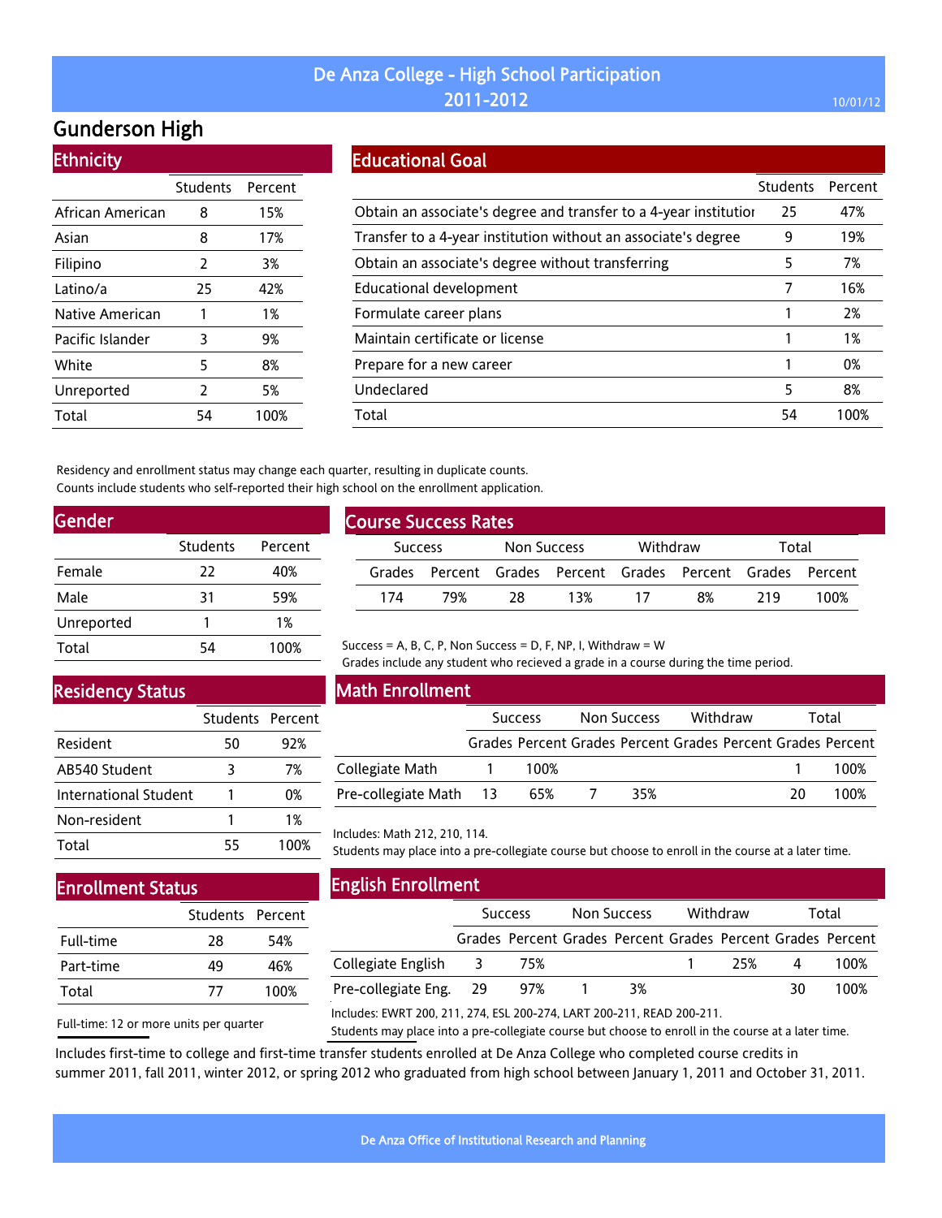# De Anza College - High School Participation 2011-2012

## Gunderson High

### Ethnicity

| | Students | Percent |
|---|---|---|
| African American | 8 | 15% |
| Asian | 8 | 17% |
| Filipino | 2 | 3% |
| Latino/a | 25 | 42% |
| Native American | 1 | 1% |
| Pacific Islander | 3 | 9% |
| White | 5 | 8% |
| Unreported | 2 | 5% |
| Total | 54 | 100% |

### Educational Goal

| | Students | Percent |
|---|---|---|
| Obtain an associate's degree and transfer to a 4-year institution | 25 | 47% |
| Transfer to a 4-year institution without an associate's degree | 9 | 19% |
| Obtain an associate's degree without transferring | 5 | 7% |
| Educational development | 7 | 16% |
| Formulate career plans | 1 | 2% |
| Maintain certificate or license | 1 | 1% |
| Prepare for a new career | 1 | 0% |
| Undeclared | 5 | 8% |
| Total | 54 | 100% |

Residency and enrollment status may change each quarter, resulting in duplicate counts.
Counts include students who self-reported their high school on the enrollment application.

### Gender

| | Students | Percent |
|---|---|---|
| Female | 22 | 40% |
| Male | 31 | 59% |
| Unreported | 1 | 1% |
| Total | 54 | 100% |

### Course Success Rates

| Success | | Non Success | | Withdraw | | Total | |
|---|---|---|---|---|---|---|---|
| Grades | Percent | Grades | Percent | Grades | Percent | Grades | Percent |
| 174 | 79% | 28 | 13% | 17 | 8% | 219 | 100% |

Success = A, B, C, P, Non Success = D, F, NP, I, Withdraw = W
Grades include any student who recieved a grade in a course during the time period.

### Residency Status

| | Students | Percent |
|---|---|---|
| Resident | 50 | 92% |
| AB540 Student | 3 | 7% |
| International Student | 1 | 0% |
| Non-resident | 1 | 1% |
| Total | 55 | 100% |

### Math Enrollment

| | Success | | Non Success | | Withdraw | | Total | |
|---|---|---|---|---|---|---|---|---|
| | Grades | Percent | Grades | Percent | Grades | Percent | Grades | Percent |
| Collegiate Math | 1 | 100% | | | | | 1 | 100% |
| Pre-collegiate Math | 13 | 65% | 7 | 35% | | | 20 | 100% |

Includes: Math 212, 210, 114.
Students may place into a pre-collegiate course but choose to enroll in the course at a later time.

### Enrollment Status

| | Students | Percent |
|---|---|---|
| Full-time | 28 | 54% |
| Part-time | 49 | 46% |
| Total | 77 | 100% |

Full-time: 12 or more units per quarter

### English Enrollment

| | Success | | Non Success | | Withdraw | | Total | |
|---|---|---|---|---|---|---|---|---|
| | Grades | Percent | Grades | Percent | Grades | Percent | Grades | Percent |
| Collegiate English | 3 | 75% | | | 1 | 25% | 4 | 100% |
| Pre-collegiate Eng. | 29 | 97% | 1 | 3% | | | 30 | 100% |

Includes: EWRT 200, 211, 274, ESL 200-274, LART 200-211, READ 200-211.
Students may place into a pre-collegiate course but choose to enroll in the course at a later time.

Includes first-time to college and first-time transfer students enrolled at De Anza College who completed course credits in summer 2011, fall 2011, winter 2012, or spring 2012 who graduated from high school between January 1, 2011 and October 31, 2011.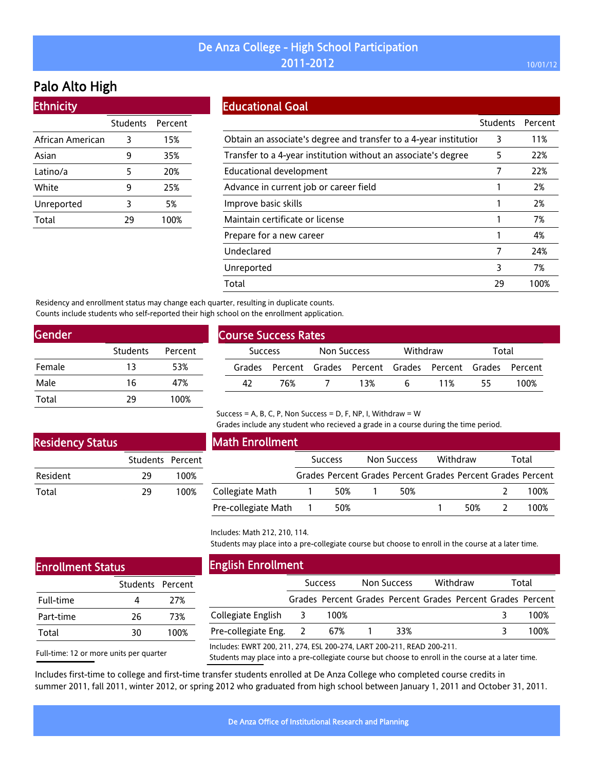# De Anza College - High School Participation
## 2011-2012

10/01/12

# Palo Alto High

## Ethnicity

| | Students | Percent |
|---|---|---|
| African American | 3 | 15% |
| Asian | 9 | 35% |
| Latino/a | 5 | 20% |
| White | 9 | 25% |
| Unreported | 3 | 5% |
| Total | 29 | 100% |

## Educational Goal

| | Students | Percent |
|---|---|---|
| Obtain an associate's degree and transfer to a 4-year institutior | 3 | 11% |
| Transfer to a 4-year institution without an associate's degree | 5 | 22% |
| Educational development | 7 | 22% |
| Advance in current job or career field | 1 | 2% |
| Improve basic skills | 1 | 2% |
| Maintain certificate or license | 1 | 7% |
| Prepare for a new career | 1 | 4% |
| Undeclared | 7 | 24% |
| Unreported | 3 | 7% |
| Total | 29 | 100% |

Residency and enrollment status may change each quarter, resulting in duplicate counts.
Counts include students who self-reported their high school on the enrollment application.

## Gender

| | Students | Percent |
|---|---|---|
| Female | 13 | 53% |
| Male | 16 | 47% |
| Total | 29 | 100% |

## Course Success Rates

| Success | | Non Success | | Withdraw | | Total | |
|---|---|---|---|---|---|---|---|
| Grades | Percent | Grades | Percent | Grades | Percent | Grades | Percent |
| 42 | 76% | 7 | 13% | 6 | 11% | 55 | 100% |

Success = A, B, C, P, Non Success = D, F, NP, I, Withdraw = W
Grades include any student who recieved a grade in a course during the time period.

## Residency Status

| | Students | Percent |
|---|---|---|
| Resident | 29 | 100% |
| Total | 29 | 100% |

## Math Enrollment

| | Success | | Non Success | | Withdraw | | Total | |
|---|---|---|---|---|---|---|---|---|
| | Grades | Percent | Grades | Percent | Grades | Percent | Grades | Percent |
| Collegiate Math | 1 | 50% | 1 | 50% | | | 2 | 100% |
| Pre-collegiate Math | 1 | 50% | | | 1 | 50% | 2 | 100% |

Includes: Math 212, 210, 114.
Students may place into a pre-collegiate course but choose to enroll in the course at a later time.

## Enrollment Status

| | Students | Percent |
|---|---|---|
| Full-time | 4 | 27% |
| Part-time | 26 | 73% |
| Total | 30 | 100% |

Full-time: 12 or more units per quarter

## English Enrollment

| | Success | | Non Success | | Withdraw | | Total | |
|---|---|---|---|---|---|---|---|---|
| | Grades | Percent | Grades | Percent | Grades | Percent | Grades | Percent |
| Collegiate English | 3 | 100% | | | | | 3 | 100% |
| Pre-collegiate Eng. | 2 | 67% | 1 | 33% | | | 3 | 100% |

Includes: EWRT 200, 211, 274, ESL 200-274, LART 200-211, READ 200-211.
Students may place into a pre-collegiate course but choose to enroll in the course at a later time.

Includes first-time to college and first-time transfer students enrolled at De Anza College who completed course credits in summer 2011, fall 2011, winter 2012, or spring 2012 who graduated from high school between January 1, 2011 and October 31, 2011.

De Anza Office of Institutional Research and Planning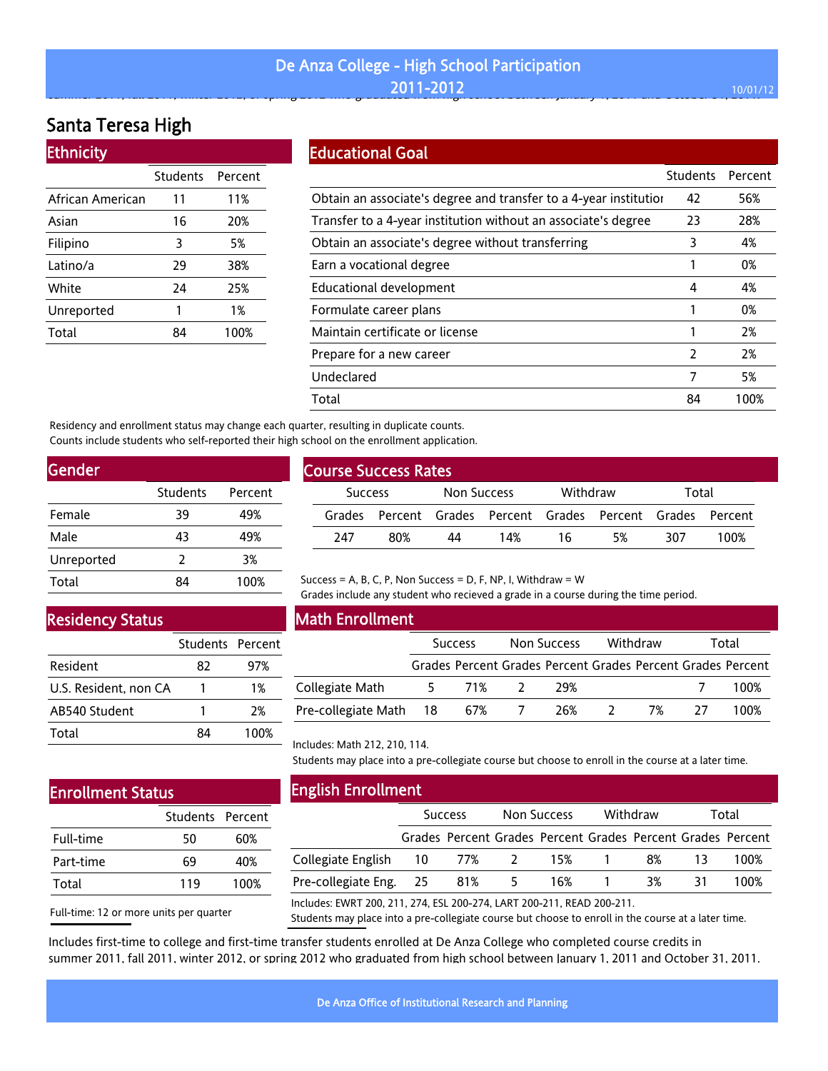# De Anza College - High School Participation 2011-2012

## Santa Teresa High

### Ethnicity

| | Students | Percent |
|---|---|---|
| African American | 11 | 11% |
| Asian | 16 | 20% |
| Filipino | 3 | 5% |
| Latino/a | 29 | 38% |
| White | 24 | 25% |
| Unreported | 1 | 1% |
| Total | 84 | 100% |

### Educational Goal

| | Students | Percent |
|---|---|---|
| Obtain an associate's degree and transfer to a 4-year institutior | 42 | 56% |
| Transfer to a 4-year institution without an associate's degree | 23 | 28% |
| Obtain an associate's degree without transferring | 3 | 4% |
| Earn a vocational degree | 1 | 0% |
| Educational development | 4 | 4% |
| Formulate career plans | 1 | 0% |
| Maintain certificate or license | 1 | 2% |
| Prepare for a new career | 2 | 2% |
| Undeclared | 7 | 5% |
| Total | 84 | 100% |

Residency and enrollment status may change each quarter, resulting in duplicate counts.
Counts include students who self-reported their high school on the enrollment application.

### Gender

| | Students | Percent |
|---|---|---|
| Female | 39 | 49% |
| Male | 43 | 49% |
| Unreported | 2 | 3% |
| Total | 84 | 100% |

### Course Success Rates

| Success | | Non Success | | Withdraw | | Total | |
|---|---|---|---|---|---|---|---|
| Grades | Percent | Grades | Percent | Grades | Percent | Grades | Percent |
| 247 | 80% | 44 | 14% | 16 | 5% | 307 | 100% |

Success = A, B, C, P, Non Success = D, F, NP, I, Withdraw = W
Grades include any student who recieved a grade in a course during the time period.

### Residency Status

| | Students | Percent |
|---|---|---|
| Resident | 82 | 97% |
| U.S. Resident, non CA | 1 | 1% |
| AB540 Student | 1 | 2% |
| Total | 84 | 100% |

### Math Enrollment

| | Success | | Non Success | | Withdraw | | Total | |
|---|---|---|---|---|---|---|---|---|
| | Grades | Percent | Grades | Percent | Grades | Percent | Grades | Percent |
| Collegiate Math | 5 | 71% | 2 | 29% | | | 7 | 100% |
| Pre-collegiate Math | 18 | 67% | 7 | 26% | 2 | 7% | 27 | 100% |

Includes: Math 212, 210, 114.
Students may place into a pre-collegiate course but choose to enroll in the course at a later time.

### Enrollment Status

| | Students | Percent |
|---|---|---|
| Full-time | 50 | 60% |
| Part-time | 69 | 40% |
| Total | 119 | 100% |

Full-time: 12 or more units per quarter

### English Enrollment

| | Success | | Non Success | | Withdraw | | Total | |
|---|---|---|---|---|---|---|---|---|
| | Grades | Percent | Grades | Percent | Grades | Percent | Grades | Percent |
| Collegiate English | 10 | 77% | 2 | 15% | 1 | 8% | 13 | 100% |
| Pre-collegiate Eng. | 25 | 81% | 5 | 16% | 1 | 3% | 31 | 100% |

Includes: EWRT 200, 211, 274, ESL 200-274, LART 200-211, READ 200-211.
Students may place into a pre-collegiate course but choose to enroll in the course at a later time.

Includes first-time to college and first-time transfer students enrolled at De Anza College who completed course credits in summer 2011, fall 2011, winter 2012, or spring 2012 who graduated from high school between January 1, 2011 and October 31, 2011.

De Anza Office of Institutional Research and Planning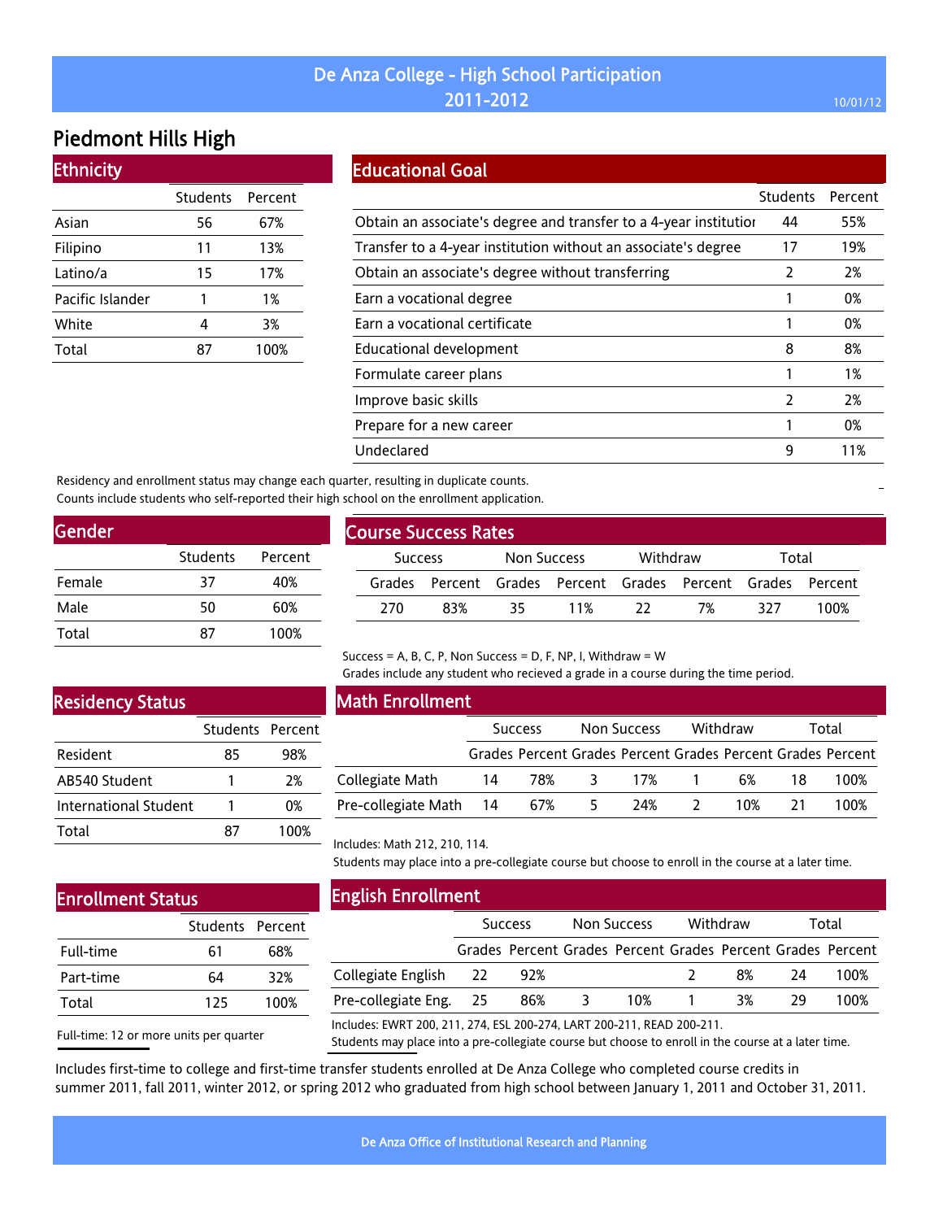# De Anza College - High School Participation 2011-2012

10/01/12

## Piedmont Hills High

### Ethnicity

| | Students | Percent |
|---|---|---|
| Asian | 56 | 67% |
| Filipino | 11 | 13% |
| Latino/a | 15 | 17% |
| Pacific Islander | 1 | 1% |
| White | 4 | 3% |
| Total | 87 | 100% |

### Educational Goal

| | Students | Percent |
|---|---|---|
| Obtain an associate's degree and transfer to a 4-year institution | 44 | 55% |
| Transfer to a 4-year institution without an associate's degree | 17 | 19% |
| Obtain an associate's degree without transferring | 2 | 2% |
| Earn a vocational degree | 1 | 0% |
| Earn a vocational certificate | 1 | 0% |
| Educational development | 8 | 8% |
| Formulate career plans | 1 | 1% |
| Improve basic skills | 2 | 2% |
| Prepare for a new career | 1 | 0% |
| Undeclared | 9 | 11% |

Residency and enrollment status may change each quarter, resulting in duplicate counts.
Counts include students who self-reported their high school on the enrollment application.

### Gender

| | Students | Percent |
|---|---|---|
| Female | 37 | 40% |
| Male | 50 | 60% |
| Total | 87 | 100% |

### Course Success Rates

| Success | | Non Success | | Withdraw | | Total | |
|---|---|---|---|---|---|---|---|
| Grades | Percent | Grades | Percent | Grades | Percent | Grades | Percent |
| 270 | 83% | 35 | 11% | 22 | 7% | 327 | 100% |

Success = A, B, C, P, Non Success = D, F, NP, I, Withdraw = W
Grades include any student who recieved a grade in a course during the time period.

### Residency Status

| | Students | Percent |
|---|---|---|
| Resident | 85 | 98% |
| AB540 Student | 1 | 2% |
| International Student | 1 | 0% |
| Total | 87 | 100% |

### Math Enrollment

| | Success | | Non Success | | Withdraw | | Total | |
|---|---|---|---|---|---|---|---|---|
| | Grades | Percent | Grades | Percent | Grades | Percent | Grades | Percent |
| Collegiate Math | 14 | 78% | 3 | 17% | 1 | 6% | 18 | 100% |
| Pre-collegiate Math | 14 | 67% | 5 | 24% | 2 | 10% | 21 | 100% |

Includes: Math 212, 210, 114.
Students may place into a pre-collegiate course but choose to enroll in the course at a later time.

### Enrollment Status

| | Students | Percent |
|---|---|---|
| Full-time | 61 | 68% |
| Part-time | 64 | 32% |
| Total | 125 | 100% |

Full-time: 12 or more units per quarter

### English Enrollment

| | Success | | Non Success | | Withdraw | | Total | |
|---|---|---|---|---|---|---|---|---|
| | Grades | Percent | Grades | Percent | Grades | Percent | Grades | Percent |
| Collegiate English | 22 | 92% | | | 2 | 8% | 24 | 100% |
| Pre-collegiate Eng. | 25 | 86% | 3 | 10% | 1 | 3% | 29 | 100% |

Includes: EWRT 200, 211, 274, ESL 200-274, LART 200-211, READ 200-211.
Students may place into a pre-collegiate course but choose to enroll in the course at a later time.

Includes first-time to college and first-time transfer students enrolled at De Anza College who completed course credits in summer 2011, fall 2011, winter 2012, or spring 2012 who graduated from high school between January 1, 2011 and October 31, 2011.

De Anza Office of Institutional Research and Planning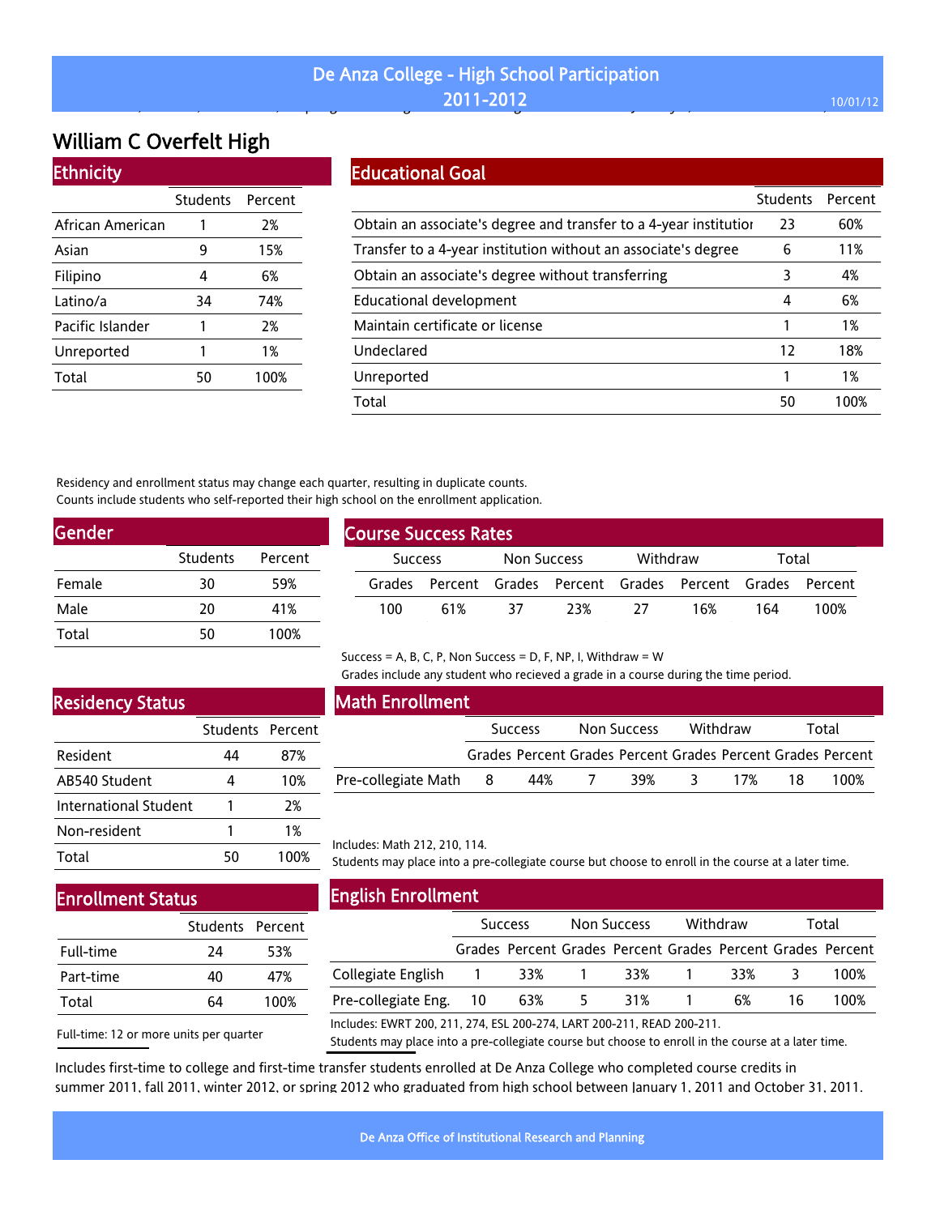# De Anza College - High School Participation 2011-2012

## William C Overfelt High

### Ethnicity

| | Students | Percent |
|---|---|---|
| African American | 1 | 2% |
| Asian | 9 | 15% |
| Filipino | 4 | 6% |
| Latino/a | 34 | 74% |
| Pacific Islander | 1 | 2% |
| Unreported | 1 | 1% |
| Total | 50 | 100% |

### Educational Goal

| | Students | Percent |
|---|---|---|
| Obtain an associate's degree and transfer to a 4-year institution | 23 | 60% |
| Transfer to a 4-year institution without an associate's degree | 6 | 11% |
| Obtain an associate's degree without transferring | 3 | 4% |
| Educational development | 4 | 6% |
| Maintain certificate or license | 1 | 1% |
| Undeclared | 12 | 18% |
| Unreported | 1 | 1% |
| Total | 50 | 100% |

Residency and enrollment status may change each quarter, resulting in duplicate counts.
Counts include students who self-reported their high school on the enrollment application.

### Gender

| | Students | Percent |
|---|---|---|
| Female | 30 | 59% |
| Male | 20 | 41% |
| Total | 50 | 100% |

### Course Success Rates

| Success | | Non Success | | Withdraw | | Total | |
|---|---|---|---|---|---|---|---|
| Grades | Percent | Grades | Percent | Grades | Percent | Grades | Percent |
| 100 | 61% | 37 | 23% | 27 | 16% | 164 | 100% |

Success = A, B, C, P, Non Success = D, F, NP, I, Withdraw = W
Grades include any student who recieved a grade in a course during the time period.

### Residency Status

| | Students | Percent |
|---|---|---|
| Resident | 44 | 87% |
| AB540 Student | 4 | 10% |
| International Student | 1 | 2% |
| Non-resident | 1 | 1% |
| Total | 50 | 100% |

### Math Enrollment

| | Success | | Non Success | | Withdraw | | Total | |
|---|---|---|---|---|---|---|---|---|
| | Grades | Percent | Grades | Percent | Grades | Percent | Grades | Percent |
| Pre-collegiate Math | 8 | 44% | 7 | 39% | 3 | 17% | 18 | 100% |

Includes: Math 212, 210, 114.
Students may place into a pre-collegiate course but choose to enroll in the course at a later time.

### Enrollment Status

| | Students | Percent |
|---|---|---|
| Full-time | 24 | 53% |
| Part-time | 40 | 47% |
| Total | 64 | 100% |

Full-time: 12 or more units per quarter

### English Enrollment

| | Success | | Non Success | | Withdraw | | Total | |
|---|---|---|---|---|---|---|---|---|
| | Grades | Percent | Grades | Percent | Grades | Percent | Grades | Percent |
| Collegiate English | 1 | 33% | 1 | 33% | 1 | 33% | 3 | 100% |
| Pre-collegiate Eng. | 10 | 63% | 5 | 31% | 1 | 6% | 16 | 100% |

Includes: EWRT 200, 211, 274, ESL 200-274, LART 200-211, READ 200-211.
Students may place into a pre-collegiate course but choose to enroll in the course at a later time.

Includes first-time to college and first-time transfer students enrolled at De Anza College who completed course credits in summer 2011, fall 2011, winter 2012, or spring 2012 who graduated from high school between January 1, 2011 and October 31, 2011.

De Anza Office of Institutional Research and Planning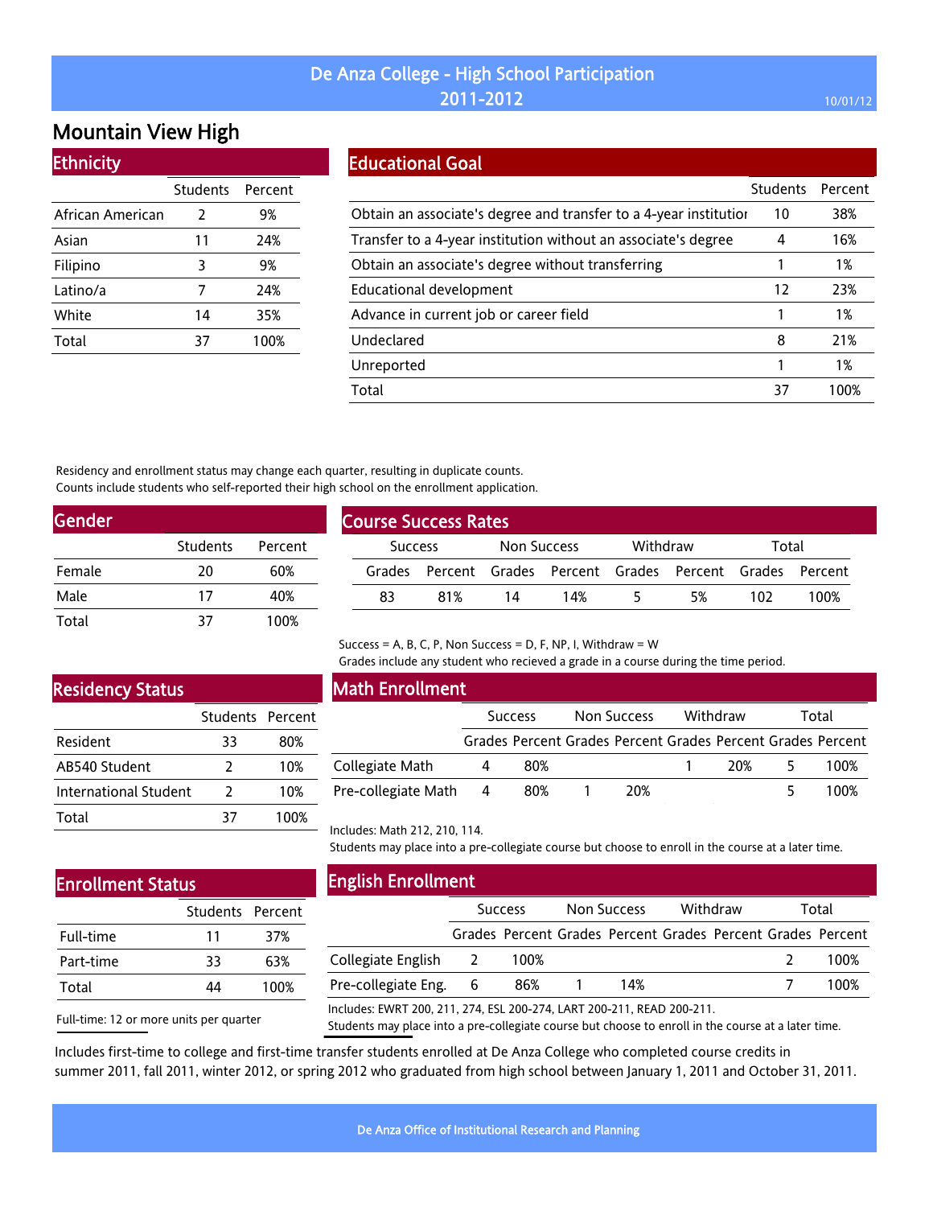# De Anza College - High School Participation 2011-2012

10/01/12

## Mountain View High

### Ethnicity

| | Students | Percent |
|---|---|---|
| African American | 2 | 9% |
| Asian | 11 | 24% |
| Filipino | 3 | 9% |
| Latino/a | 7 | 24% |
| White | 14 | 35% |
| Total | 37 | 100% |

### Educational Goal

| | Students | Percent |
|---|---|---|
| Obtain an associate's degree and transfer to a 4-year institution | 10 | 38% |
| Transfer to a 4-year institution without an associate's degree | 4 | 16% |
| Obtain an associate's degree without transferring | 1 | 1% |
| Educational development | 12 | 23% |
| Advance in current job or career field | 1 | 1% |
| Undeclared | 8 | 21% |
| Unreported | 1 | 1% |
| Total | 37 | 100% |

Residency and enrollment status may change each quarter, resulting in duplicate counts.
Counts include students who self-reported their high school on the enrollment application.

### Gender

| | Students | Percent |
|---|---|---|
| Female | 20 | 60% |
| Male | 17 | 40% |
| Total | 37 | 100% |

### Course Success Rates

| Success | | Non Success | | Withdraw | | Total | |
|---|---|---|---|---|---|---|---|
| Grades | Percent | Grades | Percent | Grades | Percent | Grades | Percent |
| 83 | 81% | 14 | 14% | 5 | 5% | 102 | 100% |

Success = A, B, C, P, Non Success = D, F, NP, I, Withdraw = W
Grades include any student who recieved a grade in a course during the time period.

### Residency Status

| | Students | Percent |
|---|---|---|
| Resident | 33 | 80% |
| AB540 Student | 2 | 10% |
| International Student | 2 | 10% |
| Total | 37 | 100% |

### Math Enrollment

| | Success | | Non Success | | Withdraw | | Total | |
|---|---|---|---|---|---|---|---|---|
| | Grades | Percent | Grades | Percent | Grades | Percent | Grades | Percent |
| Collegiate Math | 4 | 80% | | | 1 | 20% | 5 | 100% |
| Pre-collegiate Math | 4 | 80% | 1 | 20% | | | 5 | 100% |

Includes: Math 212, 210, 114.
Students may place into a pre-collegiate course but choose to enroll in the course at a later time.

### Enrollment Status

| | Students | Percent |
|---|---|---|
| Full-time | 11 | 37% |
| Part-time | 33 | 63% |
| Total | 44 | 100% |

Full-time: 12 or more units per quarter

### English Enrollment

| | Success | | Non Success | | Withdraw | | Total | |
|---|---|---|---|---|---|---|---|---|
| | Grades | Percent | Grades | Percent | Grades | Percent | Grades | Percent |
| Collegiate English | 2 | 100% | | | | | 2 | 100% |
| Pre-collegiate Eng. | 6 | 86% | 1 | 14% | | | 7 | 100% |

Includes: EWRT 200, 211, 274, ESL 200-274, LART 200-211, READ 200-211.
Students may place into a pre-collegiate course but choose to enroll in the course at a later time.

Includes first-time to college and first-time transfer students enrolled at De Anza College who completed course credits in summer 2011, fall 2011, winter 2012, or spring 2012 who graduated from high school between January 1, 2011 and October 31, 2011.

De Anza Office of Institutional Research and Planning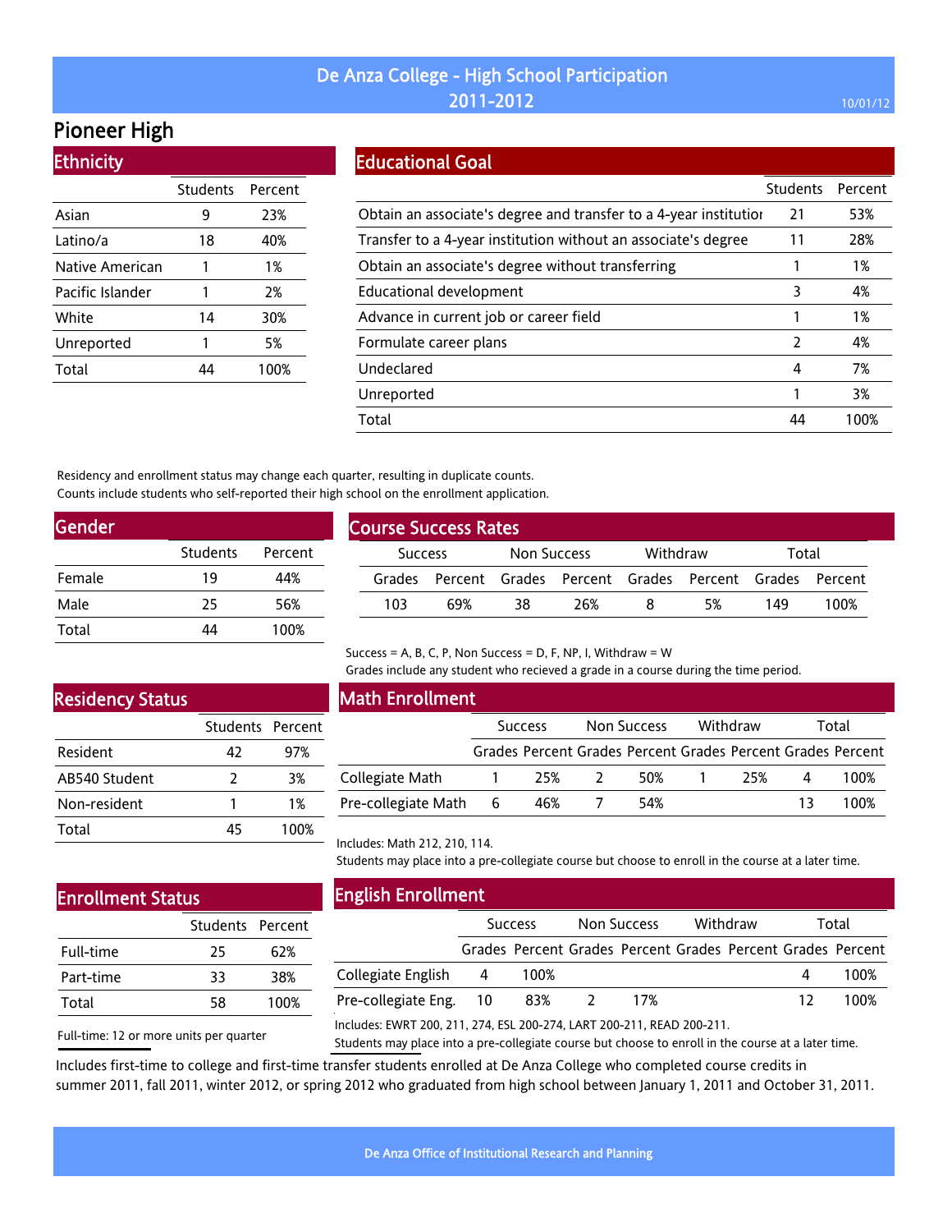# De Anza College - High School Participation
## 2011-2012

10/01/12

## Pioneer High

### Ethnicity

| | Students | Percent |
|---|---|---|
| Asian | 9 | 23% |
| Latino/a | 18 | 40% |
| Native American | 1 | 1% |
| Pacific Islander | 1 | 2% |
| White | 14 | 30% |
| Unreported | 1 | 5% |
| Total | 44 | 100% |

### Educational Goal

| | Students | Percent |
|---|---|---|
| Obtain an associate's degree and transfer to a 4-year institution | 21 | 53% |
| Transfer to a 4-year institution without an associate's degree | 11 | 28% |
| Obtain an associate's degree without transferring | 1 | 1% |
| Educational development | 3 | 4% |
| Advance in current job or career field | 1 | 1% |
| Formulate career plans | 2 | 4% |
| Undeclared | 4 | 7% |
| Unreported | 1 | 3% |
| Total | 44 | 100% |

Residency and enrollment status may change each quarter, resulting in duplicate counts.
Counts include students who self-reported their high school on the enrollment application.

### Gender

| | Students | Percent |
|---|---|---|
| Female | 19 | 44% |
| Male | 25 | 56% |
| Total | 44 | 100% |

### Course Success Rates

| Success | | Non Success | | Withdraw | | Total | |
|---|---|---|---|---|---|---|---|
| Grades | Percent | Grades | Percent | Grades | Percent | Grades | Percent |
| 103 | 69% | 38 | 26% | 8 | 5% | 149 | 100% |

Success = A, B, C, P, Non Success = D, F, NP, I, Withdraw = W
Grades include any student who recieved a grade in a course during the time period.

### Residency Status

| | Students | Percent |
|---|---|---|
| Resident | 42 | 97% |
| AB540 Student | 2 | 3% |
| Non-resident | 1 | 1% |
| Total | 45 | 100% |

### Math Enrollment

| | Success | | Non Success | | Withdraw | | Total | |
|---|---|---|---|---|---|---|---|---|
| | Grades | Percent | Grades | Percent | Grades | Percent | Grades | Percent |
| Collegiate Math | 1 | 25% | 2 | 50% | 1 | 25% | 4 | 100% |
| Pre-collegiate Math | 6 | 46% | 7 | 54% | | | 13 | 100% |

Includes: Math 212, 210, 114.
Students may place into a pre-collegiate course but choose to enroll in the course at a later time.

### Enrollment Status

| | Students | Percent |
|---|---|---|
| Full-time | 25 | 62% |
| Part-time | 33 | 38% |
| Total | 58 | 100% |

Full-time: 12 or more units per quarter

### English Enrollment

| | Success | | Non Success | | Withdraw | | Total | |
|---|---|---|---|---|---|---|---|---|
| | Grades | Percent | Grades | Percent | Grades | Percent | Grades | Percent |
| Collegiate English | 4 | 100% | | | | | 4 | 100% |
| Pre-collegiate Eng. | 10 | 83% | 2 | 17% | | | 12 | 100% |

Includes: EWRT 200, 211, 274, ESL 200-274, LART 200-211, READ 200-211.
Students may place into a pre-collegiate course but choose to enroll in the course at a later time.

Includes first-time to college and first-time transfer students enrolled at De Anza College who completed course credits in summer 2011, fall 2011, winter 2012, or spring 2012 who graduated from high school between January 1, 2011 and October 31, 2011.

De Anza Office of Institutional Research and Planning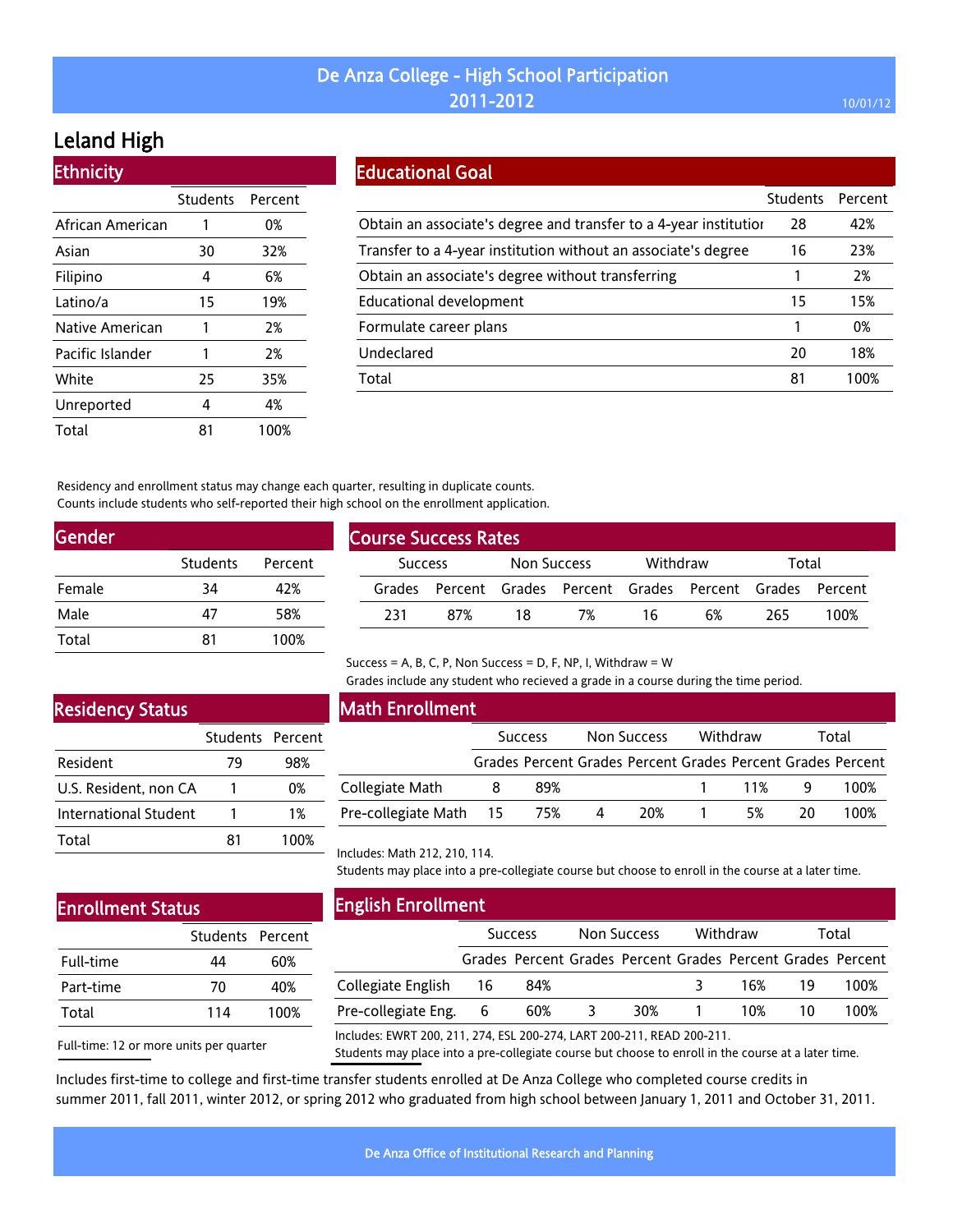# De Anza College - High School Participation 2011-2012

## Leland High

### Ethnicity

| | Students | Percent |
|---|---|---|
| African American | 1 | 0% |
| Asian | 30 | 32% |
| Filipino | 4 | 6% |
| Latino/a | 15 | 19% |
| Native American | 1 | 2% |
| Pacific Islander | 1 | 2% |
| White | 25 | 35% |
| Unreported | 4 | 4% |
| Total | 81 | 100% |

### Educational Goal

| | Students | Percent |
|---|---|---|
| Obtain an associate's degree and transfer to a 4-year institution | 28 | 42% |
| Transfer to a 4-year institution without an associate's degree | 16 | 23% |
| Obtain an associate's degree without transferring | 1 | 2% |
| Educational development | 15 | 15% |
| Formulate career plans | 1 | 0% |
| Undeclared | 20 | 18% |
| Total | 81 | 100% |

Residency and enrollment status may change each quarter, resulting in duplicate counts.
Counts include students who self-reported their high school on the enrollment application.

### Gender

| | Students | Percent |
|---|---|---|
| Female | 34 | 42% |
| Male | 47 | 58% |
| Total | 81 | 100% |

### Course Success Rates

| Success | | Non Success | | Withdraw | | Total | |
|---|---|---|---|---|---|---|---|
| Grades | Percent | Grades | Percent | Grades | Percent | Grades | Percent |
| 231 | 87% | 18 | 7% | 16 | 6% | 265 | 100% |

Success = A, B, C, P, Non Success = D, F, NP, I, Withdraw = W
Grades include any student who recieved a grade in a course during the time period.

### Residency Status

| | Students | Percent |
|---|---|---|
| Resident | 79 | 98% |
| U.S. Resident, non CA | 1 | 0% |
| International Student | 1 | 1% |
| Total | 81 | 100% |

### Math Enrollment

| | Success | | Non Success | | Withdraw | | Total | |
|---|---|---|---|---|---|---|---|---|
| | Grades | Percent | Grades | Percent | Grades | Percent | Grades | Percent |
| Collegiate Math | 8 | 89% | | | 1 | 11% | 9 | 100% |
| Pre-collegiate Math | 15 | 75% | 4 | 20% | 1 | 5% | 20 | 100% |

Includes: Math 212, 210, 114.
Students may place into a pre-collegiate course but choose to enroll in the course at a later time.

### Enrollment Status

| | Students | Percent |
|---|---|---|
| Full-time | 44 | 60% |
| Part-time | 70 | 40% |
| Total | 114 | 100% |

Full-time: 12 or more units per quarter

### English Enrollment

| | Success | | Non Success | | Withdraw | | Total | |
|---|---|---|---|---|---|---|---|---|
| | Grades | Percent | Grades | Percent | Grades | Percent | Grades | Percent |
| Collegiate English | 16 | 84% | | | 3 | 16% | 19 | 100% |
| Pre-collegiate Eng. | 6 | 60% | 3 | 30% | 1 | 10% | 10 | 100% |

Includes: EWRT 200, 211, 274, ESL 200-274, LART 200-211, READ 200-211.
Students may place into a pre-collegiate course but choose to enroll in the course at a later time.

Includes first-time to college and first-time transfer students enrolled at De Anza College who completed course credits in summer 2011, fall 2011, winter 2012, or spring 2012 who graduated from high school between January 1, 2011 and October 31, 2011.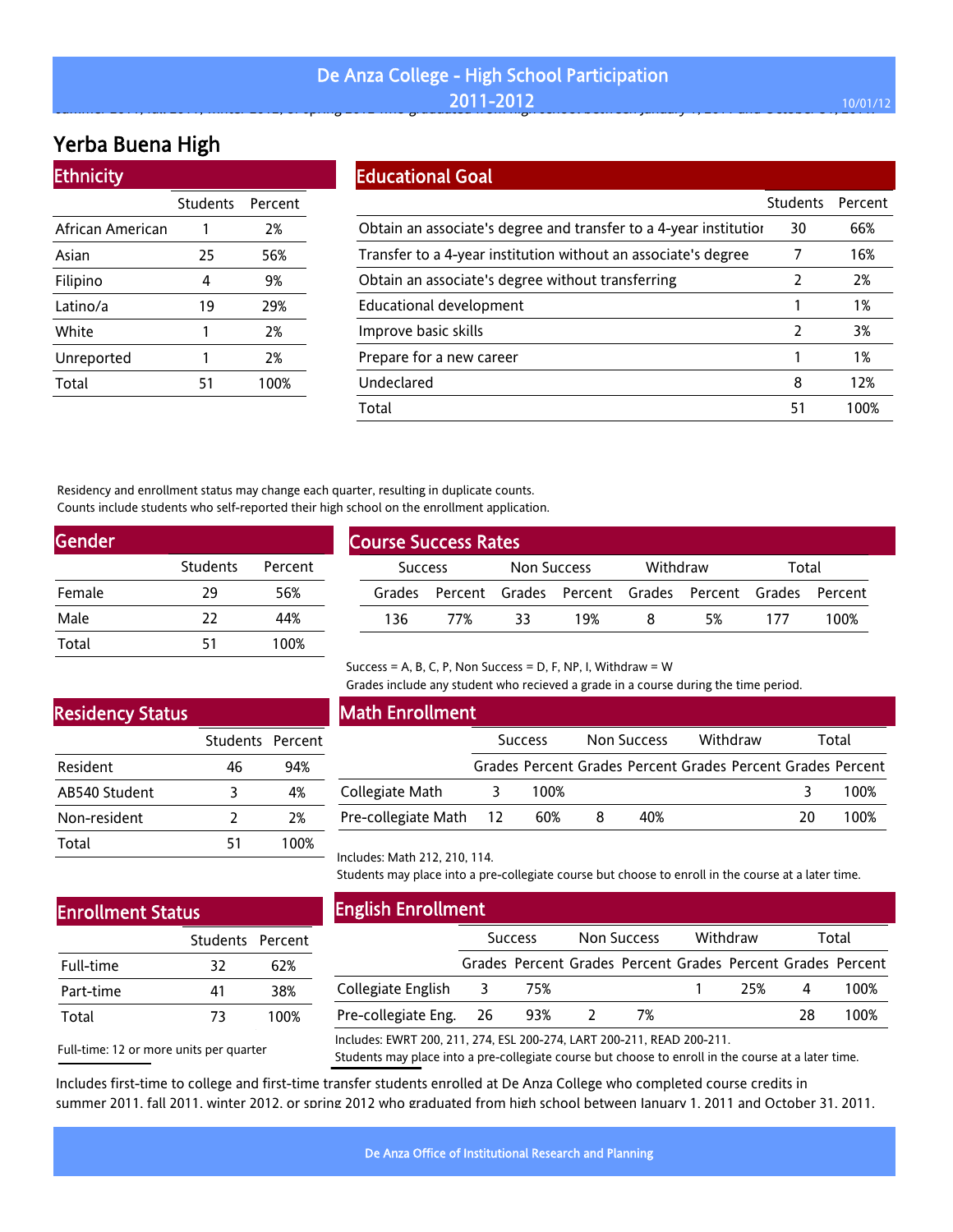# De Anza College - High School Participation 2011-2012

## Yerba Buena High

### Ethnicity

| | Students | Percent |
|---|---|---|
| African American | 1 | 2% |
| Asian | 25 | 56% |
| Filipino | 4 | 9% |
| Latino/a | 19 | 29% |
| White | 1 | 2% |
| Unreported | 1 | 2% |
| Total | 51 | 100% |

### Educational Goal

| | Students | Percent |
|---|---|---|
| Obtain an associate's degree and transfer to a 4-year institutior | 30 | 66% |
| Transfer to a 4-year institution without an associate's degree | 7 | 16% |
| Obtain an associate's degree without transferring | 2 | 2% |
| Educational development | 1 | 1% |
| Improve basic skills | 2 | 3% |
| Prepare for a new career | 1 | 1% |
| Undeclared | 8 | 12% |
| Total | 51 | 100% |

Residency and enrollment status may change each quarter, resulting in duplicate counts.
Counts include students who self-reported their high school on the enrollment application.

### Gender

| | Students | Percent |
|---|---|---|
| Female | 29 | 56% |
| Male | 22 | 44% |
| Total | 51 | 100% |

### Course Success Rates

| Success | | Non Success | | Withdraw | | Total | |
|---|---|---|---|---|---|---|---|
| Grades | Percent | Grades | Percent | Grades | Percent | Grades | Percent |
| 136 | 77% | 33 | 19% | 8 | 5% | 177 | 100% |

Success = A, B, C, P, Non Success = D, F, NP, I, Withdraw = W
Grades include any student who recieved a grade in a course during the time period.

### Residency Status

| | Students | Percent |
|---|---|---|
| Resident | 46 | 94% |
| AB540 Student | 3 | 4% |
| Non-resident | 2 | 2% |
| Total | 51 | 100% |

### Math Enrollment

| | Success | | Non Success | | Withdraw | | Total | |
|---|---|---|---|---|---|---|---|---|
| | Grades | Percent | Grades | Percent | Grades | Percent | Grades | Percent |
| Collegiate Math | 3 | 100% | | | | | 3 | 100% |
| Pre-collegiate Math | 12 | 60% | 8 | 40% | | | 20 | 100% |

Includes: Math 212, 210, 114.
Students may place into a pre-collegiate course but choose to enroll in the course at a later time.

### Enrollment Status

| | Students | Percent |
|---|---|---|
| Full-time | 32 | 62% |
| Part-time | 41 | 38% |
| Total | 73 | 100% |

Full-time: 12 or more units per quarter

### English Enrollment

| | Success | | Non Success | | Withdraw | | Total | |
|---|---|---|---|---|---|---|---|---|
| | Grades | Percent | Grades | Percent | Grades | Percent | Grades | Percent |
| Collegiate English | 3 | 75% | | | 1 | 25% | 4 | 100% |
| Pre-collegiate Eng. | 26 | 93% | 2 | 7% | | | 28 | 100% |

Includes: EWRT 200, 211, 274, ESL 200-274, LART 200-211, READ 200-211.
Students may place into a pre-collegiate course but choose to enroll in the course at a later time.

Includes first-time to college and first-time transfer students enrolled at De Anza College who completed course credits in summer 2011, fall 2011, winter 2012, or spring 2012 who graduated from high school between January 1, 2011 and October 31, 2011.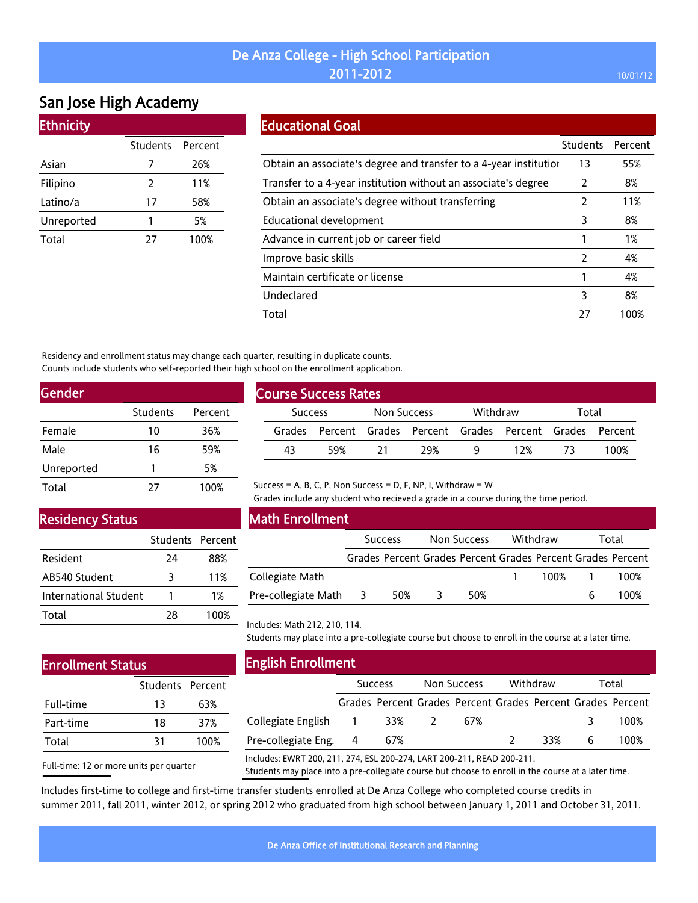# De Anza College - High School Participation 2011-2012

## San Jose High Academy

### Ethnicity

| | Students | Percent |
|---|---|---|
| Asian | 7 | 26% |
| Filipino | 2 | 11% |
| Latino/a | 17 | 58% |
| Unreported | 1 | 5% |
| Total | 27 | 100% |

### Educational Goal

| | Students | Percent |
|---|---|---|
| Obtain an associate's degree and transfer to a 4-year institution | 13 | 55% |
| Transfer to a 4-year institution without an associate's degree | 2 | 8% |
| Obtain an associate's degree without transferring | 2 | 11% |
| Educational development | 3 | 8% |
| Advance in current job or career field | 1 | 1% |
| Improve basic skills | 2 | 4% |
| Maintain certificate or license | 1 | 4% |
| Undeclared | 3 | 8% |
| Total | 27 | 100% |

Residency and enrollment status may change each quarter, resulting in duplicate counts.
Counts include students who self-reported their high school on the enrollment application.

### Gender

| | Students | Percent |
|---|---|---|
| Female | 10 | 36% |
| Male | 16 | 59% |
| Unreported | 1 | 5% |
| Total | 27 | 100% |

### Course Success Rates

| Success | | Non Success | | Withdraw | | Total | |
|---|---|---|---|---|---|---|---|
| Grades | Percent | Grades | Percent | Grades | Percent | Grades | Percent |
| 43 | 59% | 21 | 29% | 9 | 12% | 73 | 100% |

Success = A, B, C, P, Non Success = D, F, NP, I, Withdraw = W
Grades include any student who recieved a grade in a course during the time period.

### Residency Status

| | Students | Percent |
|---|---|---|
| Resident | 24 | 88% |
| AB540 Student | 3 | 11% |
| International Student | 1 | 1% |
| Total | 28 | 100% |

### Math Enrollment

| | Success | | Non Success | | Withdraw | | Total | |
|---|---|---|---|---|---|---|---|---|
| | Grades | Percent | Grades | Percent | Grades | Percent | Grades | Percent |
| Collegiate Math | | | | | 1 | 100% | 1 | 100% |
| Pre-collegiate Math | 3 | 50% | 3 | 50% | | | 6 | 100% |

Includes: Math 212, 210, 114.
Students may place into a pre-collegiate course but choose to enroll in the course at a later time.

### Enrollment Status

| | Students | Percent |
|---|---|---|
| Full-time | 13 | 63% |
| Part-time | 18 | 37% |
| Total | 31 | 100% |

Full-time: 12 or more units per quarter

### English Enrollment

| | Success | | Non Success | | Withdraw | | Total | |
|---|---|---|---|---|---|---|---|---|
| | Grades | Percent | Grades | Percent | Grades | Percent | Grades | Percent |
| Collegiate English | 1 | 33% | 2 | 67% | | | 3 | 100% |
| Pre-collegiate Eng. | 4 | 67% | | | 2 | 33% | 6 | 100% |

Includes: EWRT 200, 211, 274, ESL 200-274, LART 200-211, READ 200-211.
Students may place into a pre-collegiate course but choose to enroll in the course at a later time.

Includes first-time to college and first-time transfer students enrolled at De Anza College who completed course credits in summer 2011, fall 2011, winter 2012, or spring 2012 who graduated from high school between January 1, 2011 and October 31, 2011.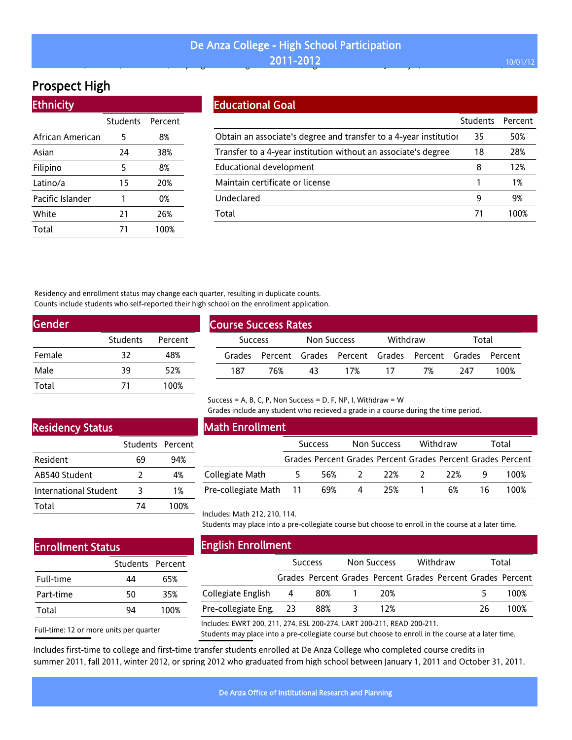# De Anza College - High School Participation
## 2011-2012

# Prospect High

## Ethnicity

| | Students | Percent |
|---|---|---|
| African American | 5 | 8% |
| Asian | 24 | 38% |
| Filipino | 5 | 8% |
| Latino/a | 15 | 20% |
| Pacific Islander | 1 | 0% |
| White | 21 | 26% |
| Total | 71 | 100% |

## Educational Goal

| | Students | Percent |
|---|---|---|
| Obtain an associate's degree and transfer to a 4-year institution | 35 | 50% |
| Transfer to a 4-year institution without an associate's degree | 18 | 28% |
| Educational development | 8 | 12% |
| Maintain certificate or license | 1 | 1% |
| Undeclared | 9 | 9% |
| Total | 71 | 100% |

Residency and enrollment status may change each quarter, resulting in duplicate counts.
Counts include students who self-reported their high school on the enrollment application.

## Gender

| | Students | Percent |
|---|---|---|
| Female | 32 | 48% |
| Male | 39 | 52% |
| Total | 71 | 100% |

## Course Success Rates

| Success | | Non Success | | Withdraw | | Total | |
|---|---|---|---|---|---|---|---|
| Grades | Percent | Grades | Percent | Grades | Percent | Grades | Percent |
| 187 | 76% | 43 | 17% | 17 | 7% | 247 | 100% |

Success = A, B, C, P, Non Success = D, F, NP, I, Withdraw = W
Grades include any student who recieved a grade in a course during the time period.

## Residency Status

| | Students | Percent |
|---|---|---|
| Resident | 69 | 94% |
| AB540 Student | 2 | 4% |
| International Student | 3 | 1% |
| Total | 74 | 100% |

## Math Enrollment

| | Success | | Non Success | | Withdraw | | Total | |
|---|---|---|---|---|---|---|---|---|
| | Grades | Percent | Grades | Percent | Grades | Percent | Grades | Percent |
| Collegiate Math | 5 | 56% | 2 | 22% | 2 | 22% | 9 | 100% |
| Pre-collegiate Math | 11 | 69% | 4 | 25% | 1 | 6% | 16 | 100% |

Includes: Math 212, 210, 114.
Students may place into a pre-collegiate course but choose to enroll in the course at a later time.

## Enrollment Status

| | Students | Percent |
|---|---|---|
| Full-time | 44 | 65% |
| Part-time | 50 | 35% |
| Total | 94 | 100% |

Full-time: 12 or more units per quarter

## English Enrollment

| | Success | | Non Success | | Withdraw | | Total | |
|---|---|---|---|---|---|---|---|---|
| | Grades | Percent | Grades | Percent | Grades | Percent | Grades | Percent |
| Collegiate English | 4 | 80% | 1 | 20% | | | 5 | 100% |
| Pre-collegiate Eng. | 23 | 88% | 3 | 12% | | | 26 | 100% |

Includes: EWRT 200, 211, 274, ESL 200-274, LART 200-211, READ 200-211.
Students may place into a pre-collegiate course but choose to enroll in the course at a later time.

Includes first-time to college and first-time transfer students enrolled at De Anza College who completed course credits in summer 2011, fall 2011, winter 2012, or spring 2012 who graduated from high school between January 1, 2011 and October 31, 2011.

De Anza Office of Institutional Research and Planning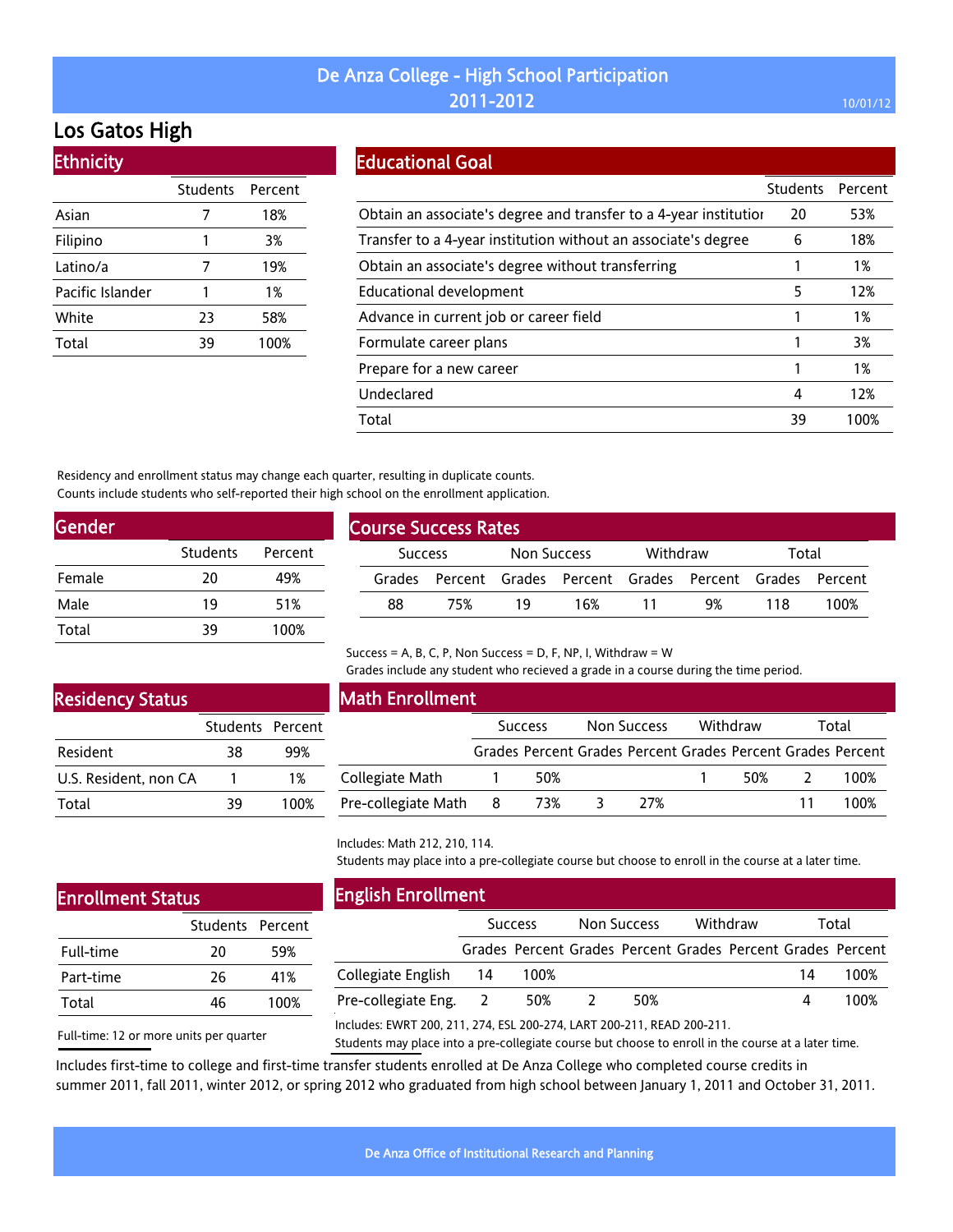# De Anza College - High School Participation
## 2011-2012

10/01/12

# Los Gatos High

## Ethnicity

| | Students | Percent |
|---|---|---|
| Asian | 7 | 18% |
| Filipino | 1 | 3% |
| Latino/a | 7 | 19% |
| Pacific Islander | 1 | 1% |
| White | 23 | 58% |
| Total | 39 | 100% |

## Educational Goal

| | Students | Percent |
|---|---|---|
| Obtain an associate's degree and transfer to a 4-year institution | 20 | 53% |
| Transfer to a 4-year institution without an associate's degree | 6 | 18% |
| Obtain an associate's degree without transferring | 1 | 1% |
| Educational development | 5 | 12% |
| Advance in current job or career field | 1 | 1% |
| Formulate career plans | 1 | 3% |
| Prepare for a new career | 1 | 1% |
| Undeclared | 4 | 12% |
| Total | 39 | 100% |

Residency and enrollment status may change each quarter, resulting in duplicate counts.
Counts include students who self-reported their high school on the enrollment application.

## Gender

| | Students | Percent |
|---|---|---|
| Female | 20 | 49% |
| Male | 19 | 51% |
| Total | 39 | 100% |

## Course Success Rates

| Success | | Non Success | | Withdraw | | Total | |
|---|---|---|---|---|---|---|---|
| Grades | Percent | Grades | Percent | Grades | Percent | Grades | Percent |
| 88 | 75% | 19 | 16% | 11 | 9% | 118 | 100% |

Success = A, B, C, P, Non Success = D, F, NP, I, Withdraw = W
Grades include any student who recieved a grade in a course during the time period.

## Residency Status

| | Students | Percent |
|---|---|---|
| Resident | 38 | 99% |
| U.S. Resident, non CA | 1 | 1% |
| Total | 39 | 100% |

## Math Enrollment

| | Success | | Non Success | | Withdraw | | Total | |
|---|---|---|---|---|---|---|---|---|
| | Grades | Percent | Grades | Percent | Grades | Percent | Grades | Percent |
| Collegiate Math | 1 | 50% | | | 1 | 50% | 2 | 100% |
| Pre-collegiate Math | 8 | 73% | 3 | 27% | | | 11 | 100% |

Includes: Math 212, 210, 114.
Students may place into a pre-collegiate course but choose to enroll in the course at a later time.

## Enrollment Status

| | Students | Percent |
|---|---|---|
| Full-time | 20 | 59% |
| Part-time | 26 | 41% |
| Total | 46 | 100% |

Full-time: 12 or more units per quarter

## English Enrollment

| | Success | | Non Success | | Withdraw | | Total | |
|---|---|---|---|---|---|---|---|---|
| | Grades | Percent | Grades | Percent | Grades | Percent | Grades | Percent |
| Collegiate English | 14 | 100% | | | | | 14 | 100% |
| Pre-collegiate Eng. | 2 | 50% | 2 | 50% | | | 4 | 100% |

Includes: EWRT 200, 211, 274, ESL 200-274, LART 200-211, READ 200-211.
Students may place into a pre-collegiate course but choose to enroll in the course at a later time.

Includes first-time to college and first-time transfer students enrolled at De Anza College who completed course credits in summer 2011, fall 2011, winter 2012, or spring 2012 who graduated from high school between January 1, 2011 and October 31, 2011.

De Anza Office of Institutional Research and Planning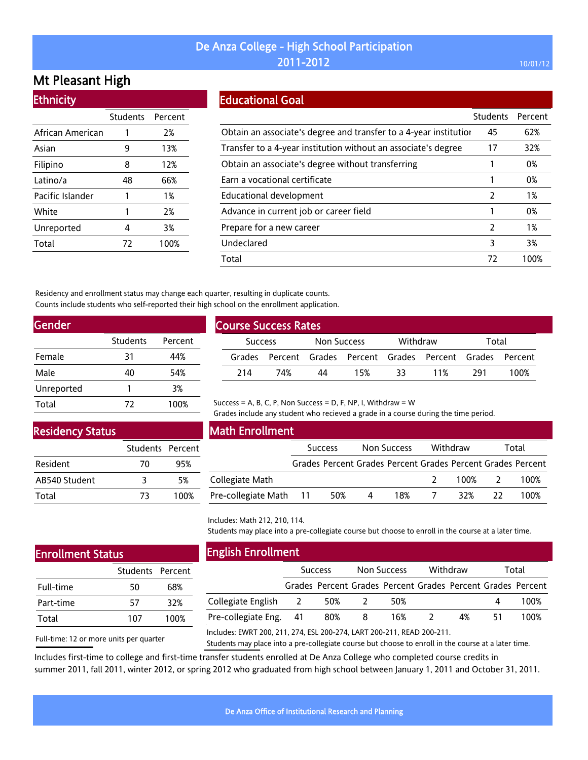# De Anza College - High School Participation
## 2011-2012

10/01/12

# Mt Pleasant High

## Ethnicity

| | Students | Percent |
|---|---|---|
| African American | 1 | 2% |
| Asian | 9 | 13% |
| Filipino | 8 | 12% |
| Latino/a | 48 | 66% |
| Pacific Islander | 1 | 1% |
| White | 1 | 2% |
| Unreported | 4 | 3% |
| Total | 72 | 100% |

## Educational Goal

| | Students | Percent |
|---|---|---|
| Obtain an associate's degree and transfer to a 4-year institutior | 45 | 62% |
| Transfer to a 4-year institution without an associate's degree | 17 | 32% |
| Obtain an associate's degree without transferring | 1 | 0% |
| Earn a vocational certificate | 1 | 0% |
| Educational development | 2 | 1% |
| Advance in current job or career field | 1 | 0% |
| Prepare for a new career | 2 | 1% |
| Undeclared | 3 | 3% |
| Total | 72 | 100% |

Residency and enrollment status may change each quarter, resulting in duplicate counts.
Counts include students who self-reported their high school on the enrollment application.

## Gender

| | Students | Percent |
|---|---|---|
| Female | 31 | 44% |
| Male | 40 | 54% |
| Unreported | 1 | 3% |
| Total | 72 | 100% |

## Course Success Rates

| Success | | Non Success | | Withdraw | | Total | |
|---|---|---|---|---|---|---|---|
| Grades | Percent | Grades | Percent | Grades | Percent | Grades | Percent |
| 214 | 74% | 44 | 15% | 33 | 11% | 291 | 100% |

Success = A, B, C, P, Non Success = D, F, NP, I, Withdraw = W
Grades include any student who recieved a grade in a course during the time period.

## Residency Status

| | Students | Percent |
|---|---|---|
| Resident | 70 | 95% |
| AB540 Student | 3 | 5% |
| Total | 73 | 100% |

## Math Enrollment

| | Success | | Non Success | | Withdraw | | Total | |
|---|---|---|---|---|---|---|---|---|
| | Grades | Percent | Grades | Percent | Grades | Percent | Grades | Percent |
| Collegiate Math | | | | | 2 | 100% | 2 | 100% |
| Pre-collegiate Math | 11 | 50% | 4 | 18% | 7 | 32% | 22 | 100% |

Includes: Math 212, 210, 114.
Students may place into a pre-collegiate course but choose to enroll in the course at a later time.

## Enrollment Status

| | Students | Percent |
|---|---|---|
| Full-time | 50 | 68% |
| Part-time | 57 | 32% |
| Total | 107 | 100% |

Full-time: 12 or more units per quarter

## English Enrollment

| | Success | | Non Success | | Withdraw | | Total | |
|---|---|---|---|---|---|---|---|---|
| | Grades | Percent | Grades | Percent | Grades | Percent | Grades | Percent |
| Collegiate English | 2 | 50% | 2 | 50% | | | 4 | 100% |
| Pre-collegiate Eng. | 41 | 80% | 8 | 16% | 2 | 4% | 51 | 100% |

Includes: EWRT 200, 211, 274, ESL 200-274, LART 200-211, READ 200-211.
Students may place into a pre-collegiate course but choose to enroll in the course at a later time.

Includes first-time to college and first-time transfer students enrolled at De Anza College who completed course credits in summer 2011, fall 2011, winter 2012, or spring 2012 who graduated from high school between January 1, 2011 and October 31, 2011.

De Anza Office of Institutional Research and Planning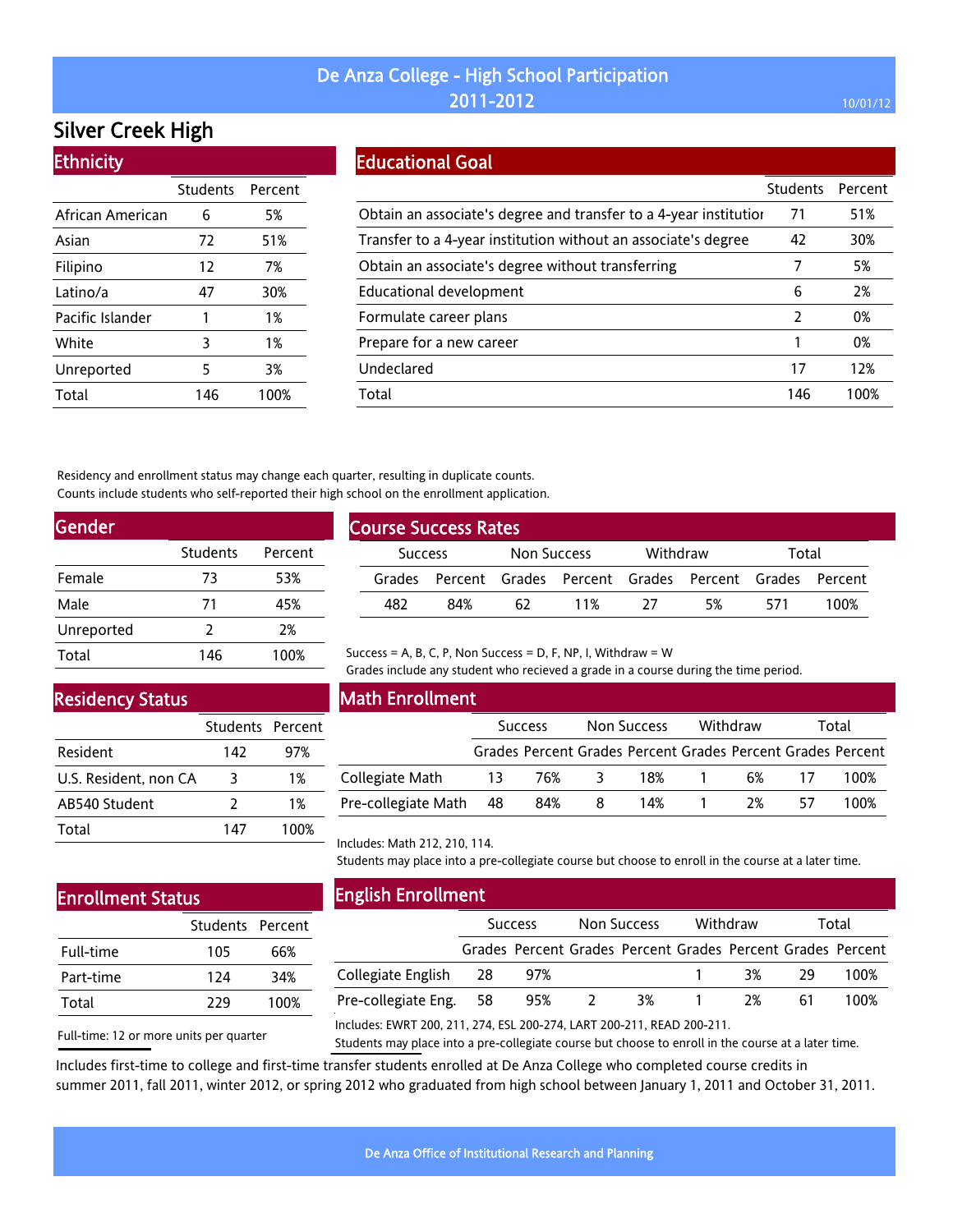# De Anza College - High School Participation
## 2011-2012

## Silver Creek High

### Ethnicity

| | Students | Percent |
|---|---|---|
| African American | 6 | 5% |
| Asian | 72 | 51% |
| Filipino | 12 | 7% |
| Latino/a | 47 | 30% |
| Pacific Islander | 1 | 1% |
| White | 3 | 1% |
| Unreported | 5 | 3% |
| Total | 146 | 100% |

### Educational Goal

| | Students | Percent |
|---|---|---|
| Obtain an associate's degree and transfer to a 4-year institution | 71 | 51% |
| Transfer to a 4-year institution without an associate's degree | 42 | 30% |
| Obtain an associate's degree without transferring | 7 | 5% |
| Educational development | 6 | 2% |
| Formulate career plans | 2 | 0% |
| Prepare for a new career | 1 | 0% |
| Undeclared | 17 | 12% |
| Total | 146 | 100% |

Residency and enrollment status may change each quarter, resulting in duplicate counts.
Counts include students who self-reported their high school on the enrollment application.

### Gender

| | Students | Percent |
|---|---|---|
| Female | 73 | 53% |
| Male | 71 | 45% |
| Unreported | 2 | 2% |
| Total | 146 | 100% |

### Course Success Rates

| Success | | Non Success | | Withdraw | | Total | |
|---|---|---|---|---|---|---|---|
| Grades | Percent | Grades | Percent | Grades | Percent | Grades | Percent |
| 482 | 84% | 62 | 11% | 27 | 5% | 571 | 100% |

Success = A, B, C, P, Non Success = D, F, NP, I, Withdraw = W
Grades include any student who recieved a grade in a course during the time period.

### Residency Status

| | Students | Percent |
|---|---|---|
| Resident | 142 | 97% |
| U.S. Resident, non CA | 3 | 1% |
| AB540 Student | 2 | 1% |
| Total | 147 | 100% |

### Math Enrollment

| | Success | | Non Success | | Withdraw | | Total | |
|---|---|---|---|---|---|---|---|---|
| | Grades | Percent | Grades | Percent | Grades | Percent | Grades | Percent |
| Collegiate Math | 13 | 76% | 3 | 18% | 1 | 6% | 17 | 100% |
| Pre-collegiate Math | 48 | 84% | 8 | 14% | 1 | 2% | 57 | 100% |

Includes: Math 212, 210, 114.
Students may place into a pre-collegiate course but choose to enroll in the course at a later time.

### Enrollment Status

| | Students | Percent |
|---|---|---|
| Full-time | 105 | 66% |
| Part-time | 124 | 34% |
| Total | 229 | 100% |

Full-time: 12 or more units per quarter

### English Enrollment

| | Success | | Non Success | | Withdraw | | Total | |
|---|---|---|---|---|---|---|---|---|
| | Grades | Percent | Grades | Percent | Grades | Percent | Grades | Percent |
| Collegiate English | 28 | 97% | | | 1 | 3% | 29 | 100% |
| Pre-collegiate Eng. | 58 | 95% | 2 | 3% | 1 | 2% | 61 | 100% |

Includes: EWRT 200, 211, 274, ESL 200-274, LART 200-211, READ 200-211.
Students may place into a pre-collegiate course but choose to enroll in the course at a later time.

Includes first-time to college and first-time transfer students enrolled at De Anza College who completed course credits in summer 2011, fall 2011, winter 2012, or spring 2012 who graduated from high school between January 1, 2011 and October 31, 2011.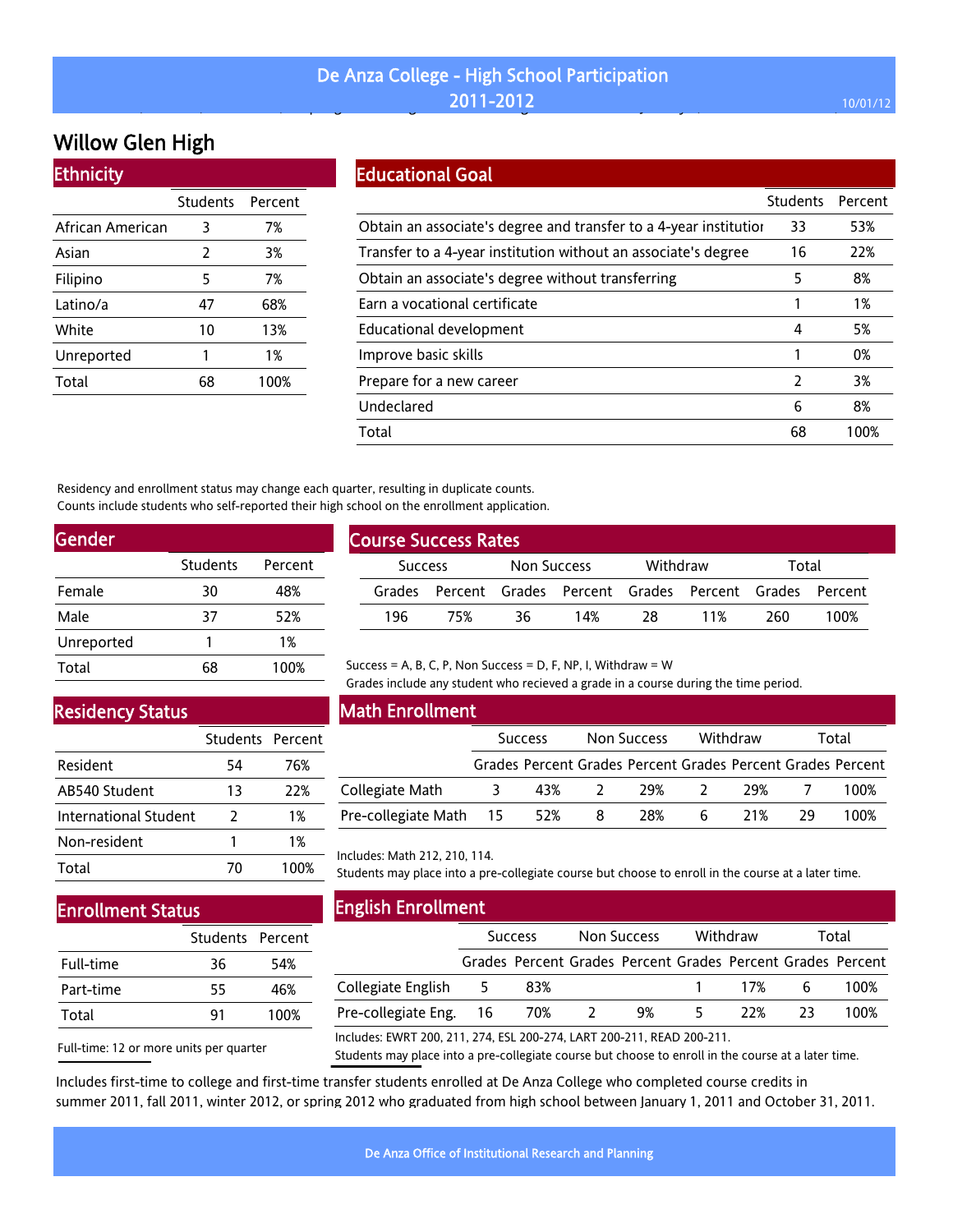# De Anza College - High School Participation 2011-2012

10/01/12

## Willow Glen High

### Ethnicity

| | Students | Percent |
|---|---|---|
| African American | 3 | 7% |
| Asian | 2 | 3% |
| Filipino | 5 | 7% |
| Latino/a | 47 | 68% |
| White | 10 | 13% |
| Unreported | 1 | 1% |
| Total | 68 | 100% |

### Educational Goal

| | Students | Percent |
|---|---|---|
| Obtain an associate's degree and transfer to a 4-year institution | 33 | 53% |
| Transfer to a 4-year institution without an associate's degree | 16 | 22% |
| Obtain an associate's degree without transferring | 5 | 8% |
| Earn a vocational certificate | 1 | 1% |
| Educational development | 4 | 5% |
| Improve basic skills | 1 | 0% |
| Prepare for a new career | 2 | 3% |
| Undeclared | 6 | 8% |
| Total | 68 | 100% |

Residency and enrollment status may change each quarter, resulting in duplicate counts.
Counts include students who self-reported their high school on the enrollment application.

### Gender

| | Students | Percent |
|---|---|---|
| Female | 30 | 48% |
| Male | 37 | 52% |
| Unreported | 1 | 1% |
| Total | 68 | 100% |

### Course Success Rates

| Success | | Non Success | | Withdraw | | Total | |
|---|---|---|---|---|---|---|---|
| Grades | Percent | Grades | Percent | Grades | Percent | Grades | Percent |
| 196 | 75% | 36 | 14% | 28 | 11% | 260 | 100% |

Success = A, B, C, P, Non Success = D, F, NP, I, Withdraw = W
Grades include any student who recieved a grade in a course during the time period.

### Residency Status

| | Students | Percent |
|---|---|---|
| Resident | 54 | 76% |
| AB540 Student | 13 | 22% |
| International Student | 2 | 1% |
| Non-resident | 1 | 1% |
| Total | 70 | 100% |

### Math Enrollment

| | Success | | Non Success | | Withdraw | | Total | |
|---|---|---|---|---|---|---|---|---|
| | Grades | Percent | Grades | Percent | Grades | Percent | Grades | Percent |
| Collegiate Math | 3 | 43% | 2 | 29% | 2 | 29% | 7 | 100% |
| Pre-collegiate Math | 15 | 52% | 8 | 28% | 6 | 21% | 29 | 100% |

Includes: Math 212, 210, 114.
Students may place into a pre-collegiate course but choose to enroll in the course at a later time.

### Enrollment Status

| | Students | Percent |
|---|---|---|
| Full-time | 36 | 54% |
| Part-time | 55 | 46% |
| Total | 91 | 100% |

Full-time: 12 or more units per quarter

### English Enrollment

| | Success | | Non Success | | Withdraw | | Total | |
|---|---|---|---|---|---|---|---|---|
| | Grades | Percent | Grades | Percent | Grades | Percent | Grades | Percent |
| Collegiate English | 5 | 83% | | | 1 | 17% | 6 | 100% |
| Pre-collegiate Eng. | 16 | 70% | 2 | 9% | 5 | 22% | 23 | 100% |

Includes: EWRT 200, 211, 274, ESL 200-274, LART 200-211, READ 200-211.
Students may place into a pre-collegiate course but choose to enroll in the course at a later time.

Includes first-time to college and first-time transfer students enrolled at De Anza College who completed course credits in summer 2011, fall 2011, winter 2012, or spring 2012 who graduated from high school between January 1, 2011 and October 31, 2011.

De Anza Office of Institutional Research and Planning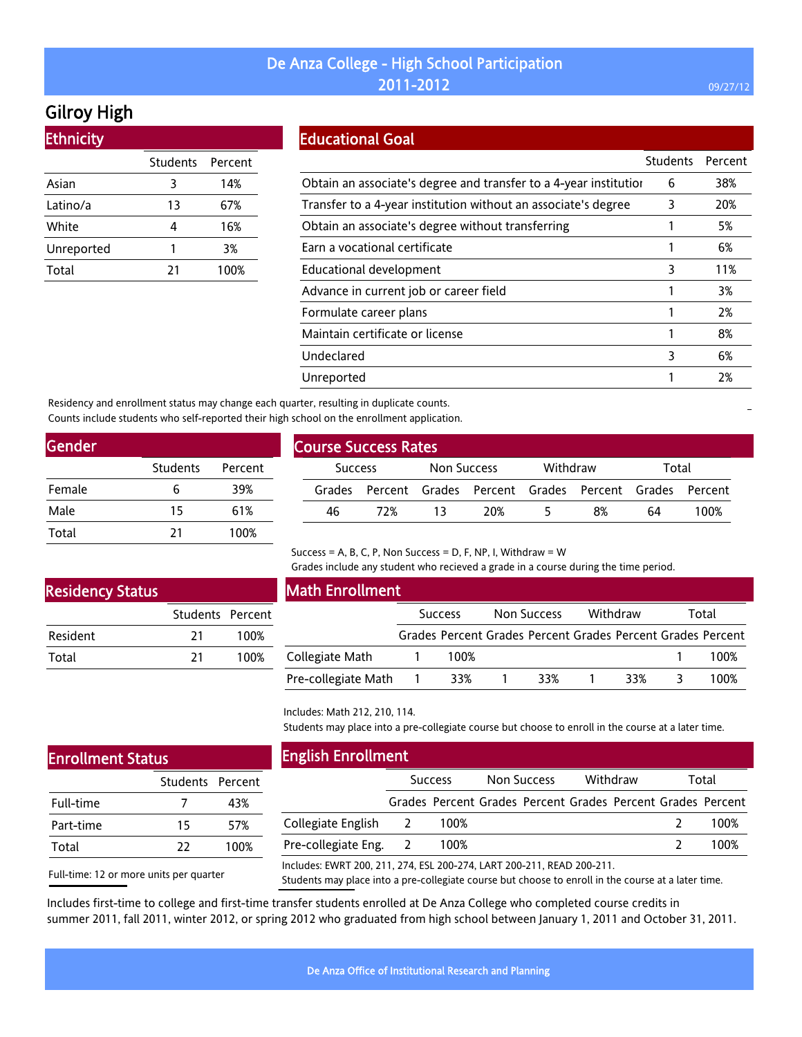# De Anza College - High School Participation 2011-2012

09/27/12

## Gilroy High

### Ethnicity

| | Students | Percent |
|---|---|---|
| Asian | 3 | 14% |
| Latino/a | 13 | 67% |
| White | 4 | 16% |
| Unreported | 1 | 3% |
| Total | 21 | 100% |

### Educational Goal

| | Students | Percent |
|---|---|---|
| Obtain an associate's degree and transfer to a 4-year institutior | 6 | 38% |
| Transfer to a 4-year institution without an associate's degree | 3 | 20% |
| Obtain an associate's degree without transferring | 1 | 5% |
| Earn a vocational certificate | 1 | 6% |
| Educational development | 3 | 11% |
| Advance in current job or career field | 1 | 3% |
| Formulate career plans | 1 | 2% |
| Maintain certificate or license | 1 | 8% |
| Undeclared | 3 | 6% |
| Unreported | 1 | 2% |

Residency and enrollment status may change each quarter, resulting in duplicate counts.
Counts include students who self-reported their high school on the enrollment application.

### Gender

| | Students | Percent |
|---|---|---|
| Female | 6 | 39% |
| Male | 15 | 61% |
| Total | 21 | 100% |

### Course Success Rates

| Success | | Non Success | | Withdraw | | Total | |
|---|---|---|---|---|---|---|---|
| Grades | Percent | Grades | Percent | Grades | Percent | Grades | Percent |
| 46 | 72% | 13 | 20% | 5 | 8% | 64 | 100% |

Success = A, B, C, P, Non Success = D, F, NP, I, Withdraw = W
Grades include any student who recieved a grade in a course during the time period.

### Residency Status

| | Students | Percent |
|---|---|---|
| Resident | 21 | 100% |
| Total | 21 | 100% |

### Math Enrollment

| | Success | | Non Success | | Withdraw | | Total | |
|---|---|---|---|---|---|---|---|---|
| | Grades | Percent | Grades | Percent | Grades | Percent | Grades | Percent |
| Collegiate Math | 1 | 100% | | | | | 1 | 100% |
| Pre-collegiate Math | 1 | 33% | 1 | 33% | 1 | 33% | 3 | 100% |

Includes: Math 212, 210, 114.
Students may place into a pre-collegiate course but choose to enroll in the course at a later time.

### Enrollment Status

| | Students | Percent |
|---|---|---|
| Full-time | 7 | 43% |
| Part-time | 15 | 57% |
| Total | 22 | 100% |

Full-time: 12 or more units per quarter

### English Enrollment

| | Success | | Non Success | | Withdraw | | Total | |
|---|---|---|---|---|---|---|---|---|
| | Grades | Percent | Grades | Percent | Grades | Percent | Grades | Percent |
| Collegiate English | 2 | 100% | | | | | 2 | 100% |
| Pre-collegiate Eng. | 2 | 100% | | | | | 2 | 100% |

Includes: EWRT 200, 211, 274, ESL 200-274, LART 200-211, READ 200-211.
Students may place into a pre-collegiate course but choose to enroll in the course at a later time.

Includes first-time to college and first-time transfer students enrolled at De Anza College who completed course credits in summer 2011, fall 2011, winter 2012, or spring 2012 who graduated from high school between January 1, 2011 and October 31, 2011.

De Anza Office of Institutional Research and Planning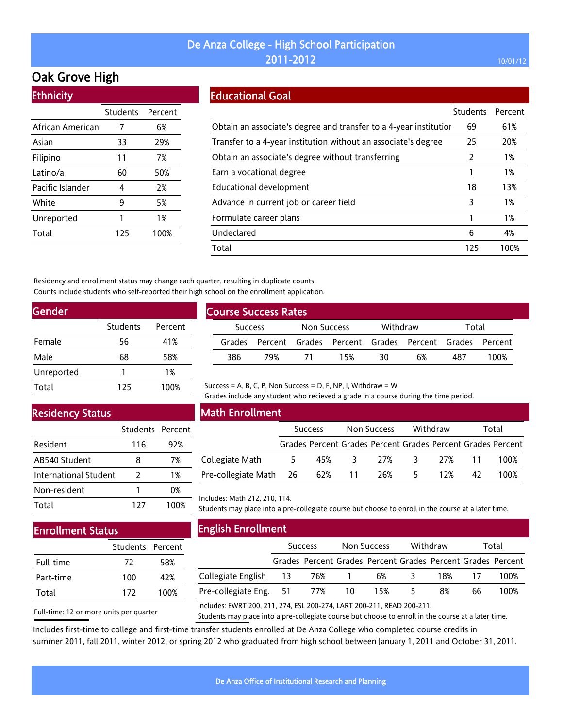# De Anza College - High School Participation 2011-2012

10/01/12

## Oak Grove High

### Ethnicity

| | Students | Percent |
|---|---|---|
| African American | 7 | 6% |
| Asian | 33 | 29% |
| Filipino | 11 | 7% |
| Latino/a | 60 | 50% |
| Pacific Islander | 4 | 2% |
| White | 9 | 5% |
| Unreported | 1 | 1% |
| Total | 125 | 100% |

### Educational Goal

| | Students | Percent |
|---|---|---|
| Obtain an associate's degree and transfer to a 4-year institutior | 69 | 61% |
| Transfer to a 4-year institution without an associate's degree | 25 | 20% |
| Obtain an associate's degree without transferring | 2 | 1% |
| Earn a vocational degree | 1 | 1% |
| Educational development | 18 | 13% |
| Advance in current job or career field | 3 | 1% |
| Formulate career plans | 1 | 1% |
| Undeclared | 6 | 4% |
| Total | 125 | 100% |

Residency and enrollment status may change each quarter, resulting in duplicate counts.
Counts include students who self-reported their high school on the enrollment application.

### Gender

| | Students | Percent |
|---|---|---|
| Female | 56 | 41% |
| Male | 68 | 58% |
| Unreported | 1 | 1% |
| Total | 125 | 100% |

### Course Success Rates

| Success | | Non Success | | Withdraw | | Total | |
|---|---|---|---|---|---|---|---|
| Grades | Percent | Grades | Percent | Grades | Percent | Grades | Percent |
| 386 | 79% | 71 | 15% | 30 | 6% | 487 | 100% |

Success = A, B, C, P, Non Success = D, F, NP, I, Withdraw = W
Grades include any student who recieved a grade in a course during the time period.

### Residency Status

| | Students | Percent |
|---|---|---|
| Resident | 116 | 92% |
| AB540 Student | 8 | 7% |
| International Student | 2 | 1% |
| Non-resident | 1 | 0% |
| Total | 127 | 100% |

### Math Enrollment

| | Success | | Non Success | | Withdraw | | Total | |
|---|---|---|---|---|---|---|---|---|
| | Grades | Percent | Grades | Percent | Grades | Percent | Grades | Percent |
| Collegiate Math | 5 | 45% | 3 | 27% | 3 | 27% | 11 | 100% |
| Pre-collegiate Math | 26 | 62% | 11 | 26% | 5 | 12% | 42 | 100% |

Includes: Math 212, 210, 114.
Students may place into a pre-collegiate course but choose to enroll in the course at a later time.

### Enrollment Status

| | Students | Percent |
|---|---|---|
| Full-time | 72 | 58% |
| Part-time | 100 | 42% |
| Total | 172 | 100% |

Full-time: 12 or more units per quarter

### English Enrollment

| | Success | | Non Success | | Withdraw | | Total | |
|---|---|---|---|---|---|---|---|---|
| | Grades | Percent | Grades | Percent | Grades | Percent | Grades | Percent |
| Collegiate English | 13 | 76% | 1 | 6% | 3 | 18% | 17 | 100% |
| Pre-collegiate Eng. | 51 | 77% | 10 | 15% | 5 | 8% | 66 | 100% |

Includes: EWRT 200, 211, 274, ESL 200-274, LART 200-211, READ 200-211.
Students may place into a pre-collegiate course but choose to enroll in the course at a later time.

Includes first-time to college and first-time transfer students enrolled at De Anza College who completed course credits in summer 2011, fall 2011, winter 2012, or spring 2012 who graduated from high school between January 1, 2011 and October 31, 2011.

De Anza Office of Institutional Research and Planning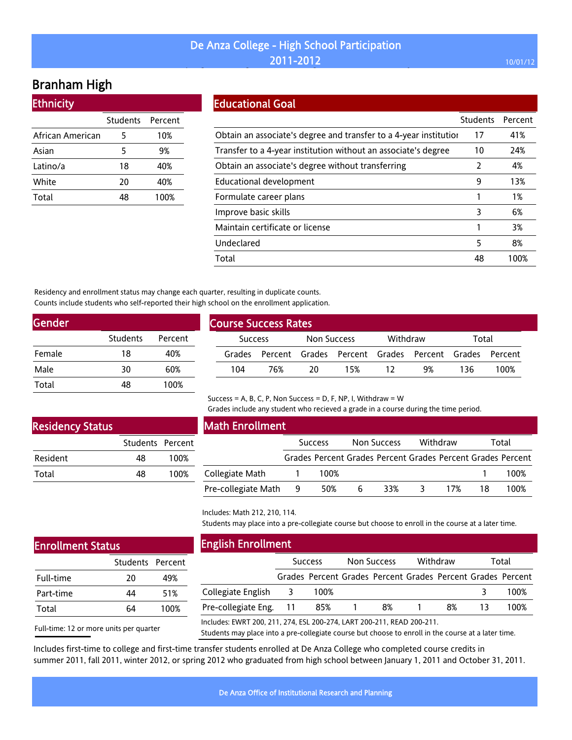# De Anza College - High School Participation 2011-2012

## Branham High

### Ethnicity

| | Students | Percent |
|---|---|---|
| African American | 5 | 10% |
| Asian | 5 | 9% |
| Latino/a | 18 | 40% |
| White | 20 | 40% |
| Total | 48 | 100% |

### Educational Goal

| | Students | Percent |
|---|---|---|
| Obtain an associate's degree and transfer to a 4-year institution | 17 | 41% |
| Transfer to a 4-year institution without an associate's degree | 10 | 24% |
| Obtain an associate's degree without transferring | 2 | 4% |
| Educational development | 9 | 13% |
| Formulate career plans | 1 | 1% |
| Improve basic skills | 3 | 6% |
| Maintain certificate or license | 1 | 3% |
| Undeclared | 5 | 8% |
| Total | 48 | 100% |

Residency and enrollment status may change each quarter, resulting in duplicate counts.
Counts include students who self-reported their high school on the enrollment application.

### Gender

| | Students | Percent |
|---|---|---|
| Female | 18 | 40% |
| Male | 30 | 60% |
| Total | 48 | 100% |

### Course Success Rates

| Success | | Non Success | | Withdraw | | Total | |
|---|---|---|---|---|---|---|---|
| Grades | Percent | Grades | Percent | Grades | Percent | Grades | Percent |
| 104 | 76% | 20 | 15% | 12 | 9% | 136 | 100% |

Success = A, B, C, P, Non Success = D, F, NP, I, Withdraw = W
Grades include any student who recieved a grade in a course during the time period.

### Residency Status

| | Students | Percent |
|---|---|---|
| Resident | 48 | 100% |
| Total | 48 | 100% |

### Math Enrollment

| | Success | | Non Success | | Withdraw | | Total | |
|---|---|---|---|---|---|---|---|---|
| | Grades | Percent | Grades | Percent | Grades | Percent | Grades | Percent |
| Collegiate Math | 1 | 100% | | | | | 1 | 100% |
| Pre-collegiate Math | 9 | 50% | 6 | 33% | 3 | 17% | 18 | 100% |

Includes: Math 212, 210, 114.
Students may place into a pre-collegiate course but choose to enroll in the course at a later time.

### Enrollment Status

| | Students | Percent |
|---|---|---|
| Full-time | 20 | 49% |
| Part-time | 44 | 51% |
| Total | 64 | 100% |

Full-time: 12 or more units per quarter

### English Enrollment

| | Success | | Non Success | | Withdraw | | Total | |
|---|---|---|---|---|---|---|---|---|
| | Grades | Percent | Grades | Percent | Grades | Percent | Grades | Percent |
| Collegiate English | 3 | 100% | | | | | 3 | 100% |
| Pre-collegiate Eng. | 11 | 85% | 1 | 8% | 1 | 8% | 13 | 100% |

Includes: EWRT 200, 211, 274, ESL 200-274, LART 200-211, READ 200-211.
Students may place into a pre-collegiate course but choose to enroll in the course at a later time.

Includes first-time to college and first-time transfer students enrolled at De Anza College who completed course credits in summer 2011, fall 2011, winter 2012, or spring 2012 who graduated from high school between January 1, 2011 and October 31, 2011.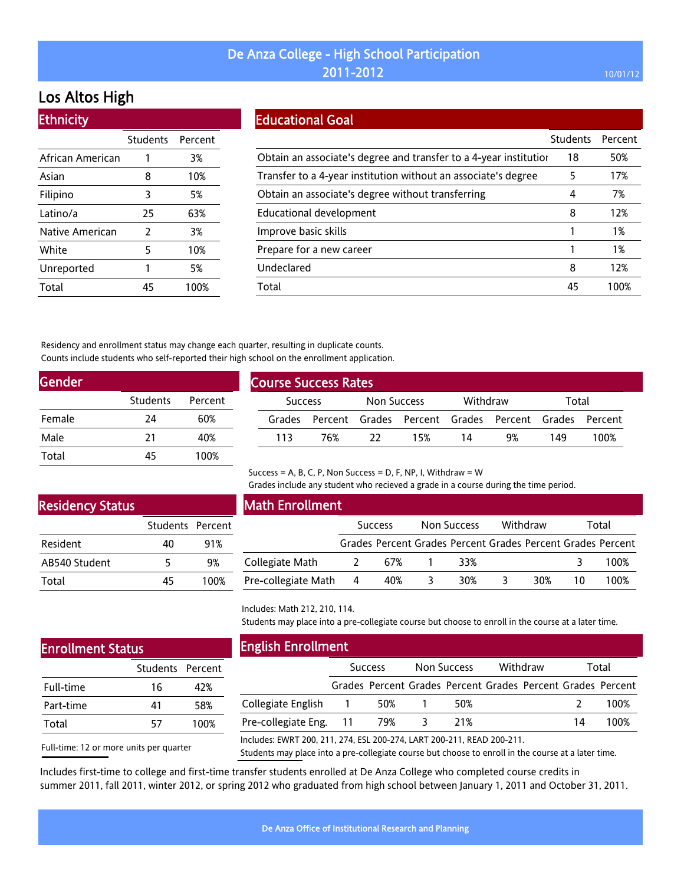# De Anza College - High School Participation
## 2011-2012

## Los Altos High

### Ethnicity

| | Students | Percent |
|---|---|---|
| African American | 1 | 3% |
| Asian | 8 | 10% |
| Filipino | 3 | 5% |
| Latino/a | 25 | 63% |
| Native American | 2 | 3% |
| White | 5 | 10% |
| Unreported | 1 | 5% |
| Total | 45 | 100% |

### Educational Goal

| | Students | Percent |
|---|---|---|
| Obtain an associate's degree and transfer to a 4-year institution | 18 | 50% |
| Transfer to a 4-year institution without an associate's degree | 5 | 17% |
| Obtain an associate's degree without transferring | 4 | 7% |
| Educational development | 8 | 12% |
| Improve basic skills | 1 | 1% |
| Prepare for a new career | 1 | 1% |
| Undeclared | 8 | 12% |
| Total | 45 | 100% |

Residency and enrollment status may change each quarter, resulting in duplicate counts.
Counts include students who self-reported their high school on the enrollment application.

### Gender

| | Students | Percent |
|---|---|---|
| Female | 24 | 60% |
| Male | 21 | 40% |
| Total | 45 | 100% |

### Course Success Rates

| Success | | Non Success | | Withdraw | | Total | |
|---|---|---|---|---|---|---|---|
| Grades | Percent | Grades | Percent | Grades | Percent | Grades | Percent |
| 113 | 76% | 22 | 15% | 14 | 9% | 149 | 100% |

Success = A, B, C, P, Non Success = D, F, NP, I, Withdraw = W
Grades include any student who recieved a grade in a course during the time period.

### Residency Status

| | Students | Percent |
|---|---|---|
| Resident | 40 | 91% |
| AB540 Student | 5 | 9% |
| Total | 45 | 100% |

### Math Enrollment

| | Success | | Non Success | | Withdraw | | Total | |
|---|---|---|---|---|---|---|---|---|
| | Grades | Percent | Grades | Percent | Grades | Percent | Grades | Percent |
| Collegiate Math | 2 | 67% | 1 | 33% | | | 3 | 100% |
| Pre-collegiate Math | 4 | 40% | 3 | 30% | 3 | 30% | 10 | 100% |

Includes: Math 212, 210, 114.
Students may place into a pre-collegiate course but choose to enroll in the course at a later time.

### Enrollment Status

| | Students | Percent |
|---|---|---|
| Full-time | 16 | 42% |
| Part-time | 41 | 58% |
| Total | 57 | 100% |

Full-time: 12 or more units per quarter

### English Enrollment

| | Success | | Non Success | | Withdraw | | Total | |
|---|---|---|---|---|---|---|---|---|
| | Grades | Percent | Grades | Percent | Grades | Percent | Grades | Percent |
| Collegiate English | 1 | 50% | 1 | 50% | | | 2 | 100% |
| Pre-collegiate Eng. | 11 | 79% | 3 | 21% | | | 14 | 100% |

Includes: EWRT 200, 211, 274, ESL 200-274, LART 200-211, READ 200-211.
Students may place into a pre-collegiate course but choose to enroll in the course at a later time.

Includes first-time to college and first-time transfer students enrolled at De Anza College who completed course credits in summer 2011, fall 2011, winter 2012, or spring 2012 who graduated from high school between January 1, 2011 and October 31, 2011.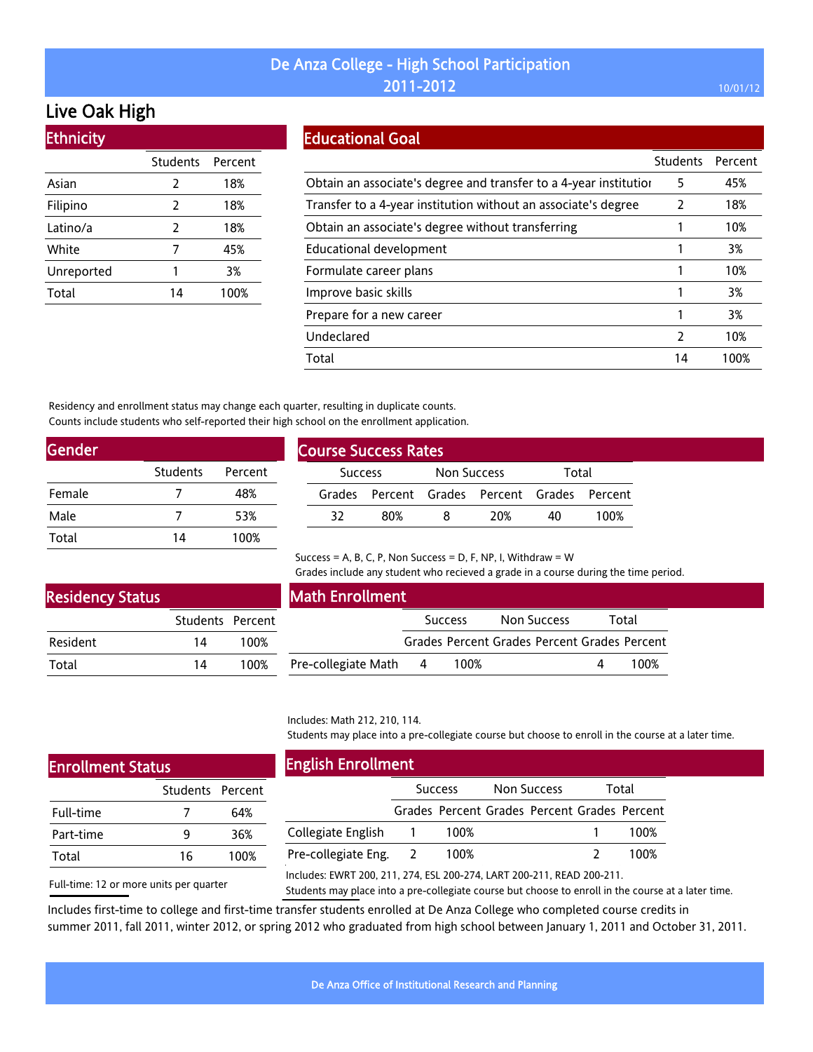# De Anza College - High School Participation 2011-2012

10/01/12

## Live Oak High

### Ethnicity

| | Students | Percent |
|---|---|---|
| Asian | 2 | 18% |
| Filipino | 2 | 18% |
| Latino/a | 2 | 18% |
| White | 7 | 45% |
| Unreported | 1 | 3% |
| Total | 14 | 100% |

### Educational Goal

| | Students | Percent |
|---|---|---|
| Obtain an associate's degree and transfer to a 4-year institution | 5 | 45% |
| Transfer to a 4-year institution without an associate's degree | 2 | 18% |
| Obtain an associate's degree without transferring | 1 | 10% |
| Educational development | 1 | 3% |
| Formulate career plans | 1 | 10% |
| Improve basic skills | 1 | 3% |
| Prepare for a new career | 1 | 3% |
| Undeclared | 2 | 10% |
| Total | 14 | 100% |

Residency and enrollment status may change each quarter, resulting in duplicate counts.
Counts include students who self-reported their high school on the enrollment application.

### Gender

| | Students | Percent |
|---|---|---|
| Female | 7 | 48% |
| Male | 7 | 53% |
| Total | 14 | 100% |

### Course Success Rates

| Success | | Non Success | | Total | |
|---|---|---|---|---|---|
| Grades | Percent | Grades | Percent | Grades | Percent |
| 32 | 80% | 8 | 20% | 40 | 100% |

Success = A, B, C, P, Non Success = D, F, NP, I, Withdraw = W
Grades include any student who recieved a grade in a course during the time period.

### Residency Status

| | Students | Percent |
|---|---|---|
| Resident | 14 | 100% |
| Total | 14 | 100% |

### Math Enrollment

| | Success | | Non Success | | Total | |
|---|---|---|---|---|---|---|
| | Grades | Percent | Grades | Percent | Grades | Percent |
| Pre-collegiate Math | 4 | 100% | | | 4 | 100% |

Includes: Math 212, 210, 114.
Students may place into a pre-collegiate course but choose to enroll in the course at a later time.

### Enrollment Status

| | Students | Percent |
|---|---|---|
| Full-time | 7 | 64% |
| Part-time | 9 | 36% |
| Total | 16 | 100% |

Full-time: 12 or more units per quarter

### English Enrollment

| | Success | | Non Success | | Total | |
|---|---|---|---|---|---|---|
| | Grades | Percent | Grades | Percent | Grades | Percent |
| Collegiate English | 1 | 100% | | | 1 | 100% |
| Pre-collegiate Eng. | 2 | 100% | | | 2 | 100% |

Includes: EWRT 200, 211, 274, ESL 200-274, LART 200-211, READ 200-211.
Students may place into a pre-collegiate course but choose to enroll in the course at a later time.

Includes first-time to college and first-time transfer students enrolled at De Anza College who completed course credits in summer 2011, fall 2011, winter 2012, or spring 2012 who graduated from high school between January 1, 2011 and October 31, 2011.

De Anza Office of Institutional Research and Planning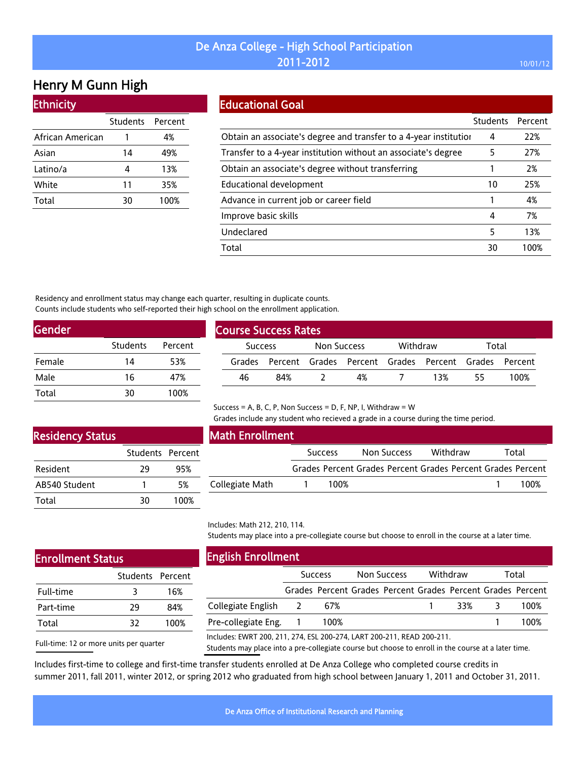# De Anza College - High School Participation 2011-2012

10/01/12

## Henry M Gunn High

### Ethnicity

| | Students | Percent |
|---|---|---|
| African American | 1 | 4% |
| Asian | 14 | 49% |
| Latino/a | 4 | 13% |
| White | 11 | 35% |
| Total | 30 | 100% |

### Educational Goal

| | Students | Percent |
|---|---|---|
| Obtain an associate's degree and transfer to a 4-year institution | 4 | 22% |
| Transfer to a 4-year institution without an associate's degree | 5 | 27% |
| Obtain an associate's degree without transferring | 1 | 2% |
| Educational development | 10 | 25% |
| Advance in current job or career field | 1 | 4% |
| Improve basic skills | 4 | 7% |
| Undeclared | 5 | 13% |
| Total | 30 | 100% |

Residency and enrollment status may change each quarter, resulting in duplicate counts.
Counts include students who self-reported their high school on the enrollment application.

### Gender

| | Students | Percent |
|---|---|---|
| Female | 14 | 53% |
| Male | 16 | 47% |
| Total | 30 | 100% |

### Course Success Rates

| Success | | Non Success | | Withdraw | | Total | |
|---|---|---|---|---|---|---|---|
| Grades | Percent | Grades | Percent | Grades | Percent | Grades | Percent |
| 46 | 84% | 2 | 4% | 7 | 13% | 55 | 100% |

Success = A, B, C, P, Non Success = D, F, NP, I, Withdraw = W
Grades include any student who recieved a grade in a course during the time period.

### Residency Status

| | Students | Percent |
|---|---|---|
| Resident | 29 | 95% |
| AB540 Student | 1 | 5% |
| Total | 30 | 100% |

### Math Enrollment

| | Success | | Non Success | | Withdraw | | Total | |
|---|---|---|---|---|---|---|---|---|
| | Grades | Percent | Grades | Percent | Grades | Percent | Grades | Percent |
| Collegiate Math | 1 | 100% | | | | | 1 | 100% |

Includes: Math 212, 210, 114.
Students may place into a pre-collegiate course but choose to enroll in the course at a later time.

### Enrollment Status

| | Students | Percent |
|---|---|---|
| Full-time | 3 | 16% |
| Part-time | 29 | 84% |
| Total | 32 | 100% |

Full-time: 12 or more units per quarter

### English Enrollment

| | Success | | Non Success | | Withdraw | | Total | |
|---|---|---|---|---|---|---|---|---|
| | Grades | Percent | Grades | Percent | Grades | Percent | Grades | Percent |
| Collegiate English | 2 | 67% | | | 1 | 33% | 3 | 100% |
| Pre-collegiate Eng. | 1 | 100% | | | | | 1 | 100% |

Includes: EWRT 200, 211, 274, ESL 200-274, LART 200-211, READ 200-211.
Students may place into a pre-collegiate course but choose to enroll in the course at a later time.

Includes first-time to college and first-time transfer students enrolled at De Anza College who completed course credits in summer 2011, fall 2011, winter 2012, or spring 2012 who graduated from high school between January 1, 2011 and October 31, 2011.

De Anza Office of Institutional Research and Planning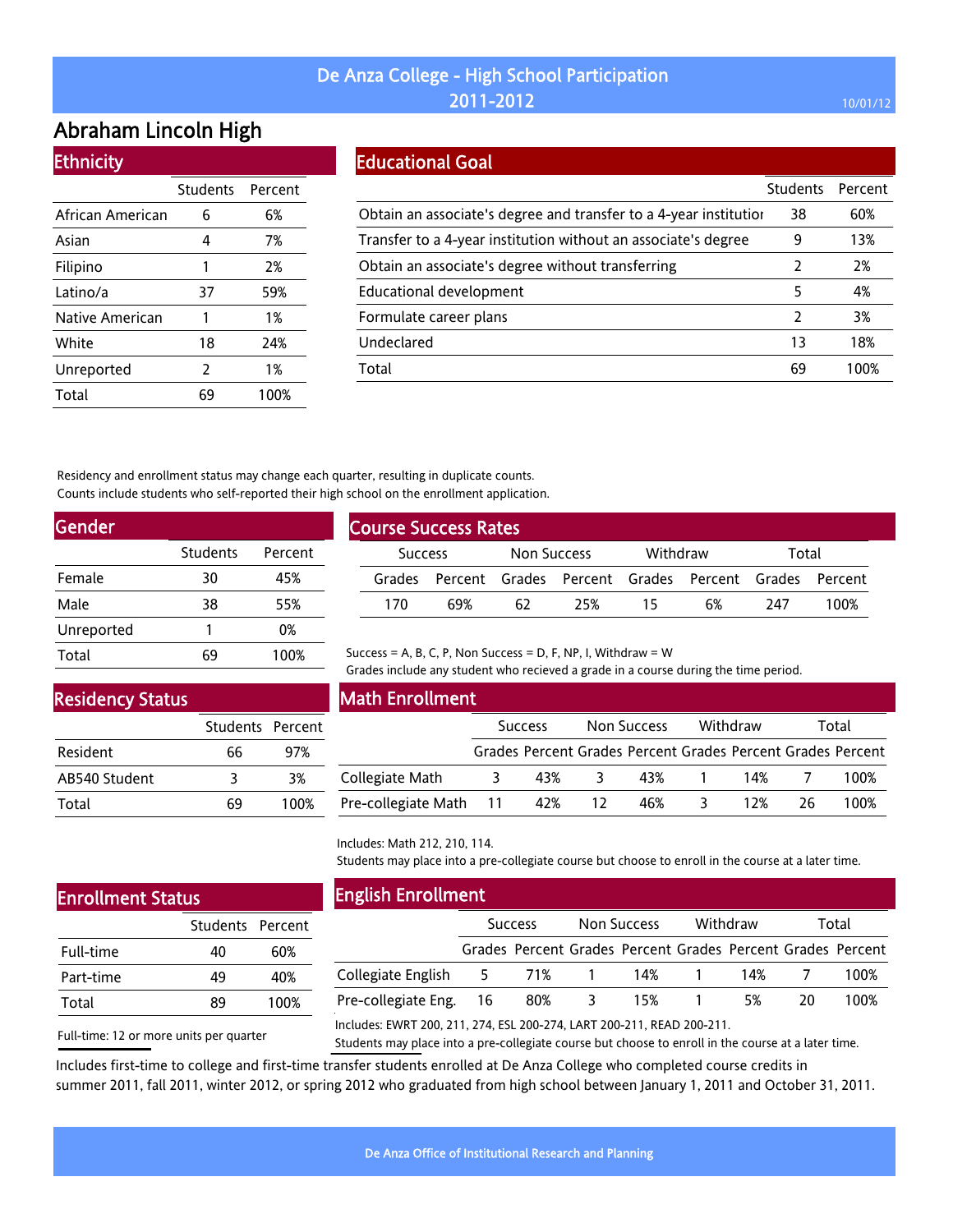# De Anza College - High School Participation
## 2011-2012

10/01/12

# Abraham Lincoln High

## Ethnicity

| | Students | Percent |
|---|---|---|
| African American | 6 | 6% |
| Asian | 4 | 7% |
| Filipino | 1 | 2% |
| Latino/a | 37 | 59% |
| Native American | 1 | 1% |
| White | 18 | 24% |
| Unreported | 2 | 1% |
| Total | 69 | 100% |

## Educational Goal

| | Students | Percent |
|---|---|---|
| Obtain an associate's degree and transfer to a 4-year institutior | 38 | 60% |
| Transfer to a 4-year institution without an associate's degree | 9 | 13% |
| Obtain an associate's degree without transferring | 2 | 2% |
| Educational development | 5 | 4% |
| Formulate career plans | 2 | 3% |
| Undeclared | 13 | 18% |
| Total | 69 | 100% |

Residency and enrollment status may change each quarter, resulting in duplicate counts.
Counts include students who self-reported their high school on the enrollment application.

## Gender

| | Students | Percent |
|---|---|---|
| Female | 30 | 45% |
| Male | 38 | 55% |
| Unreported | 1 | 0% |
| Total | 69 | 100% |

## Course Success Rates

| Success | | Non Success | | Withdraw | | Total | |
|---|---|---|---|---|---|---|---|
| Grades | Percent | Grades | Percent | Grades | Percent | Grades | Percent |
| 170 | 69% | 62 | 25% | 15 | 6% | 247 | 100% |

Success = A, B, C, P, Non Success = D, F, NP, I, Withdraw = W
Grades include any student who recieved a grade in a course during the time period.

## Residency Status

| | Students | Percent |
|---|---|---|
| Resident | 66 | 97% |
| AB540 Student | 3 | 3% |
| Total | 69 | 100% |

## Math Enrollment

| | Success | | Non Success | | Withdraw | | Total | |
|---|---|---|---|---|---|---|---|---|
| | Grades | Percent | Grades | Percent | Grades | Percent | Grades | Percent |
| Collegiate Math | 3 | 43% | 3 | 43% | 1 | 14% | 7 | 100% |
| Pre-collegiate Math | 11 | 42% | 12 | 46% | 3 | 12% | 26 | 100% |

Includes: Math 212, 210, 114.
Students may place into a pre-collegiate course but choose to enroll in the course at a later time.

## Enrollment Status

| | Students | Percent |
|---|---|---|
| Full-time | 40 | 60% |
| Part-time | 49 | 40% |
| Total | 89 | 100% |

Full-time: 12 or more units per quarter

## English Enrollment

| | Success | | Non Success | | Withdraw | | Total | |
|---|---|---|---|---|---|---|---|---|
| | Grades | Percent | Grades | Percent | Grades | Percent | Grades | Percent |
| Collegiate English | 5 | 71% | 1 | 14% | 1 | 14% | 7 | 100% |
| Pre-collegiate Eng. | 16 | 80% | 3 | 15% | 1 | 5% | 20 | 100% |

Includes: EWRT 200, 211, 274, ESL 200-274, LART 200-211, READ 200-211.
Students may place into a pre-collegiate course but choose to enroll in the course at a later time.

Includes first-time to college and first-time transfer students enrolled at De Anza College who completed course credits in summer 2011, fall 2011, winter 2012, or spring 2012 who graduated from high school between January 1, 2011 and October 31, 2011.

De Anza Office of Institutional Research and Planning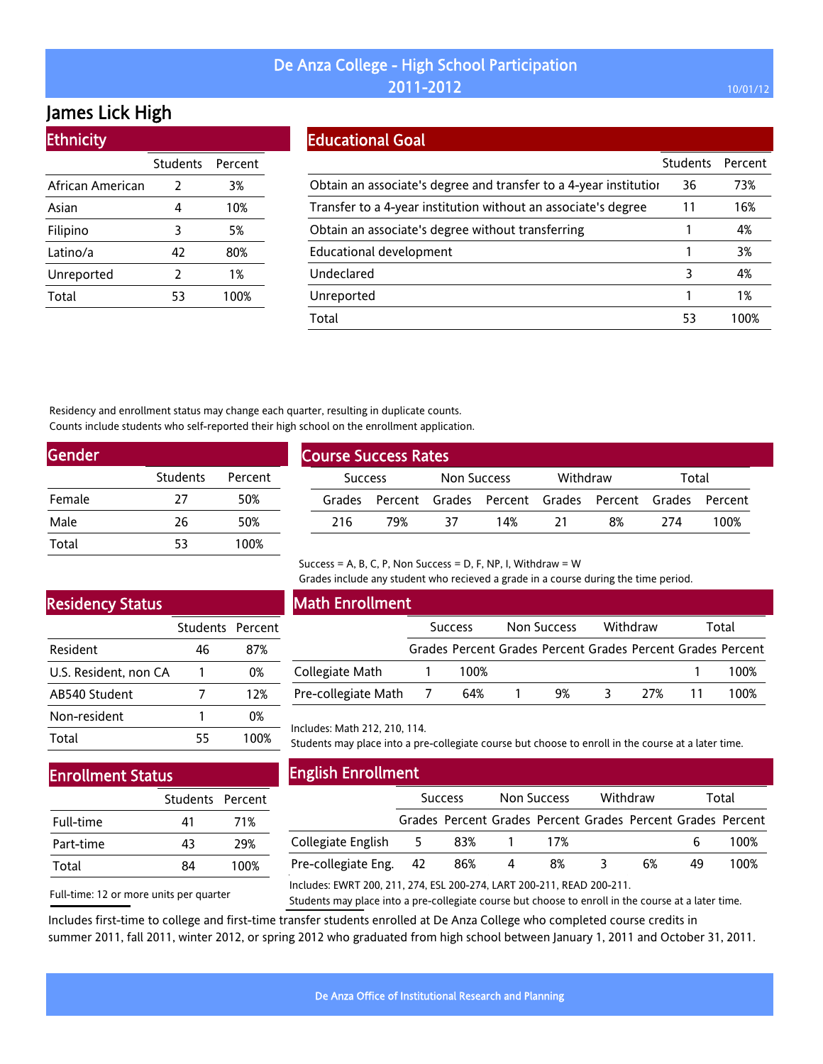# De Anza College - High School Participation
## 2011-2012

10/01/12

## James Lick High

### Ethnicity

| | Students | Percent |
|---|---|---|
| African American | 2 | 3% |
| Asian | 4 | 10% |
| Filipino | 3 | 5% |
| Latino/a | 42 | 80% |
| Unreported | 2 | 1% |
| Total | 53 | 100% |

### Educational Goal

| | Students | Percent |
|---|---|---|
| Obtain an associate's degree and transfer to a 4-year institution | 36 | 73% |
| Transfer to a 4-year institution without an associate's degree | 11 | 16% |
| Obtain an associate's degree without transferring | 1 | 4% |
| Educational development | 1 | 3% |
| Undeclared | 3 | 4% |
| Unreported | 1 | 1% |
| Total | 53 | 100% |

Residency and enrollment status may change each quarter, resulting in duplicate counts.
Counts include students who self-reported their high school on the enrollment application.

### Gender

| | Students | Percent |
|---|---|---|
| Female | 27 | 50% |
| Male | 26 | 50% |
| Total | 53 | 100% |

### Course Success Rates

| Success | | Non Success | | Withdraw | | Total | |
|---|---|---|---|---|---|---|---|
| Grades | Percent | Grades | Percent | Grades | Percent | Grades | Percent |
| 216 | 79% | 37 | 14% | 21 | 8% | 274 | 100% |

Success = A, B, C, P, Non Success = D, F, NP, I, Withdraw = W
Grades include any student who recieved a grade in a course during the time period.

### Residency Status

| | Students | Percent |
|---|---|---|
| Resident | 46 | 87% |
| U.S. Resident, non CA | 1 | 0% |
| AB540 Student | 7 | 12% |
| Non-resident | 1 | 0% |
| Total | 55 | 100% |

### Math Enrollment

| | Success | | Non Success | | Withdraw | | Total | |
|---|---|---|---|---|---|---|---|---|
| | Grades | Percent | Grades | Percent | Grades | Percent | Grades | Percent |
| Collegiate Math | 1 | 100% | | | | | 1 | 100% |
| Pre-collegiate Math | 7 | 64% | 1 | 9% | 3 | 27% | 11 | 100% |

Includes: Math 212, 210, 114.
Students may place into a pre-collegiate course but choose to enroll in the course at a later time.

### Enrollment Status

| | Students | Percent |
|---|---|---|
| Full-time | 41 | 71% |
| Part-time | 43 | 29% |
| Total | 84 | 100% |

Full-time: 12 or more units per quarter

### English Enrollment

| | Success | | Non Success | | Withdraw | | Total | |
|---|---|---|---|---|---|---|---|---|
| | Grades | Percent | Grades | Percent | Grades | Percent | Grades | Percent |
| Collegiate English | 5 | 83% | 1 | 17% | | | 6 | 100% |
| Pre-collegiate Eng. | 42 | 86% | 4 | 8% | 3 | 6% | 49 | 100% |

Includes: EWRT 200, 211, 274, ESL 200-274, LART 200-211, READ 200-211.
Students may place into a pre-collegiate course but choose to enroll in the course at a later time.

Includes first-time to college and first-time transfer students enrolled at De Anza College who completed course credits in summer 2011, fall 2011, winter 2012, or spring 2012 who graduated from high school between January 1, 2011 and October 31, 2011.

De Anza Office of Institutional Research and Planning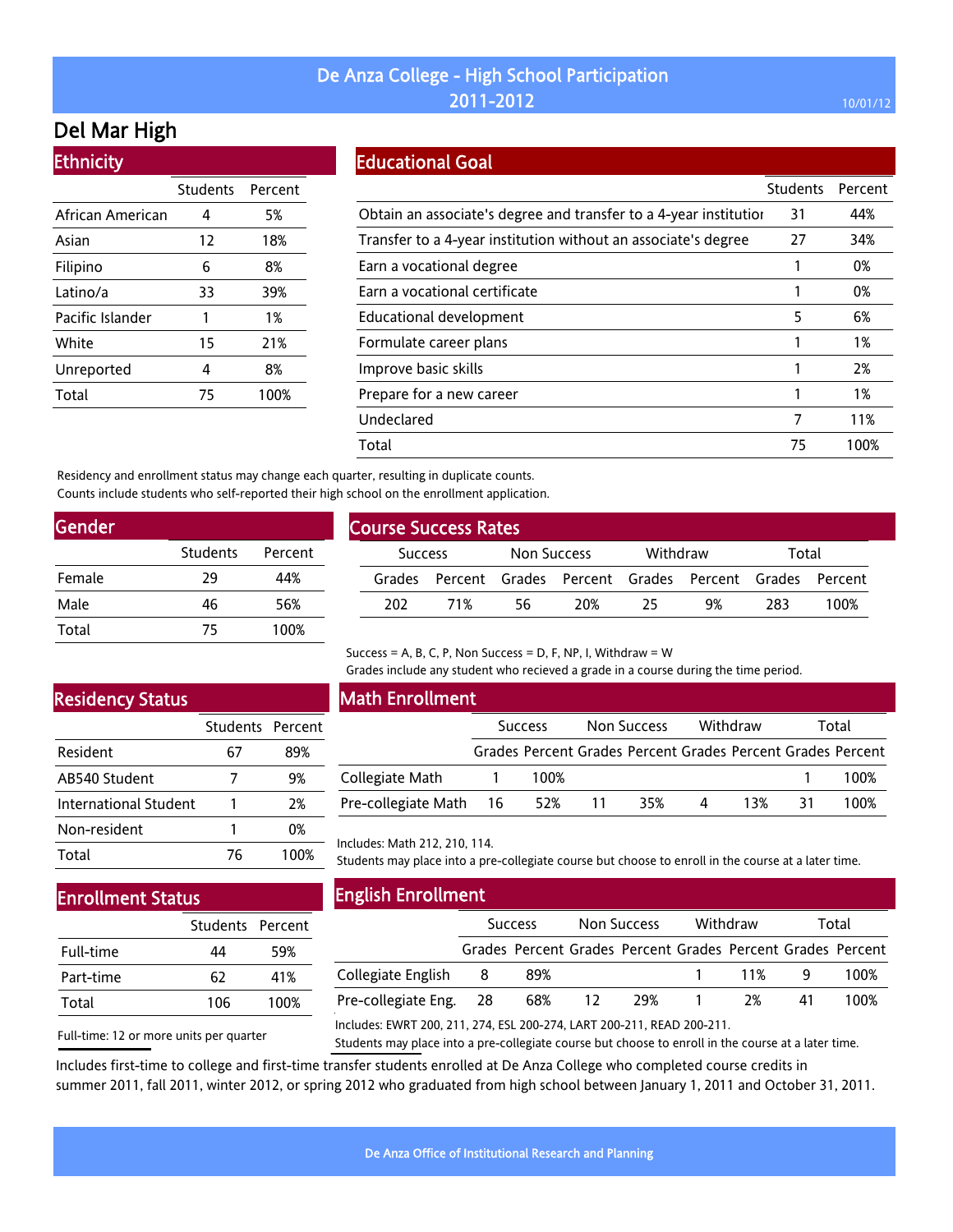# De Anza College - High School Participation 2011-2012

10/01/12

## Del Mar High

### Ethnicity

| | Students | Percent |
|---|---|---|
| African American | 4 | 5% |
| Asian | 12 | 18% |
| Filipino | 6 | 8% |
| Latino/a | 33 | 39% |
| Pacific Islander | 1 | 1% |
| White | 15 | 21% |
| Unreported | 4 | 8% |
| Total | 75 | 100% |

### Educational Goal

| | Students | Percent |
|---|---|---|
| Obtain an associate's degree and transfer to a 4-year institution | 31 | 44% |
| Transfer to a 4-year institution without an associate's degree | 27 | 34% |
| Earn a vocational degree | 1 | 0% |
| Earn a vocational certificate | 1 | 0% |
| Educational development | 5 | 6% |
| Formulate career plans | 1 | 1% |
| Improve basic skills | 1 | 2% |
| Prepare for a new career | 1 | 1% |
| Undeclared | 7 | 11% |
| Total | 75 | 100% |

Residency and enrollment status may change each quarter, resulting in duplicate counts.
Counts include students who self-reported their high school on the enrollment application.

### Gender

| | Students | Percent |
|---|---|---|
| Female | 29 | 44% |
| Male | 46 | 56% |
| Total | 75 | 100% |

### Course Success Rates

| Success | | Non Success | | Withdraw | | Total | |
|---|---|---|---|---|---|---|---|
| Grades | Percent | Grades | Percent | Grades | Percent | Grades | Percent |
| 202 | 71% | 56 | 20% | 25 | 9% | 283 | 100% |

Success = A, B, C, P, Non Success = D, F, NP, I, Withdraw = W
Grades include any student who recieved a grade in a course during the time period.

### Residency Status

| | Students | Percent |
|---|---|---|
| Resident | 67 | 89% |
| AB540 Student | 7 | 9% |
| International Student | 1 | 2% |
| Non-resident | 1 | 0% |
| Total | 76 | 100% |

### Math Enrollment

| | Success | | Non Success | | Withdraw | | Total | |
|---|---|---|---|---|---|---|---|---|
| | Grades | Percent | Grades | Percent | Grades | Percent | Grades | Percent |
| Collegiate Math | 1 | 100% | | | | | 1 | 100% |
| Pre-collegiate Math | 16 | 52% | 11 | 35% | 4 | 13% | 31 | 100% |

Includes: Math 212, 210, 114.
Students may place into a pre-collegiate course but choose to enroll in the course at a later time.

### Enrollment Status

| | Students | Percent |
|---|---|---|
| Full-time | 44 | 59% |
| Part-time | 62 | 41% |
| Total | 106 | 100% |

Full-time: 12 or more units per quarter

### English Enrollment

| | Success | | Non Success | | Withdraw | | Total | |
|---|---|---|---|---|---|---|---|---|
| | Grades | Percent | Grades | Percent | Grades | Percent | Grades | Percent |
| Collegiate English | 8 | 89% | | | 1 | 11% | 9 | 100% |
| Pre-collegiate Eng. | 28 | 68% | 12 | 29% | 1 | 2% | 41 | 100% |

Includes: EWRT 200, 211, 274, ESL 200-274, LART 200-211, READ 200-211.
Students may place into a pre-collegiate course but choose to enroll in the course at a later time.

Includes first-time to college and first-time transfer students enrolled at De Anza College who completed course credits in summer 2011, fall 2011, winter 2012, or spring 2012 who graduated from high school between January 1, 2011 and October 31, 2011.

De Anza Office of Institutional Research and Planning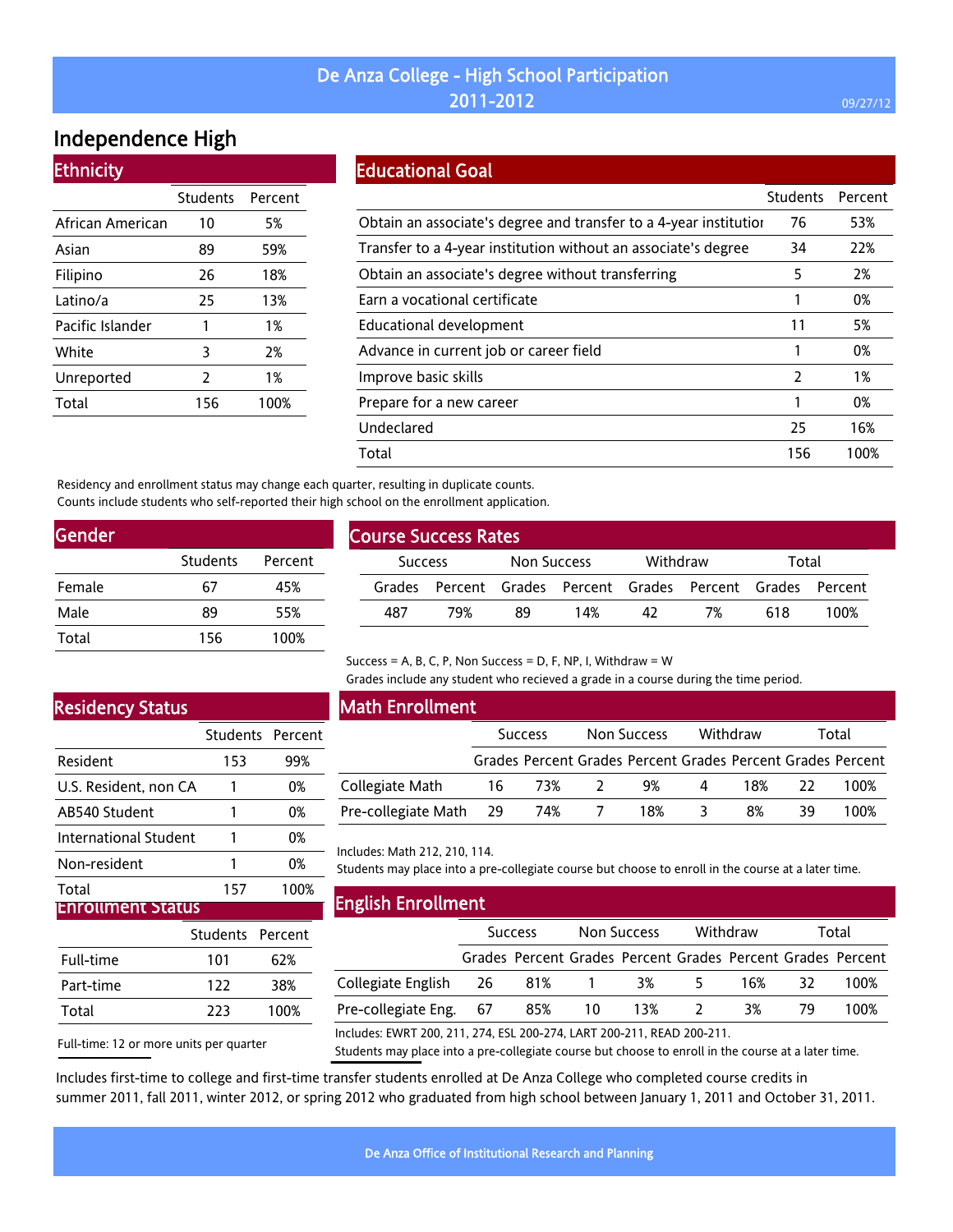# De Anza College - High School Participation 2011-2012

09/27/12

## Independence High

### Ethnicity

| | Students | Percent |
|---|---|---|
| African American | 10 | 5% |
| Asian | 89 | 59% |
| Filipino | 26 | 18% |
| Latino/a | 25 | 13% |
| Pacific Islander | 1 | 1% |
| White | 3 | 2% |
| Unreported | 2 | 1% |
| Total | 156 | 100% |

### Educational Goal

| | Students | Percent |
|---|---|---|
| Obtain an associate's degree and transfer to a 4-year institutior | 76 | 53% |
| Transfer to a 4-year institution without an associate's degree | 34 | 22% |
| Obtain an associate's degree without transferring | 5 | 2% |
| Earn a vocational certificate | 1 | 0% |
| Educational development | 11 | 5% |
| Advance in current job or career field | 1 | 0% |
| Improve basic skills | 2 | 1% |
| Prepare for a new career | 1 | 0% |
| Undeclared | 25 | 16% |
| Total | 156 | 100% |

Residency and enrollment status may change each quarter, resulting in duplicate counts.
Counts include students who self-reported their high school on the enrollment application.

### Gender

| | Students | Percent |
|---|---|---|
| Female | 67 | 45% |
| Male | 89 | 55% |
| Total | 156 | 100% |

### Course Success Rates

| Success | | Non Success | | Withdraw | | Total | |
|---|---|---|---|---|---|---|---|
| Grades | Percent | Grades | Percent | Grades | Percent | Grades | Percent |
| 487 | 79% | 89 | 14% | 42 | 7% | 618 | 100% |

Success = A, B, C, P, Non Success = D, F, NP, I, Withdraw = W
Grades include any student who recieved a grade in a course during the time period.

### Residency Status

| | Students | Percent |
|---|---|---|
| Resident | 153 | 99% |
| U.S. Resident, non CA | 1 | 0% |
| AB540 Student | 1 | 0% |
| International Student | 1 | 0% |
| Non-resident | 1 | 0% |
| Total | 157 | 100% |

### Enrollment Status

| | Students | Percent |
|---|---|---|
| Full-time | 101 | 62% |
| Part-time | 122 | 38% |
| Total | 223 | 100% |

Full-time: 12 or more units per quarter

### Math Enrollment

| | Success | | Non Success | | Withdraw | | Total | |
|---|---|---|---|---|---|---|---|---|
| | Grades | Percent | Grades | Percent | Grades | Percent | Grades | Percent |
| Collegiate Math | 16 | 73% | 2 | 9% | 4 | 18% | 22 | 100% |
| Pre-collegiate Math | 29 | 74% | 7 | 18% | 3 | 8% | 39 | 100% |

Includes: Math 212, 210, 114.
Students may place into a pre-collegiate course but choose to enroll in the course at a later time.

### English Enrollment

| | Success | | Non Success | | Withdraw | | Total | |
|---|---|---|---|---|---|---|---|---|
| | Grades | Percent | Grades | Percent | Grades | Percent | Grades | Percent |
| Collegiate English | 26 | 81% | 1 | 3% | 5 | 16% | 32 | 100% |
| Pre-collegiate Eng. | 67 | 85% | 10 | 13% | 2 | 3% | 79 | 100% |

Includes: EWRT 200, 211, 274, ESL 200-274, LART 200-211, READ 200-211.
Students may place into a pre-collegiate course but choose to enroll in the course at a later time.

Includes first-time to college and first-time transfer students enrolled at De Anza College who completed course credits in summer 2011, fall 2011, winter 2012, or spring 2012 who graduated from high school between January 1, 2011 and October 31, 2011.

De Anza Office of Institutional Research and Planning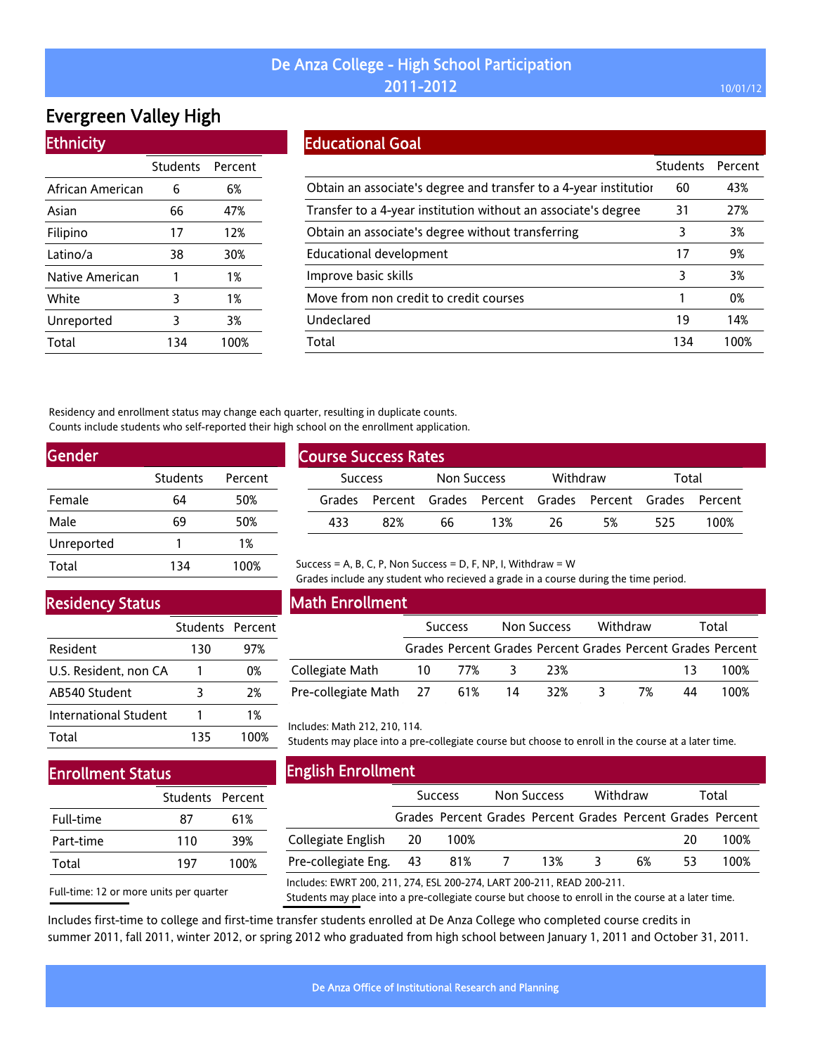# De Anza College - High School Participation 2011-2012

10/01/12

## Evergreen Valley High

### Ethnicity

| | Students | Percent |
|---|---|---|
| African American | 6 | 6% |
| Asian | 66 | 47% |
| Filipino | 17 | 12% |
| Latino/a | 38 | 30% |
| Native American | 1 | 1% |
| White | 3 | 1% |
| Unreported | 3 | 3% |
| Total | 134 | 100% |

### Educational Goal

| | Students | Percent |
|---|---|---|
| Obtain an associate's degree and transfer to a 4-year institution | 60 | 43% |
| Transfer to a 4-year institution without an associate's degree | 31 | 27% |
| Obtain an associate's degree without transferring | 3 | 3% |
| Educational development | 17 | 9% |
| Improve basic skills | 3 | 3% |
| Move from non credit to credit courses | 1 | 0% |
| Undeclared | 19 | 14% |
| Total | 134 | 100% |

Residency and enrollment status may change each quarter, resulting in duplicate counts.
Counts include students who self-reported their high school on the enrollment application.

### Gender

| | Students | Percent |
|---|---|---|
| Female | 64 | 50% |
| Male | 69 | 50% |
| Unreported | 1 | 1% |
| Total | 134 | 100% |

### Course Success Rates

| Success | | Non Success | | Withdraw | | Total | |
|---|---|---|---|---|---|---|---|
| Grades | Percent | Grades | Percent | Grades | Percent | Grades | Percent |
| 433 | 82% | 66 | 13% | 26 | 5% | 525 | 100% |

Success = A, B, C, P, Non Success = D, F, NP, I, Withdraw = W
Grades include any student who recieved a grade in a course during the time period.

### Residency Status

| | Students | Percent |
|---|---|---|
| Resident | 130 | 97% |
| U.S. Resident, non CA | 1 | 0% |
| AB540 Student | 3 | 2% |
| International Student | 1 | 1% |
| Total | 135 | 100% |

### Math Enrollment

| | Success | | Non Success | | Withdraw | | Total | |
|---|---|---|---|---|---|---|---|---|
| | Grades | Percent | Grades | Percent | Grades | Percent | Grades | Percent |
| Collegiate Math | 10 | 77% | 3 | 23% | | | 13 | 100% |
| Pre-collegiate Math | 27 | 61% | 14 | 32% | 3 | 7% | 44 | 100% |

Includes: Math 212, 210, 114.
Students may place into a pre-collegiate course but choose to enroll in the course at a later time.

### Enrollment Status

| | Students | Percent |
|---|---|---|
| Full-time | 87 | 61% |
| Part-time | 110 | 39% |
| Total | 197 | 100% |

Full-time: 12 or more units per quarter

### English Enrollment

| | Success | | Non Success | | Withdraw | | Total | |
|---|---|---|---|---|---|---|---|---|
| | Grades | Percent | Grades | Percent | Grades | Percent | Grades | Percent |
| Collegiate English | 20 | 100% | | | | | 20 | 100% |
| Pre-collegiate Eng. | 43 | 81% | 7 | 13% | 3 | 6% | 53 | 100% |

Includes: EWRT 200, 211, 274, ESL 200-274, LART 200-211, READ 200-211.
Students may place into a pre-collegiate course but choose to enroll in the course at a later time.

Includes first-time to college and first-time transfer students enrolled at De Anza College who completed course credits in summer 2011, fall 2011, winter 2012, or spring 2012 who graduated from high school between January 1, 2011 and October 31, 2011.

De Anza Office of Institutional Research and Planning